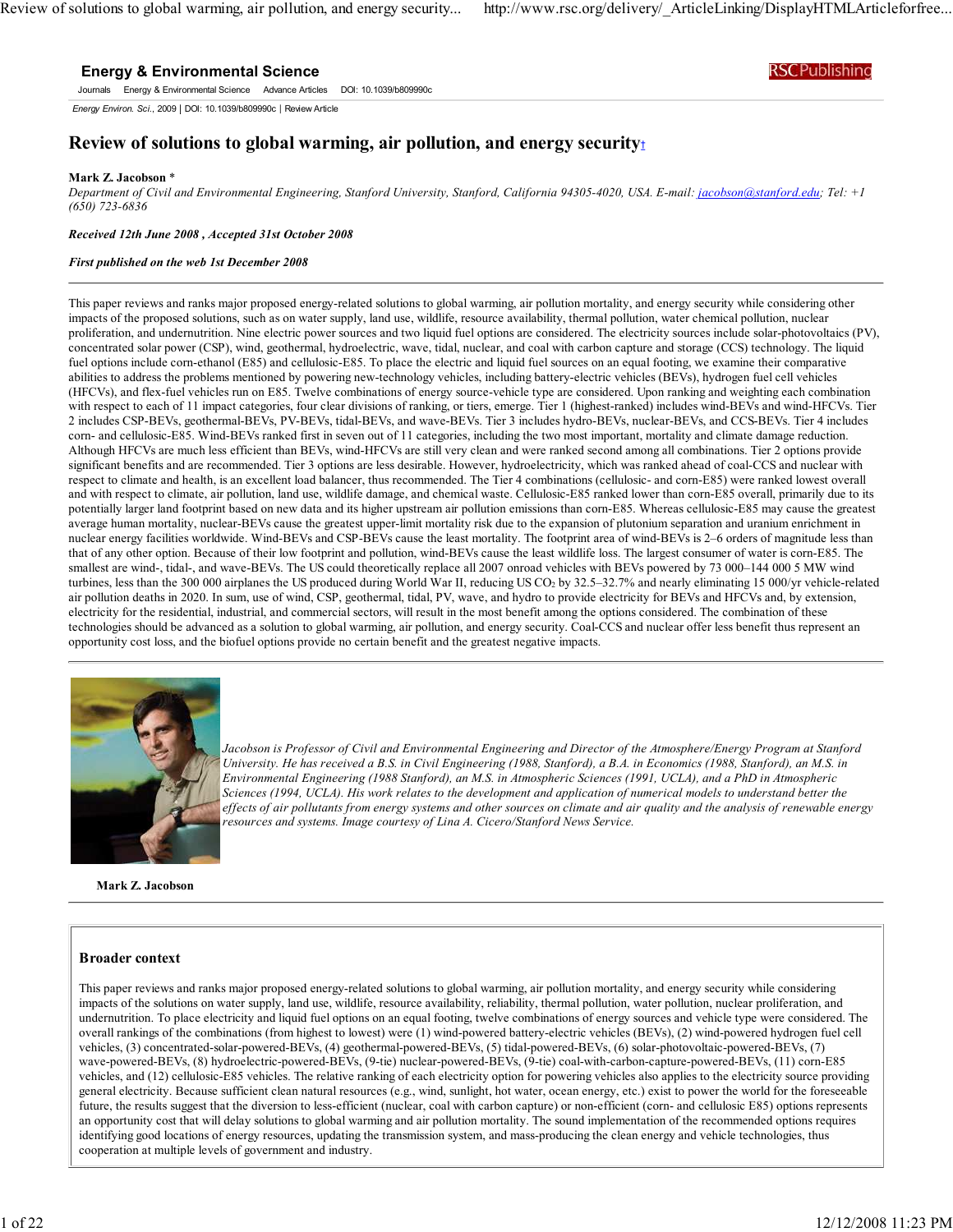# Energy & Environmental Science

Journals | Energy & Environmental Science | Advance Articles | DOI: 10.1039/b809990c

*Energy Environ. Sci.*, 2009 | DOI: 10.1039/b809990c | Review Article

## Review of solutions to global warming, air pollution, and energy security†

**Mark Z. Jacobson** *

*Department of Civil and Environmental Engineering, Stanford University, Stanford, California 94305-4020, USA. E-mail: jacobson@stanford.edu; Tel: +1 (650) 723-6836*

***Received 12th June 2008 , Accepted 31st October 2008***

***First published on the web 1st December 2008***

---

This paper reviews and ranks major proposed energy-related solutions to global warming, air pollution mortality, and energy security while considering other impacts of the proposed solutions, such as on water supply, land use, wildlife, resource availability, thermal pollution, water chemical pollution, nuclear proliferation, and undernutrition. Nine electric power sources and two liquid fuel options are considered. The electricity sources include solar-photovoltaics (PV), concentrated solar power (CSP), wind, geothermal, hydroelectric, wave, tidal, nuclear, and coal with carbon capture and storage (CCS) technology. The liquid fuel options include corn-ethanol (E85) and cellulosic-E85. To place the electric and liquid fuel sources on an equal footing, we examine their comparative abilities to address the problems mentioned by powering new-technology vehicles, including battery-electric vehicles (BEVs), hydrogen fuel cell vehicles (HFCVs), and flex-fuel vehicles run on E85. Twelve combinations of energy source-vehicle type are considered. Upon ranking and weighting each combination with respect to each of 11 impact categories, four clear divisions of ranking, or tiers, emerge. Tier 1 (highest-ranked) includes wind-BEVs and wind-HFCVs. Tier 2 includes CSP-BEVs, geothermal-BEVs, PV-BEVs, tidal-BEVs, and wave-BEVs. Tier 3 includes hydro-BEVs, nuclear-BEVs, and CCS-BEVs. Tier 4 includes corn- and cellulosic-E85. Wind-BEVs ranked first in seven out of 11 categories, including the two most important, mortality and climate damage reduction. Although HFCVs are much less efficient than BEVs, wind-HFCVs are still very clean and were ranked second among all combinations. Tier 2 options provide significant benefits and are recommended. Tier 3 options are less desirable. However, hydroelectricity, which was ranked ahead of coal-CCS and nuclear with respect to climate and health, is an excellent load balancer, thus recommended. The Tier 4 combinations (cellulosic- and corn-E85) were ranked lowest overall and with respect to climate, air pollution, land use, wildlife damage, and chemical waste. Cellulosic-E85 ranked lower than corn-E85 overall, primarily due to its potentially larger land footprint based on new data and its higher upstream air pollution emissions than corn-E85. Whereas cellulosic-E85 may cause the greatest average human mortality, nuclear-BEVs cause the greatest upper-limit mortality risk due to the expansion of plutonium separation and uranium enrichment in nuclear energy facilities worldwide. Wind-BEVs and CSP-BEVs cause the least mortality. The footprint area of wind-BEVs is 2–6 orders of magnitude less than that of any other option. Because of their low footprint and pollution, wind-BEVs cause the least wildlife loss. The largest consumer of water is corn-E85. The smallest are wind-, tidal-, and wave-BEVs. The US could theoretically replace all 2007 onroad vehicles with BEVs powered by 73 000–144 000 5 MW wind turbines, less than the 300 000 airplanes the US produced during World War II, reducing US $CO_2$ by 32.5–32.7% and nearly eliminating 15 000/yr vehicle-related air pollution deaths in 2020. In sum, use of wind, CSP, geothermal, tidal, PV, wave, and hydro to provide electricity for BEVs and HFCVs and, by extension, electricity for the residential, industrial, and commercial sectors, will result in the most benefit among the options considered. The combination of these technologies should be advanced as a solution to global warming, air pollution, and energy security. Coal-CCS and nuclear offer less benefit thus represent an opportunity cost loss, and the biofuel options provide no certain benefit and the greatest negative impacts.

---

*Jacobson is Professor of Civil and Environmental Engineering and Director of the Atmosphere/Energy Program at Stanford University. He has received a B.S. in Civil Engineering (1988, Stanford), a B.A. in Economics (1988, Stanford), and an M.S. in Environmental Engineering (1988 Stanford), an M.S. in Atmospheric Sciences (1991, UCLA), and a PhD in Atmospheric Sciences (1994, UCLA). His work relates to the development and application of numerical models to understand better the effects of air pollutants from energy systems and other sources on climate and air quality and the analysis of renewable energy resources and systems. Image courtesy of Lina A. Cicero/Stanford News Service.*

**Mark Z. Jacobson**

---

### Broader context

This paper reviews and ranks major proposed energy-related solutions to global warming, air pollution mortality, and energy security while considering impacts of the solutions on water supply, land use, wildlife, resource availability, reliability, thermal pollution, water pollution, nuclear proliferation, and undernutrition. To place electricity and liquid fuel options on an equal footing, twelve combinations of energy sources and vehicle type were considered. The overall rankings of the combinations (from highest to lowest) were (1) wind-powered battery-electric vehicles (BEVs), (2) wind-powered hydrogen fuel cell vehicles, (3) concentrated-solar-powered-BEVs, (4) geothermal-powered-BEVs, (5) tidal-powered-BEVs, (6) solar-photovoltaic-powered-BEVs, (7) wave-powered-BEVs, (8) hydroelectric-powered-BEVs, (9-tie) nuclear-powered-BEVs, (9-tie) coal-with-carbon-capture-powered-BEVs, (11) corn-E85 vehicles, and (12) cellulosic-E85 vehicles. The relative ranking of each electricity option for powering vehicles also applies to the electricity source providing general electricity. Because sufficient clean natural resources (e.g., wind, sunlight, hot water, ocean energy, etc.) exist to power the world for the foreseeable future, the results suggest that the diversion to less-efficient (nuclear, coal with carbon capture) or non-efficient (corn- and cellulosic E85) options represents an opportunity cost that will delay solutions to global warming and air pollution mortality. The sound implementation of the recommended options requires identifying good locations of energy resources, updating the transmission system, and mass-producing the clean energy and vehicle technologies, thus cooperation at multiple levels of government and industry.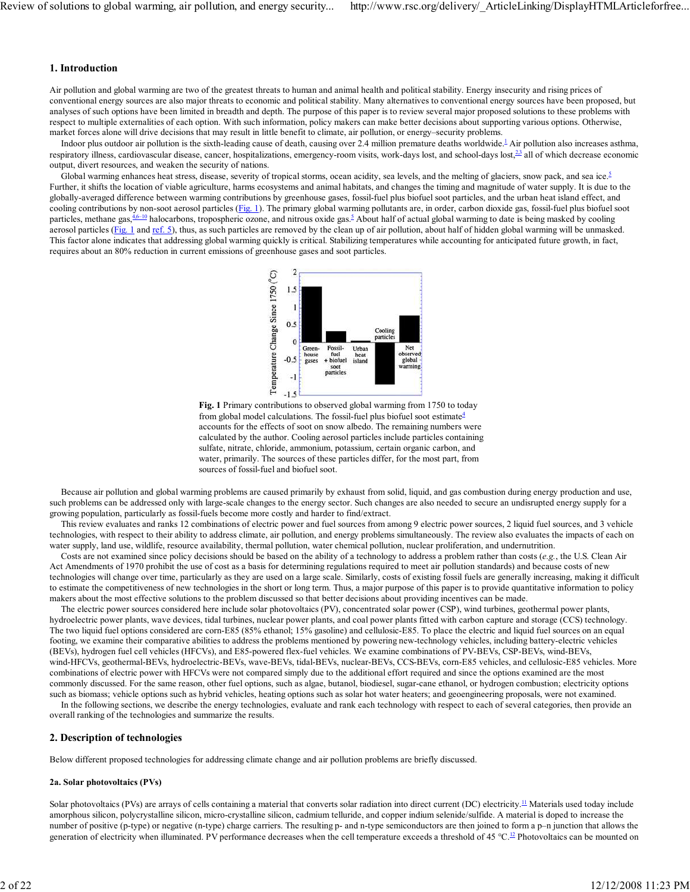## 1. Introduction

Air pollution and global warming are two of the greatest threats to human and animal health and political stability. Energy insecurity and rising prices of conventional energy sources are also major threats to economic and political stability. Many alternatives to conventional energy sources have been proposed, but analyses of such options have been limited in breadth and depth. The purpose of this paper is to review several major proposed solutions to these problems with respect to multiple externalities of each option. With such information, policy makers can make better decisions about supporting various options. Otherwise, market forces alone will drive decisions that may result in little benefit to climate, air pollution, or energy–security problems.

Indoor plus outdoor air pollution is the sixth-leading cause of death, causing over 2.4 million premature deaths worldwide.[1] Air pollution also increases asthma, respiratory illness, cardiovascular disease, cancer, hospitalizations, emergency-room visits, work-days lost, and school-days lost,[2,3] all of which decrease economic output, divert resources, and weaken the security of nations.

Global warming enhances heat stress, disease, severity of tropical storms, ocean acidity, sea levels, and the melting of glaciers, snow pack, and sea ice.[5] Further, it shifts the location of viable agriculture, harms ecosystems and animal habitats, and changes the timing and magnitude of water supply. It is due to the globally-averaged difference between warming contributions by greenhouse gases, fossil-fuel plus biofuel soot particles, and the urban heat island effect, and cooling contributions by non-soot aerosol particles (Fig. 1). The primary global warming pollutants are, in order, carbon dioxide gas, fossil-fuel plus biofuel soot particles, methane gas,[4,6–10] halocarbons, tropospheric ozone, and nitrous oxide gas.[5] About half of actual global warming to date is being masked by cooling aerosol particles (Fig. 1 and ref. 5), thus, as such particles are removed by the clean up of air pollution, about half of hidden global warming will be unmasked. This factor alone indicates that addressing global warming quickly is critical. Stabilizing temperatures while accounting for anticipated future growth, in fact, requires about an 80% reduction in current emissions of greenhouse gases and soot particles.

**Fig. 1** Primary contributions to observed global warming from 1750 to today from global model calculations. The fossil-fuel plus biofuel soot estimate[4] accounts for the effects of soot on snow albedo. The remaining numbers were calculated by the author. Cooling aerosol particles include particles containing sulfate, nitrate, chloride, ammonium, potassium, certain organic carbon, and water, primarily. The sources of these particles differ, for the most part, from sources of fossil-fuel and biofuel soot.

Because air pollution and global warming problems are caused primarily by exhaust from solid, liquid, and gas combustion during energy production and use, such problems can be addressed only with large-scale changes to the energy sector. Such changes are also needed to secure an undisrupted energy supply for a growing population, particularly as fossil-fuels become more costly and harder to find/extract.

This review evaluates and ranks 12 combinations of electric power and fuel sources from among 9 electric power sources, 2 liquid fuel sources, and 3 vehicle technologies, with respect to their ability to address climate, air pollution, and energy problems simultaneously. The review also evaluates the impacts of each on water supply, land use, wildlife, resource availability, thermal pollution, water chemical pollution, nuclear proliferation, and undernutrition.

Costs are not examined since policy decisions should be based on the ability of a technology to address a problem rather than costs (*e.g.*, the U.S. Clean Air Act Amendments of 1970 prohibit the use of cost as a basis for determining regulations required to meet air pollution standards) and because costs of new technologies will change over time, particularly as they are used on a large scale. Similarly, costs of existing fossil fuels are generally increasing, making it difficult to estimate the competitiveness of new technologies in the short or long term. Thus, a major purpose of this paper is to provide quantitative information to policy makers about the most effective solutions to the problem discussed so that better decisions about providing incentives can be made.

The electric power sources considered here include solar photovoltaics (PV), concentrated solar power (CSP), wind turbines, geothermal power plants, hydroelectric power plants, wave devices, tidal turbines, nuclear power plants, and coal power plants fitted with carbon capture and storage (CCS) technology. The two liquid fuel options considered are corn-E85 (85% ethanol; 15% gasoline) and cellulosic-E85. To place the electric and liquid fuel sources on an equal footing, we examine their comparative abilities to address the problems mentioned by powering new-technology vehicles, including battery-electric vehicles (BEVs), hydrogen fuel cell vehicles (HFCVs), and E85-powered flex-fuel vehicles. We examine combinations of PV-BEVs, CSP-BEVs, wind-BEVs, wind-HFCVs, geothermal-BEVs, hydroelectric-BEVs, wave-BEVs, tidal-BEVs, nuclear-BEVs, CCS-BEVs, corn-E85 vehicles, and cellulosic-E85 vehicles. More combinations of electric power with HFCVs were not compared simply due to the additional effort required and since the options examined are the most commonly discussed. For the same reason, other fuel options, such as algae, butanol, biodiesel, sugar-cane ethanol, or hydrogen combustion; electricity options such as biomass; vehicle options such as hybrid vehicles, heating options such as solar hot water heaters; and geoengineering proposals, were not examined.

In the following sections, we describe the energy technologies, evaluate and rank each technology with respect to each of several categories, then provide an overall ranking of the technologies and summarize the results.

## 2. Description of technologies

Below different proposed technologies for addressing climate change and air pollution problems are briefly discussed.

### 2a. Solar photovoltaics (PVs)

Solar photovoltaics (PVs) are arrays of cells containing a material that converts solar radiation into direct current (DC) electricity.[11] Materials used today include amorphous silicon, polycrystalline silicon, micro-crystalline silicon, cadmium telluride, and copper indium selenide/sulfide. A material is doped to increase the number of positive (p-type) or negative (n-type) charge carriers. The resulting p- and n-type semiconductors are then joined to form a p–n junction that allows the generation of electricity when illuminated. PV performance decreases when the cell temperature exceeds a threshold of 45 °C.[12] Photovoltaics can be mounted on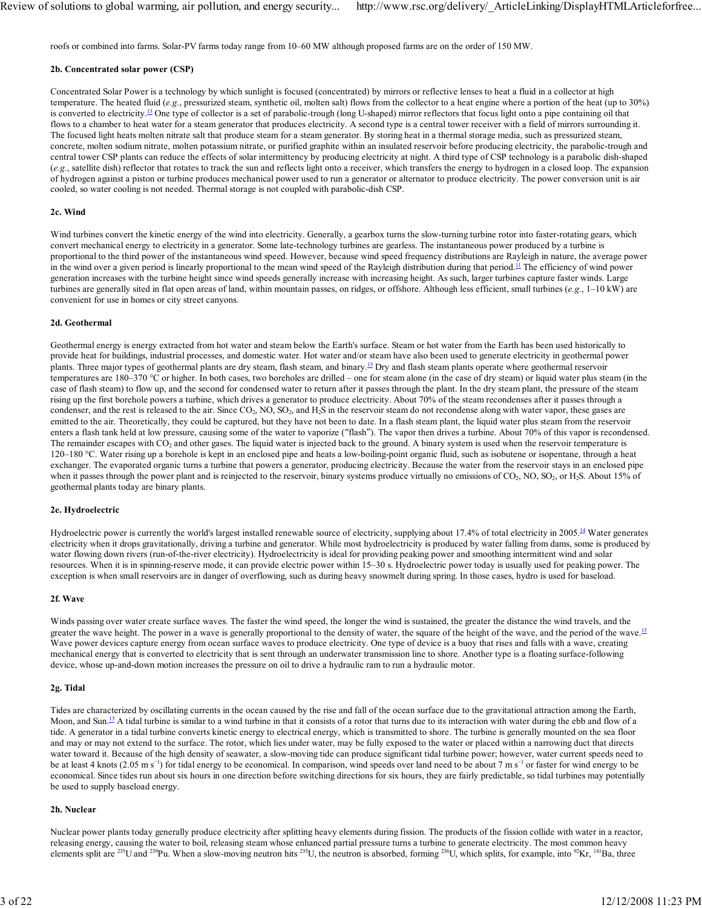roofs or combined into farms. Solar-PV farms today range from 10–60 MW although proposed farms are on the order of 150 MW.

### 2b. Concentrated solar power (CSP)

Concentrated Solar Power is a technology by which sunlight is focused (concentrated) by mirrors or reflective lenses to heat a fluid in a collector at high temperature. The heated fluid (*e.g.*, pressurized steam, synthetic oil, molten salt) flows from the collector to a heat engine where a portion of the heat (up to 30%) is converted to electricity.[13] One type of collector is a set of parabolic-trough (long U-shaped) mirror reflectors that focus light onto a pipe containing oil that flows to a chamber to heat water for a steam generator that produces electricity. A second type is a central tower receiver with a field of mirrors surrounding it. The focused light heats molten nitrate salt that produce steam for a steam generator. By storing heat in a thermal storage media, such as pressurized steam, concrete, molten sodium nitrate, molten potassium nitrate, or purified graphite within an insulated reservoir before producing electricity, the parabolic-trough and central tower CSP plants can reduce the effects of solar intermittency by producing electricity at night. A third type of CSP technology is a parabolic dish-shaped (*e.g.*, satellite dish) reflector that rotates to track the sun and reflects light onto a receiver, which transfers the energy to hydrogen in a closed loop. The expansion of hydrogen against a piston or turbine produces mechanical power used to run a generator or alternator to produce electricity. The power conversion unit is air cooled, so water cooling is not needed. Thermal storage is not coupled with parabolic-dish CSP.

### 2c. Wind

Wind turbines convert the kinetic energy of the wind into electricity. Generally, a gearbox turns the slow-turning turbine rotor into faster-rotating gears, which convert mechanical energy to electricity in a generator. Some late-technology turbines are gearless. The instantaneous power produced by a turbine is proportional to the third power of the instantaneous wind speed. However, because wind speed frequency distributions are Rayleigh in nature, the average power in the wind over a given period is linearly proportional to the mean wind speed of the Rayleigh distribution during that period.[11] The efficiency of wind power generation increases with the turbine height since wind speeds generally increase with increasing height. As such, larger turbines capture faster winds. Large turbines are generally sited in flat open areas of land, within mountain passes, on ridges, or offshore. Although less efficient, small turbines (*e.g.*, 1–10 kW) are convenient for use in homes or city street canyons.

### 2d. Geothermal

Geothermal energy is energy extracted from hot water and steam below the Earth's surface. Steam or hot water from the Earth has been used historically to provide heat for buildings, industrial processes, and domestic water. Hot water and/or steam have also been used to generate electricity in geothermal power plants. Three major types of geothermal plants are dry steam, flash steam, and binary.[13] Dry and flash steam plants operate where geothermal reservoir temperatures are 180–370 °C or higher. In both cases, two boreholes are drilled – one for steam alone (in the case of dry steam) or liquid water plus steam (in the case of flash steam) to flow up, and the second for condensed water to return after it passes through the plant. In the dry steam plant, the pressure of the steam rising up the first borehole powers a turbine, which drives a generator to produce electricity. About 70% of the steam recondenses after it passes through a condenser, and the rest is released to the air. Since $CO_2$, NO, $SO_2$, and $H_2S$ in the reservoir steam do not recondense along with water vapor, these gases are emitted to the air. Theoretically, they could be captured, but they have not been to date. In a flash steam plant, the liquid water plus steam from the reservoir enters a flash tank held at low pressure, causing some of the water to vaporize ("flash"). The vapor then drives a turbine. About 70% of this vapor is recondensed. The remainder escapes with $CO_2$ and other gases. The liquid water is injected back to the ground. A binary system is used when the reservoir temperature is 120–180 °C. Water rising up a borehole is kept in an enclosed pipe and heats a low-boiling-point organic fluid, such as isobutene or isopentane, through a heat exchanger. The evaporated organic turns a turbine that powers a generator, producing electricity. Because the water from the reservoir stays in an enclosed pipe when it passes through the power plant and is reinjected to the reservoir, binary systems produce virtually no emissions of $CO_2$, NO, $SO_2$, or $H_2S$. About 15% of geothermal plants today are binary plants.

### 2e. Hydroelectric

Hydroelectric power is currently the world's largest installed renewable source of electricity, supplying about 17.4% of total electricity in 2005.[14] Water generates electricity when it drops gravitationally, driving a turbine and generator. While most hydroelectricity is produced by water falling from dams, some is produced by water flowing down rivers (run-of-the-river electricity). Hydroelectricity is ideal for providing peaking power and smoothing intermittent wind and solar resources. When it is in spinning-reserve mode, it can provide electric power within 15–30 s. Hydroelectric power today is usually used for peaking power. The exception is when small reservoirs are in danger of overflowing, such as during heavy snowmelt during spring. In those cases, hydro is used for baseload.

### 2f. Wave

Winds passing over water create surface waves. The faster the wind speed, the longer the wind is sustained, the greater the distance the wind travels, and the greater the wave height. The power in a wave is generally proportional to the density of water, the square of the height of the wave, and the period of the wave.[15] Wave power devices capture energy from ocean surface waves to produce electricity. One type of device is a buoy that rises and falls with a wave, creating mechanical energy that is converted to electricity that is sent through an underwater transmission line to shore. Another type is a floating surface-following device, whose up-and-down motion increases the pressure on oil to drive a hydraulic ram to run a hydraulic motor.

### 2g. Tidal

Tides are characterized by oscillating currents in the ocean caused by the rise and fall of the ocean surface due to the gravitational attraction among the Earth, Moon, and Sun.[13] A tidal turbine is similar to a wind turbine in that it consists of a rotor that turns due to its interaction with water during the ebb and flow of a tide. A generator in a tidal turbine converts kinetic energy into electrical energy, which is transmitted to shore. The turbine is generally mounted on the sea floor and may or may not extend to the surface. The rotor, which lies under water, may be fully exposed to the water or placed within a narrowing duct that directs water toward it. Because of the high density of seawater, a slow-moving tide can produce significant tidal turbine power; however, water current speeds need to be at least 4 knots (2.05 m $s^{-1}$) for tidal energy to be economical. In comparison, wind speeds over land need to be about 7 m $s^{-1}$ or faster for wind energy to be economical. Since tides run about six hours in one direction before switching directions for six hours, they are fairly predictable, so tidal turbines may potentially be used to supply baseload energy.

### 2h. Nuclear

Nuclear power plants today generally produce electricity after splitting heavy elements during fission. The products of the fission collide with water in a reactor, releasing energy, causing the water to boil, releasing steam whose enhanced partial pressure turns a turbine to generate electricity. The most common heavy elements split are $^{235}U$ and $^{239}Pu$. When a slow-moving neutron hits $^{235}U$, the neutron is absorbed, forming $^{236}U$, which splits, for example, into $^{92}Kr$, $^{141}Ba$, three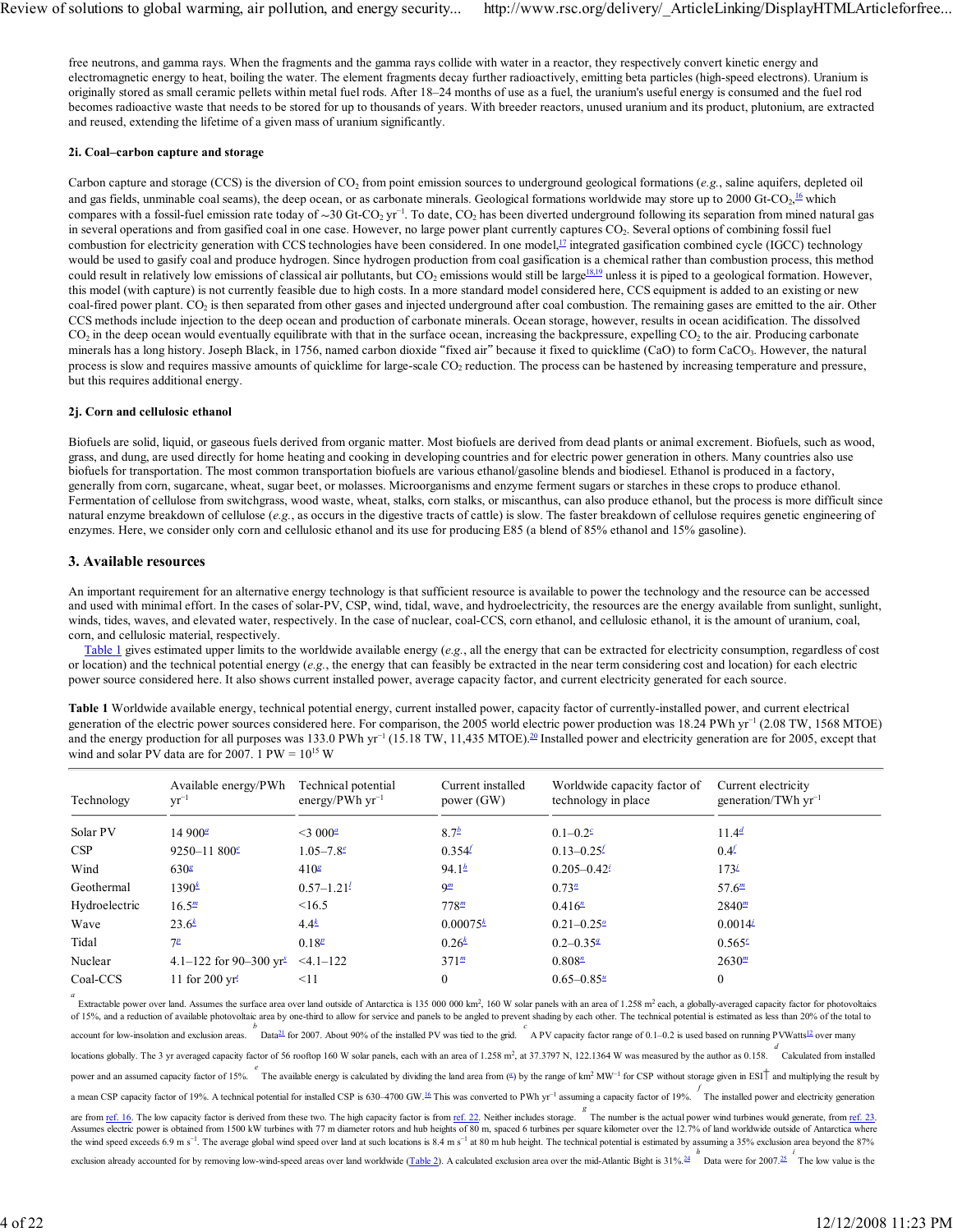free neutrons, and gamma rays. When the fragments and the gamma rays collide with water in a reactor, they respectively convert kinetic energy and electromagnetic energy to heat, boiling the water. The element fragments decay further radioactively, emitting beta particles (high-speed electrons). Uranium is originally stored as small ceramic pellets within metal fuel rods. After 18–24 months of use as a fuel, the uranium's useful energy is consumed and the fuel rod becomes radioactive waste that needs to be stored for up to thousands of years. With breeder reactors, unused uranium and its product, plutonium, are extracted and reused, extending the lifetime of a given mass of uranium significantly.

#### 2i. Coal–carbon capture and storage

Carbon capture and storage (CCS) is the diversion of $CO_2$ from point emission sources to underground geological formations (*e.g.*, saline aquifers, depleted oil and gas fields, unminable coal seams), the deep ocean, or as carbonate minerals. Geological formations worldwide may store up to 2000 Gt-$CO_2$,[16] which compares with a fossil-fuel emission rate today of ~30 Gt-$CO_2$ $yr^{-1}$. To date, $CO_2$ has been diverted underground following its separation from mined natural gas in several operations and from gasified coal in one case. However, no large power plant currently captures $CO_2$. Several options of combining fossil fuel combustion for electricity generation with CCS technologies have been considered. In one model,[17] integrated gasification combined cycle (IGCC) technology would be used to gasify coal and produce hydrogen. Since hydrogen production from coal gasification is a chemical rather than combustion process, this method could result in relatively low emissions of classical air pollutants, but $CO_2$ emissions would still be large[18,19] unless it is piped to a geological formation. However, this model (with capture) is not currently feasible due to high costs. In a more standard model considered here, CCS equipment is added to an existing or new coal-fired power plant. $CO_2$ is then separated from other gases and injected underground after coal combustion. The remaining gases are emitted to the air. Other CCS methods include injection to the deep ocean and production of carbonate minerals. Ocean storage, however, results in ocean acidification. The dissolved $CO_2$ in the deep ocean would eventually equilibrate with that in the surface ocean, increasing the backpressure, expelling $CO_2$ to the air. Producing carbonate minerals has a long history. Joseph Black, in 1756, named carbon dioxide "fixed air" because it fixed to quicklime (CaO) to form $CaCO_3$. However, the natural process is slow and requires massive amounts of quicklime for large-scale $CO_2$ reduction. The process can be hastened by increasing temperature and pressure, but this requires additional energy.

#### 2j. Corn and cellulosic ethanol

Biofuels are solid, liquid, or gaseous fuels derived from organic matter. Most biofuels are derived from dead plants or animal excrement. Biofuels, such as wood, grass, and dung, are used directly for home heating and cooking in developing countries and for electric power generation in others. Many countries also use biofuels for transportation. The most common transportation biofuels are various ethanol/gasoline blends and biodiesel. Ethanol is produced in a factory, generally from corn, sugarcane, wheat, sugar beet, or molasses. Microorganisms and enzyme ferment sugars or starches in these crops to produce ethanol. Fermentation of cellulose from switchgrass, wood waste, wheat, stalks, corn stalks, or miscanthus, can also produce ethanol, but the process is more difficult since natural enzyme breakdown of cellulose (*e.g.*, as occurs in the digestive tracts of cattle) is slow. The faster breakdown of cellulose requires genetic engineering of enzymes. Here, we consider only corn and cellulosic ethanol and its use for producing E85 (a blend of 85% ethanol and 15% gasoline).

## 3. Available resources

An important requirement for an alternative energy technology is that sufficient resource is available to power the technology and the resource can be accessed and used with minimal effort. In the cases of solar-PV, CSP, wind, tidal, wave, and hydroelectricity, the resources are the energy available from sunlight, sunlight, winds, tides, waves, and elevated water, respectively. In the case of nuclear, coal-CCS, corn ethanol, and cellulosic ethanol, it is the amount of uranium, coal, corn, and cellulosic material, respectively.

Table 1 gives estimated upper limits to the worldwide available energy (*e.g.*, all the energy that can be extracted for electricity consumption, regardless of cost or location) and the technical potential energy (*e.g.*, the energy that can feasibly be extracted in the near term considering cost and location) for each electric power source considered here. It also shows current installed power, average capacity factor, and current electricity generated for each source.

**Table 1** Worldwide available energy, technical potential energy, current installed power, capacity factor of currently-installed power, and current electrical generation of the electric power sources considered here. For comparison, the 2005 world electric power production was 18.24 PWh $yr^{-1}$ (2.08 TW, 1568 MTOE) and the energy production for all purposes was 133.0 PWh $yr^{-1}$ (15.18 TW, 11,435 MTOE).[20] Installed power and electricity generation are for 2005, except that wind and solar PV data are for 2007. 1 PW = $10^{15}$ W

| Technology | Available energy/PWh $yr^{-1}$ | Technical potential energy/PWh $yr^{-1}$ | Current installed power (GW) | Worldwide capacity factor of technology in place | Current electricity generation/TWh $yr^{-1}$ |
|---|---|---|---|---|---|
| Solar PV | 14 900[a] | <3 000[a] | 8.7[b] | 0.1–0.2[c] | 11.4[d] |
| CSP | 9250–11 800[e] | 1.05–7.8[e] | 0.354[f] | 0.13–0.25[f] | 0.4[f] |
| Wind | 630[g] | 410[g] | 94.1[h] | 0.205–0.42[i] | 173[j] |
| Geothermal | 1390[k] | 0.57–1.21[l] | 9[m] | 0.73[n] | 57.6[m] |
| Hydroelectric | 16.5[m] | <16.5 | 778[m] | 0.416[n] | 2840[m] |
| Wave | 23.6[k] | 4.4[k] | 0.00075[k] | 0.21–0.25[o] | 0.0014[j] |
| Tidal | 7[p] | 0.18[p] | 0.26[k] | 0.2–0.35[q] | 0.565[r] |
| Nuclear | 4.1–122 for 90–300 yr[s] | <4.1–122 | 371[m] | 0.808[n] | 2630[m] |
| Coal-CCS | 11 for 200 yr[t] | <11 | 0 | 0.65–0.85[u] | 0 |

[a] Extractable power over land. Assumes the surface area over land outside of Antarctica is 135 000 000 $km^2$, 160 W solar panels with an area of 1.258 $m^2$ each, a globally-averaged capacity factor for photovoltaics of 15%, and a reduction of available photovoltaic area by one-third to allow for service and panels to be angled to prevent shading by each other. The technical potential is estimated as less than 20% of the total to account for low-insolation and exclusion areas. [b] Data[21] for 2007. About 90% of the installed PV was tied to the grid. [c] A PV capacity factor range of 0.1–0.2 is used based on running PVWatts[12] over many locations globally. The 3 yr averaged capacity factor of 56 rooftop 160 W solar panels, each with an area of 1.258 $m^2$, at 37.3797 N, 122.1364 W was measured by the author as 0.158. [d] Calculated from installed power and an assumed capacity factor of 15%. [e] The available energy is calculated by dividing the land area from ([a]) by the range of $km^2$ $MW^{-1}$ for CSP without storage given in ESI† and multiplying the result by a mean CSP capacity factor of 19%. A technical potential for installed CSP is 630–4700 GW.[16] This was converted to PWh $yr^{-1}$ assuming a capacity factor of 19%. [f] The installed power and electricity generation are from ref. 16. The low capacity factor is derived from these two. The high capacity factor is from ref. 22. Neither includes storage. [g] The number is the actual power wind turbines would generate, from ref. 23. Assumes electric power is obtained from 1500 kW turbines with 77 m diameter rotors and hub heights of 80 m, spaced 6 turbines per square kilometer over the 12.7% of land worldwide outside of Antarctica where the wind speed exceeds 6.9 m $s^{-1}$. The average global wind speed over land at such locations is 8.4 m $s^{-1}$ at 80 m hub height. The technical potential is estimated by assuming a 35% exclusion area beyond the 87% exclusion already accounted for by removing low-wind-speed areas over land worldwide (Table 2). A calculated exclusion area over the mid-Atlantic Bight is 31%.[24] [h] Data were for 2007.[25] [i] The low value is the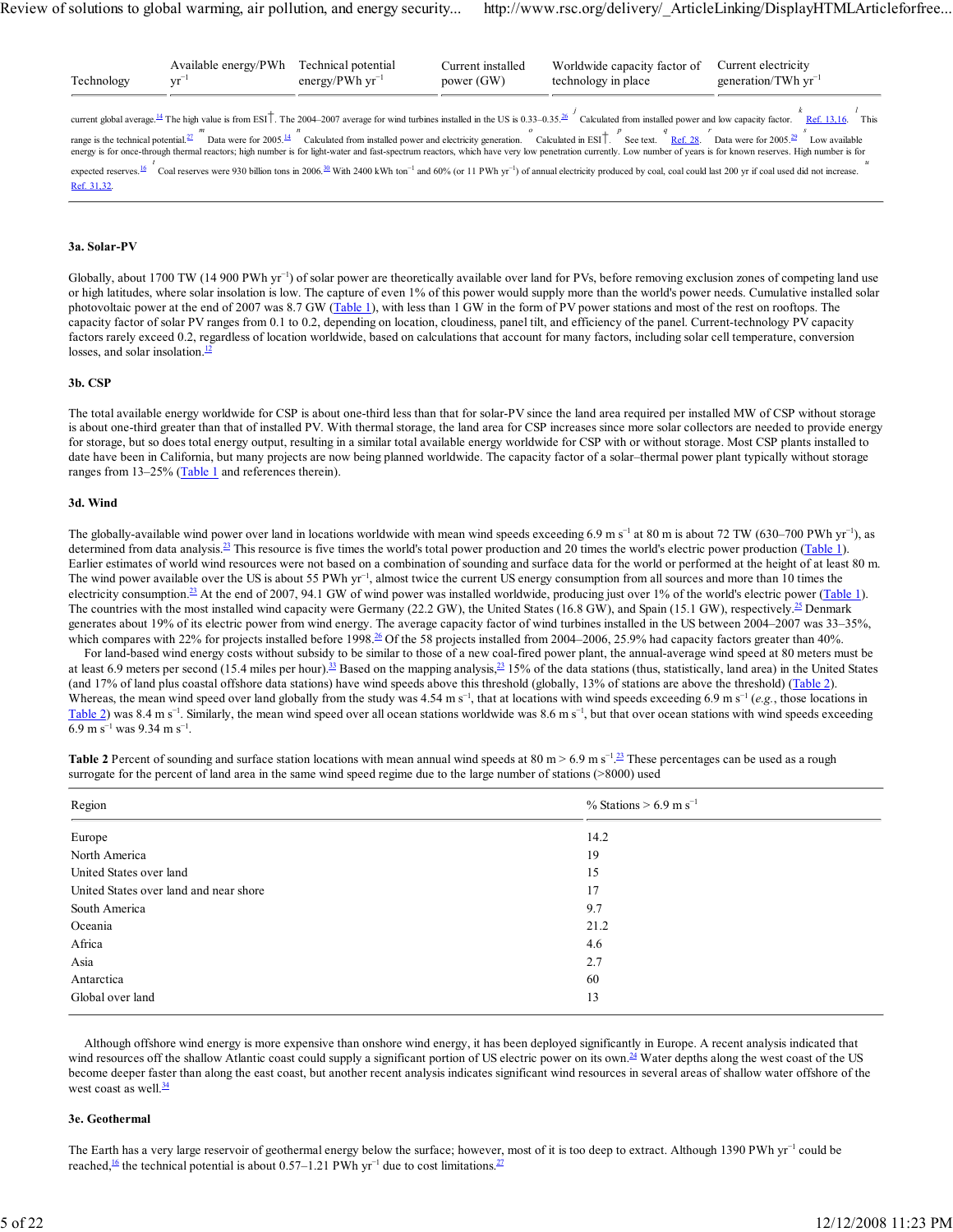| Technology | Available energy/PWh $yr^{-1}$ | Technical potential energy/PWh $yr^{-1}$ | Current installed power (GW) | Worldwide capacity factor of technology in place | Current electricity generation/TWh $yr^{-1}$ |
|---|---|---|---|---|---|

current global average.[14] The high value is from ESI†. The 2004–2007 average for wind turbines installed in the US is 0.33–0.35.[26] [j] Calculated from installed power and low capacity factor. [k] Ref. 13,16. [l] This range is the technical potential.[27] [m] Data were for 2005.[14] [n] Calculated from installed power and electricity generation. [o] Calculated in ESI†. [p] See text. [q] Ref. 28. [r] Data were for 2005.[29] [s] Low available energy is for once-through thermal reactors; high number is for light-water and fast-spectrum reactors, which have very low penetration currently. Low number of years is for known reserves. High number is for expected reserves.[16] [t] Coal reserves were 930 billion tons in 2006.[30] With 2400 kWh $ton^{-1}$ and 60% (or 11 PWh $yr^{-1}$) of annual electricity produced by coal, coal could last 200 yr if coal used did not increase. [u] Ref. 31,32.

### 3a. Solar-PV

Globally, about 1700 TW (14 900 PWh $yr^{-1}$) of solar power are theoretically available over land for PVs, before removing exclusion zones of competing land use or high latitudes, where solar insolation is low. The capture of even 1% of this power would supply more than the world's power needs. Cumulative installed solar photovoltaic power at the end of 2007 was 8.7 GW (Table 1), with less than 1 GW in the form of PV power stations and most of the rest on rooftops. The capacity factor of solar PV ranges from 0.1 to 0.2, depending on location, cloudiness, panel tilt, and efficiency of the panel. Current-technology PV capacity factors rarely exceed 0.2, regardless of location worldwide, based on calculations that account for many factors, including solar cell temperature, conversion losses, and solar insolation.[12]

### 3b. CSP

The total available energy worldwide for CSP is about one-third less than that for solar-PV since the land area required per installed MW of CSP without storage is about one-third greater than that of installed PV. With thermal storage, the land area for CSP increases since more solar collectors are needed to provide energy for storage, but so does total energy output, resulting in a similar total available energy worldwide for CSP with or without storage. Most CSP plants installed to date have been in California, but many projects are now being planned worldwide. The capacity factor of a solar–thermal power plant typically without storage ranges from 13–25% (Table 1 and references therein).

### 3d. Wind

The globally-available wind power over land in locations worldwide with mean wind speeds exceeding 6.9 m $s^{-1}$ at 80 m is about 72 TW (630–700 PWh $yr^{-1}$), as determined from data analysis.[23] This resource is five times the world's total power production and 20 times the world's electric power production (Table 1). Earlier estimates of world wind resources were not based on a combination of sounding and surface data for the world or performed at the height of at least 80 m. The wind power available over the US is about 55 PWh $yr^{-1}$, almost twice the current US energy consumption from all sources and more than 10 times the electricity consumption.[23] At the end of 2007, 94.1 GW of wind power was installed worldwide, producing just over 1% of the world's electric power (Table 1). The countries with the most installed wind capacity were Germany (22.2 GW), the United States (16.8 GW), and Spain (15.1 GW), respectively.[25] Denmark generates about 19% of its electric power from wind energy. The average capacity factor of wind turbines installed in the US between 2004–2007 was 33–35%, which compares with 22% for projects installed before 1998.[26] Of the 58 projects installed from 2004–2006, 25.9% had capacity factors greater than 40%.

For land-based wind energy costs without subsidy to be similar to those of a new coal-fired power plant, the annual-average wind speed at 80 meters must be at least 6.9 meters per second (15.4 miles per hour).[33] Based on the mapping analysis,[23] 15% of the data stations (thus, statistically, land area) in the United States (and 17% of land plus coastal offshore data stations) have wind speeds above this threshold (globally, 13% of stations are above the threshold) (Table 2). Whereas, the mean wind speed over land globally from the study was 4.54 m $s^{-1}$, that at locations with wind speeds exceeding 6.9 m $s^{-1}$ (*e.g.*, those locations in Table 2) was 8.4 m $s^{-1}$. Similarly, the mean wind speed over all ocean stations worldwide was 8.6 m $s^{-1}$, but that over ocean stations with wind speeds exceeding 6.9 m $s^{-1}$ was 9.34 m $s^{-1}$.

**Table 2** Percent of sounding and surface station locations with mean annual wind speeds at 80 m > 6.9 m $s^{-1}$.[23] These percentages can be used as a rough surrogate for the percent of land area in the same wind speed regime due to the large number of stations (>8000) used

| Region | % Stations > 6.9 m $s^{-1}$ |
|---|---|
| Europe | 14.2 |
| North America | 19 |
| United States over land | 15 |
| United States over land and near shore | 17 |
| South America | 9.7 |
| Oceania | 21.2 |
| Africa | 4.6 |
| Asia | 2.7 |
| Antarctica | 60 |
| Global over land | 13 |

Although offshore wind energy is more expensive than onshore wind energy, it has been deployed significantly in Europe. A recent analysis indicated that wind resources off the shallow Atlantic coast could supply a significant portion of US electric power on its own.[24] Water depths along the west coast of the US become deeper faster than along the east coast, but another recent analysis indicates significant wind resources in several areas of shallow water offshore of the west coast as well.[34]

### 3e. Geothermal

The Earth has a very large reservoir of geothermal energy below the surface; however, most of it is too deep to extract. Although 1390 PWh $yr^{-1}$ could be reached,[16] the technical potential is about 0.57–1.21 PWh $yr^{-1}$ due to cost limitations.[27]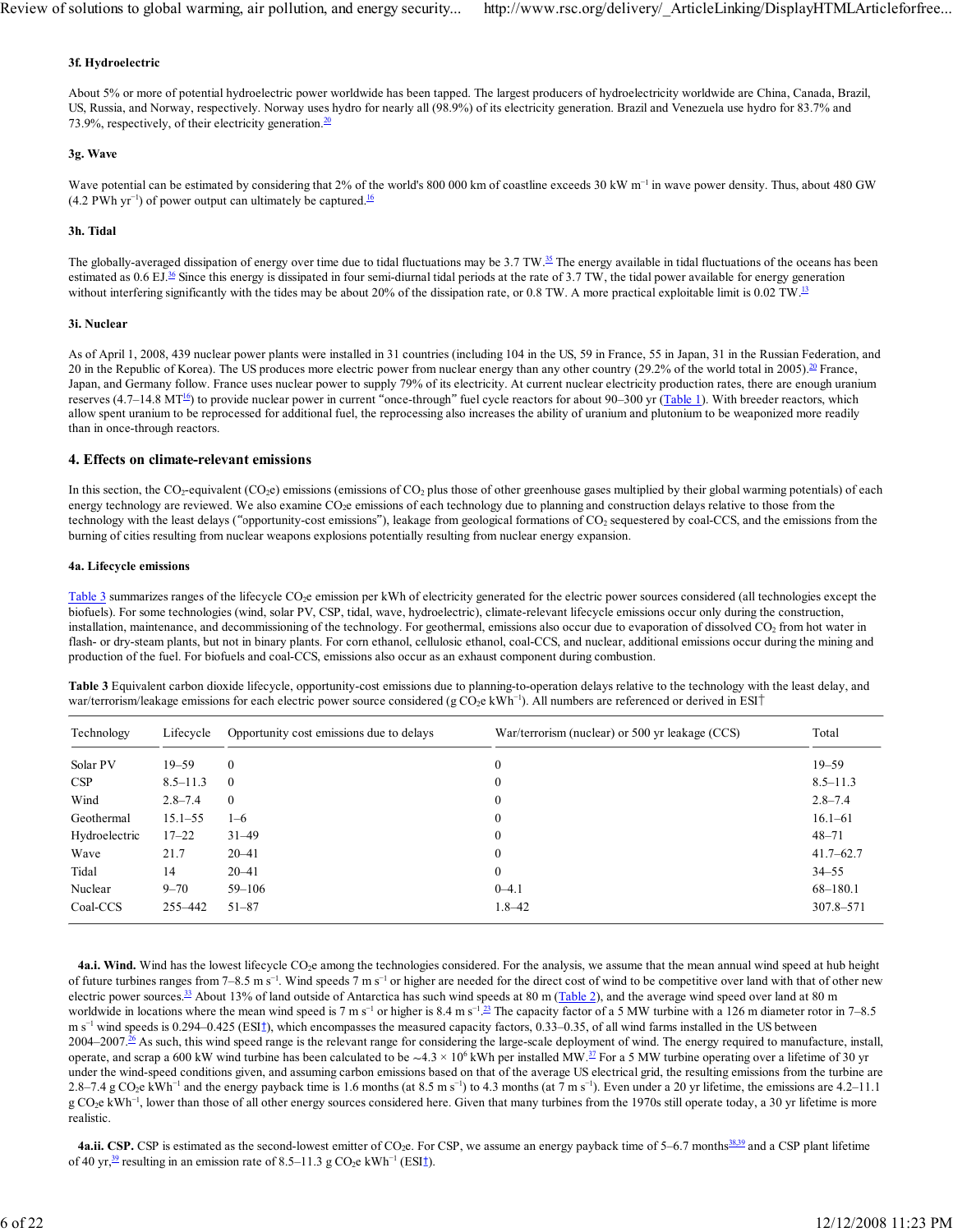### 3f. Hydroelectric

About 5% or more of potential hydroelectric power worldwide has been tapped. The largest producers of hydroelectricity worldwide are China, Canada, Brazil, US, Russia, and Norway, respectively. Norway uses hydro for nearly all (98.9%) of its electricity generation. Brazil and Venezuela use hydro for 83.7% and 73.9%, respectively, of their electricity generation.[20]

### 3g. Wave

Wave potential can be estimated by considering that 2% of the world's 800 000 km of coastline exceeds 30 kW $m^{-1}$ in wave power density. Thus, about 480 GW (4.2 PWh $yr^{-1}$) of power output can ultimately be captured.[16]

### 3h. Tidal

The globally-averaged dissipation of energy over time due to tidal fluctuations may be 3.7 TW.[35] The energy available in tidal fluctuations of the oceans has been estimated as 0.6 EJ.[36] Since this energy is dissipated in four semi-diurnal tidal periods at the rate of 3.7 TW, the tidal power available for energy generation without interfering significantly with the tides may be about 20% of the dissipation rate, or 0.8 TW. A more practical exploitable limit is 0.02 TW.[13]

### 3i. Nuclear

As of April 1, 2008, 439 nuclear power plants were installed in 31 countries (including 104 in the US, 59 in France, 55 in Japan, 31 in the Russian Federation, and 20 in the Republic of Korea). The US produces more electric power from nuclear energy than any other country (29.2% of the world total in 2005).[20] France, Japan, and Germany follow. France uses nuclear power to supply 79% of its electricity. At current nuclear electricity production rates, there are enough uranium reserves (4.7–14.8 MT[16]) to provide nuclear power in current "once-through" fuel cycle reactors for about 90–300 yr (Table 1). With breeder reactors, which allow spent uranium to be reprocessed for additional fuel, the reprocessing also increases the ability of uranium and plutonium to be weaponized more readily than in once-through reactors.

## 4. Effects on climate-relevant emissions

In this section, the $CO_2$-equivalent ($CO_2$e) emissions (emissions of $CO_2$ plus those of other greenhouse gases multiplied by their global warming potentials) of each energy technology are reviewed. We also examine $CO_2$e emissions of each technology due to planning and construction delays relative to those from the technology with the least delays ("opportunity-cost emissions"), leakage from geological formations of $CO_2$ sequestered by coal-CCS, and the emissions from the burning of cities resulting from nuclear weapons explosions potentially resulting from nuclear energy expansion.

### 4a. Lifecycle emissions

Table 3 summarizes ranges of the lifecycle $CO_2$e emission per kWh of electricity generated for the electric power sources considered (all technologies except the biofuels). For some technologies (wind, solar PV, CSP, tidal, wave, hydroelectric), climate-relevant lifecycle emissions occur only during the construction, installation, maintenance, and decommissioning of the technology. For geothermal, emissions also occur due to evaporation of dissolved $CO_2$ from hot water in flash- or dry-steam plants, but not in binary plants. For corn ethanol, cellulosic ethanol, coal-CCS, and nuclear, additional emissions occur during the mining and production of the fuel. For biofuels and coal-CCS, emissions also occur as an exhaust component during combustion.

**Table 3** Equivalent carbon dioxide lifecycle, opportunity-cost emissions due to planning-to-operation delays relative to the technology with the least delay, and war/terrorism/leakage emissions for each electric power source considered (g $CO_2$e $kWh^{-1}$). All numbers are referenced or derived in ESI†

| Technology | Lifecycle | Opportunity cost emissions due to delays | War/terrorism (nuclear) or 500 yr leakage (CCS) | Total |
|---|---|---|---|---|
| Solar PV | 19–59 | 0 | 0 | 19–59 |
| CSP | 8.5–11.3 | 0 | 0 | 8.5–11.3 |
| Wind | 2.8–7.4 | 0 | 0 | 2.8–7.4 |
| Geothermal | 15.1–55 | 1–6 | 0 | 16.1–61 |
| Hydroelectric | 17–22 | 31–49 | 0 | 48–71 |
| Wave | 21.7 | 20–41 | 0 | 41.7–62.7 |
| Tidal | 14 | 20–41 | 0 | 34–55 |
| Nuclear | 9–70 | 59–106 | 0–4.1 | 68–180.1 |
| Coal-CCS | 255–442 | 51–87 | 1.8–42 | 307.8–571 |

**4a.i. Wind.** Wind has the lowest lifecycle $CO_2$e among the technologies considered. For the analysis, we assume that the mean annual wind speed at hub height of future turbines ranges from 7–8.5 m $s^{-1}$. Wind speeds 7 m $s^{-1}$ or higher are needed for the direct cost of wind to be competitive over land with that of other new electric power sources.[33] About 13% of land outside of Antarctica has such wind speeds at 80 m (Table 2), and the average wind speed over land at 80 m worldwide in locations where the mean wind speed is 7 m $s^{-1}$ or higher is 8.4 m $s^{-1}$.[23] The capacity factor of a 5 MW turbine with a 126 m diameter rotor in 7–8.5 m $s^{-1}$ wind speeds is 0.294–0.425 (ESI†), which encompasses the measured capacity factors, 0.33–0.35, of all wind farms installed in the US between 2004–2007.[26] As such, this wind speed range is the relevant range for considering the large-scale deployment of wind. The energy required to manufacture, install, operate, and scrap a 600 kW wind turbine has been calculated to be $\sim 4.3 \times 10^6$ kWh per installed MW.[37] For a 5 MW turbine operating over a lifetime of 30 yr under the wind-speed conditions given, and assuming carbon emissions based on that of the average US electrical grid, the resulting emissions from the turbine are 2.8–7.4 g $CO_2$e $kWh^{-1}$ and the energy payback time is 1.6 months (at 8.5 m $s^{-1}$) to 4.3 months (at 7 m $s^{-1}$). Even under a 20 yr lifetime, the emissions are 4.2–11.1 g $CO_2$e $kWh^{-1}$, lower than those of all other energy sources considered here. Given that many turbines from the 1970s still operate today, a 30 yr lifetime is more realistic.

**4a.ii. CSP.** CSP is estimated as the second-lowest emitter of $CO_2$e. For CSP, we assume an energy payback time of 5–6.7 months[38,39] and a CSP plant lifetime of 40 yr,[39] resulting in an emission rate of 8.5–11.3 g $CO_2$e $kWh^{-1}$ (ESI†).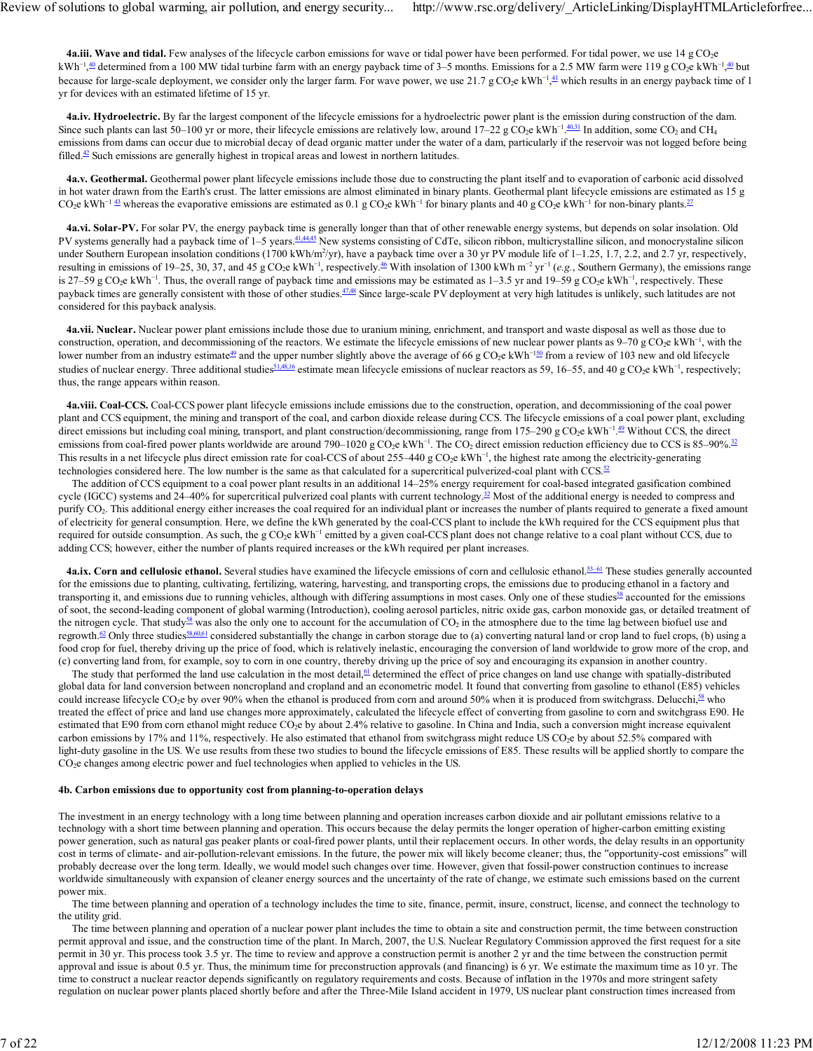**4a.iii. Wave and tidal.** Few analyses of the lifecycle carbon emissions for wave or tidal power have been performed. For tidal power, we use 14 g $CO_2$e $kWh^{-1}$,[40] determined from a 100 MW tidal turbine farm with an energy payback time of 3–5 months. Emissions for a 2.5 MW farm were 119 g $CO_2$e $kWh^{-1}$,[40] but because for large-scale deployment, we consider only the larger farm. For wave power, we use 21.7 g $CO_2$e $kWh^{-1}$,[41] which results in an energy payback time of 1 yr for devices with an estimated lifetime of 15 yr.

**4a.iv. Hydroelectric.** By far the largest component of the lifecycle emissions for a hydroelectric power plant is the emission during construction of the dam. Since such plants can last 50–100 yr or more, their lifecycle emissions are relatively low, around 17–22 g $CO_2$e $kWh^{-1}$.[40,31] In addition, some $CO_2$ and $CH_4$ emissions from dams can occur due to microbial decay of dead organic matter under the water of a dam, particularly if the reservoir was not logged before being filled.[42] Such emissions are generally highest in tropical areas and lowest in northern latitudes.

**4a.v. Geothermal.** Geothermal power plant lifecycle emissions include those due to constructing the plant itself and to evaporation of carbonic acid dissolved in hot water drawn from the Earth's crust. The latter emissions are almost eliminated in binary plants. Geothermal plant lifecycle emissions are estimated as 15 g $CO_2$e $kWh^{-1}$ [43] whereas the evaporative emissions are estimated as 0.1 g $CO_2$e $kWh^{-1}$ for binary plants and 40 g $CO_2$e $kWh^{-1}$ for non-binary plants.[27]

**4a.vi. Solar-PV.** For solar PV, the energy payback time is generally longer than that of other renewable energy systems, but depends on solar insolation. Old PV systems generally had a payback time of 1–5 years.[41,44,45] New systems consisting of CdTe, silicon ribbon, multicrystalline silicon, and monocrystaline silicon under Southern European insolation conditions (1700 kWh/$m^2$/yr), have a payback time over a 30 yr PV module life of 1–1.25, 1.7, 2.2, and 2.7 yr, respectively, resulting in emissions of 19–25, 30, 37, and 45 g $CO_2$e $kWh^{-1}$, respectively.[46] With insolation of 1300 kWh $m^{-2}$ $yr^{-1}$ (*e.g.*, Southern Germany), the emissions range is 27–59 g $CO_2$e $kWh^{-1}$. Thus, the overall range of payback time and emissions may be estimated as 1–3.5 yr and 19–59 g $CO_2$e $kWh^{-1}$, respectively. These payback times are generally consistent with those of other studies.[47,48] Since large-scale PV deployment at very high latitudes is unlikely, such latitudes are not considered for this payback analysis.

**4a.vii. Nuclear.** Nuclear power plant emissions include those due to uranium mining, enrichment, and transport and waste disposal as well as those due to construction, operation, and decommissioning of the reactors. We estimate the lifecycle emissions of new nuclear power plants as 9–70 g $CO_2$e $kWh^{-1}$, with the lower number from an industry estimate[49] and the upper number slightly above the average of 66 g $CO_2$e $kWh^{-1}$[50] from a review of 103 new and old lifecycle studies of nuclear energy. Three additional studies[51,48,16] estimate mean lifecycle emissions of nuclear reactors as 59, 16–55, and 40 g $CO_2$e $kWh^{-1}$, respectively; thus, the range appears within reason.

**4a.viii. Coal-CCS.** Coal-CCS power plant lifecycle emissions include emissions due to the construction, operation, and decommissioning of the coal power plant and CCS equipment, the mining and transport of the coal, and carbon dioxide release during CCS. The lifecycle emissions of a coal power plant, excluding direct emissions but including coal mining, transport, and plant construction/decommissioning, range from 175–290 g $CO_2$e $kWh^{-1}$.[49] Without CCS, the direct emissions from coal-fired power plants worldwide are around 790–1020 g $CO_2$e $kWh^{-1}$. The $CO_2$ direct emission reduction efficiency due to CCS is 85–90%.[32] This results in a net lifecycle plus direct emission rate for coal-CCS of about 255–442 g $CO_2$e $kWh^{-1}$, the highest rate among the electricity-generating technologies considered here. The low number is the same as that calculated for a supercritical pulverized-coal plant with CCS.[52]

The addition of CCS equipment to a coal power plant results in an additional 14–25% energy requirement for coal-based integrated gasification combined cycle (IGCC) systems and 24–40% for supercritical pulverized coal plants with current technology.[32] Most of the additional energy is needed to compress and purify $CO_2$. This additional energy either increases the coal required for an individual plant or increases the number of plants required to generate a fixed amount of electricity for general consumption. Here, we define the kWh generated by the coal-CCS plant to include the kWh required for the CCS equipment plus that required for outside consumption. As such, the g $CO_2$e $kWh^{-1}$ emitted by a given coal-CCS plant does not change relative to a coal plant without CCS, due to adding CCS; however, either the number of plants required increases or the kWh required per plant increases.

**4a.ix. Corn and cellulosic ethanol.** Several studies have examined the lifecycle emissions of corn and cellulosic ethanol.[53–61] These studies generally accounted for the emissions due to planting, cultivating, fertilizing, watering, harvesting, and transporting crops, the emissions due to producing ethanol in a factory and transporting it, and emissions due to running vehicles, although with differing assumptions in most cases. Only one of these studies[58] accounted for the emissions of soot, the second-leading component of global warming (Introduction), cooling aerosol particles, nitric oxide gas, carbon monoxide gas, or detailed treatment of the nitrogen cycle. That study[58] was also the only one to account for the accumulation of $CO_2$ in the atmosphere due to the time lag between biofuel use and regrowth.[62] Only three studies[58,60,61] considered substantially the change in carbon storage due to (a) converting natural land or crop land to fuel crops, (b) using a food crop for fuel, thereby driving up the price of food, which is relatively inelastic, encouraging the conversion of land worldwide to grow more of the crop, and (c) converting land from, for example, soy to corn in one country, thereby driving up the price of soy and encouraging its expansion in another country.

The study that performed the land use calculation in the most detail,[61] determined the effect of price changes on land use change with spatially-distributed global data for land conversion between noncropland and cropland and an econometric model. It found that converting from gasoline to ethanol (E85) vehicles could increase lifecycle $CO_2$e by over 90% when the ethanol is produced from corn and around 50% when it is produced from switchgrass. Delucchi,[58] who treated the effect of price and land use changes more approximately, calculated the lifecycle effect of converting from gasoline to corn and switchgrass E90. He estimated that E90 from corn ethanol might reduce $CO_2$e by about 2.4% relative to gasoline. In China and India, such a conversion might increase equivalent carbon emissions by 17% and 11%, respectively. He also estimated that ethanol from switchgrass might reduce US $CO_2$e by about 52.5% compared with light-duty gasoline in the US. We use results from these two studies to bound the lifecycle emissions of E85. These results will be applied shortly to compare the $CO_2$e changes among electric power and fuel technologies when applied to vehicles in the US.

### 4b. Carbon emissions due to opportunity cost from planning-to-operation delays

The investment in an energy technology with a long time between planning and operation increases carbon dioxide and air pollutant emissions relative to a technology with a short time between planning and operation. This occurs because the delay permits the longer operation of higher-carbon emitting existing power generation, such as natural gas peaker plants or coal-fired power plants, until their replacement occurs. In other words, the delay results in an opportunity cost in terms of climate- and air-pollution-relevant emissions. In the future, the power mix will likely become cleaner; thus, the "opportunity-cost emissions" will probably decrease over the long term. Ideally, we would model such changes over time. However, given that fossil-power construction continues to increase worldwide simultaneously with expansion of cleaner energy sources and the uncertainty of the rate of change, we estimate such emissions based on the current power mix.

The time between planning and operation of a technology includes the time to site, finance, permit, insure, construct, license, and connect the technology to the utility grid.

The time between planning and operation of a nuclear power plant includes the time to obtain a site and construction permit, the time between construction permit approval and issue, and the construction time of the plant. In March, 2007, the U.S. Nuclear Regulatory Commission approved the first request for a site permit in 30 yr. This process took 3.5 yr. The time to review and approve a construction permit is another 2 yr and the time between the construction permit approval and issue is about 0.5 yr. Thus, the minimum time for preconstruction approvals (and financing) is 6 yr. We estimate the maximum time as 10 yr. The time to construct a nuclear reactor depends significantly on regulatory requirements and costs. Because of inflation in the 1970s and more stringent safety regulation on nuclear power plants placed shortly before and after the Three-Mile Island accident in 1979, US nuclear plant construction times increased from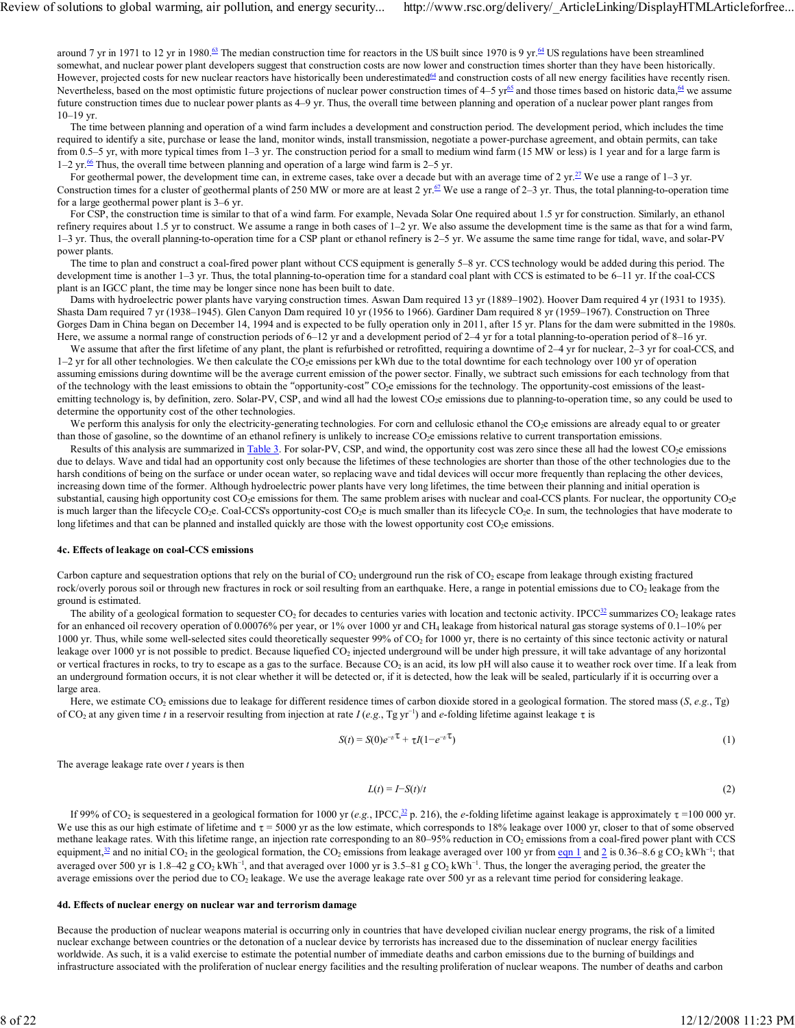around 7 yr in 1971 to 12 yr in 1980.[63] The median construction time for reactors in the US built since 1970 is 9 yr.[64] US regulations have been streamlined somewhat, and nuclear power plant developers suggest that construction costs are now lower and construction times shorter than they have been historically. However, projected costs for new nuclear reactors have historically been underestimated[64] and construction costs of all new energy facilities have recently risen. Nevertheless, based on the most optimistic future projections of nuclear power construction times of 4–5 yr[65] and those times based on historic data,[64] we assume future construction times due to nuclear power plants as 4–9 yr. Thus, the overall time between planning and operation of a nuclear power plant ranges from 10–19 yr.

The time between planning and operation of a wind farm includes a development and construction period. The development period, which includes the time required to identify a site, purchase or lease the land, monitor winds, install transmission, negotiate a power-purchase agreement, and obtain permits, can take from 0.5–5 yr, with more typical times from 1–3 yr. The construction period for a small to medium wind farm (15 MW or less) is 1 year and for a large farm is 1–2 yr.[66] Thus, the overall time between planning and operation of a large wind farm is 2–5 yr.

For geothermal power, the development time can, in extreme cases, take over a decade but with an average time of 2 yr.[27] We use a range of 1–3 yr. Construction times for a cluster of geothermal plants of 250 MW or more are at least 2 yr.[67] We use a range of 2–3 yr. Thus, the total planning-to-operation time for a large geothermal power plant is 3–6 yr.

For CSP, the construction time is similar to that of a wind farm. For example, Nevada Solar One required about 1.5 yr for construction. Similarly, an ethanol refinery requires about 1.5 yr to construct. We assume a range in both cases of 1–2 yr. We also assume the development time is the same as that for a wind farm, 1–3 yr. Thus, the overall planning-to-operation time for a CSP plant or ethanol refinery is 2–5 yr. We assume the same time range for tidal, wave, and solar-PV power plants.

The time to plan and construct a coal-fired power plant without CCS equipment is generally 5–8 yr. CCS technology would be added during this period. The development time is another 1–3 yr. Thus, the total planning-to-operation time for a standard coal plant with CCS is estimated to be 6–11 yr. If the coal-CCS plant is an IGCC plant, the time may be longer since none has been built to date.

Dams with hydroelectric power plants have varying construction times. Aswan Dam required 13 yr (1889–1902). Hoover Dam required 4 yr (1931 to 1935). Shasta Dam required 7 yr (1938–1945). Glen Canyon Dam required 10 yr (1956 to 1966). Gardiner Dam required 8 yr (1959–1967). Construction on Three Gorges Dam in China began on December 14, 1994 and is expected to be fully operation only in 2011, after 15 yr. Plans for the dam were submitted in the 1980s. Here, we assume a normal range of construction periods of 6–12 yr and a development period of 2–4 yr for a total planning-to-operation period of 8–16 yr.

We assume that after the first lifetime of any plant, the plant is refurbished or retrofitted, requiring a downtime of 2–4 yr for nuclear, 2–3 yr for coal-CCS, and 1–2 yr for all other technologies. We then calculate the $CO_2e$ emissions per kWh due to the total downtime for each technology over 100 yr of operation assuming emissions during downtime will be the average current emission of the power sector. Finally, we subtract such emissions for each technology from that of the technology with the least emissions to obtain the "opportunity-cost" $CO_2e$ emissions for the technology. The opportunity-cost emissions of the least-emitting technology is, by definition, zero. Solar-PV, CSP, and wind all had the lowest $CO_2e$ emissions due to planning-to-operation time, so any could be used to determine the opportunity cost of the other technologies.

We perform this analysis for only the electricity-generating technologies. For corn and cellulosic ethanol the $CO_2e$ emissions are already equal to or greater than those of gasoline, so the downtime of an ethanol refinery is unlikely to increase $CO_2e$ emissions relative to current transportation emissions.

Results of this analysis are summarized in Table 3. For solar-PV, CSP, and wind, the opportunity cost was zero since these all had the lowest $CO_2e$ emissions due to delays. Wave and tidal had an opportunity cost only because the lifetimes of these technologies are shorter than those of the other technologies due to the harsh conditions of being on the surface or under ocean water, so replacing wave and tidal devices will occur more frequently than replacing the other devices, increasing down time of the former. Although hydroelectric power plants have very long lifetimes, the time between their planning and initial operation is substantial, causing high opportunity cost $CO_2e$ emissions for them. The same problem arises with nuclear and coal-CCS plants. For nuclear, the opportunity $CO_2e$ is much larger than the lifecycle $CO_2e$. Coal-CCS's opportunity-cost $CO_2e$ is much smaller than its lifecycle $CO_2e$. In sum, the technologies that have moderate to long lifetimes and that can be planned and installed quickly are those with the lowest opportunity cost $CO_2e$ emissions.

#### 4c. Effects of leakage on coal-CCS emissions

Carbon capture and sequestration options that rely on the burial of $CO_2$ underground run the risk of $CO_2$ escape from leakage through existing fractured rock/overly porous soil or through new fractures in rock or soil resulting from an earthquake. Here, a range in potential emissions due to $CO_2$ leakage from the ground is estimated.

The ability of a geological formation to sequester $CO_2$ for decades to centuries varies with location and tectonic activity. IPCC[32] summarizes $CO_2$ leakage rates for an enhanced oil recovery operation of 0.00076% per year, or 1% over 1000 yr and $CH_4$ leakage from historical natural gas storage systems of 0.1–10% per 1000 yr. Thus, while some well-selected sites could theoretically sequester 99% of $CO_2$ for 1000 yr, there is no certainty of this since tectonic activity or natural leakage over 1000 yr is not possible to predict. Because liquefied $CO_2$ injected underground will be under high pressure, it will take advantage of any horizontal or vertical fractures in rocks, to try to escape as a gas to the surface. Because $CO_2$ is an acid, its low pH will also cause it to weather rock over time. If a leak from an underground formation occurs, it is not clear whether it will be detected or, if it is detected, how the leak will be sealed, particularly if it is occurring over a large area.

Here, we estimate $CO_2$ emissions due to leakage for different residence times of carbon dioxide stored in a geological formation. The stored mass ($S$, *e.g.*, Tg) of $CO_2$ at any given time $t$ in a reservoir resulting from injection at rate $I$ (*e.g.*, Tg yr$^{-1}$) and *e*-folding lifetime against leakage $\tau$ is

$$S(t) = S(0)e^{-t/\tau} + \tau I(1-e^{-t/\tau}) \tag{1}$$

The average leakage rate over $t$ years is then

$$L(t) = I - S(t)/t \tag{2}$$

If 99% of $CO_2$ is sequestered in a geological formation for 1000 yr (*e.g.*, IPCC,[32] p. 216), the *e*-folding lifetime against leakage is approximately $\tau$ = 100 000 yr. We use this as our high estimate of lifetime and $\tau$ = 5000 yr as the low estimate, which corresponds to 18% leakage over 1000 yr, closer to that of some observed methane leakage rates. With this lifetime range, an injection rate corresponding to an 80–95% reduction in $CO_2$ emissions from a coal-fired power plant with CCS equipment,[32] and no initial $CO_2$ in the geological formation, the $CO_2$ emissions from leakage averaged over 100 yr from eqn 1 and 2 is 0.36–8.6 g $CO_2$ kWh$^{-1}$; that averaged over 500 yr is 1.8–42 g $CO_2$ kWh$^{-1}$, and that averaged over 1000 yr is 3.5–81 g $CO_2$ kWh$^{-1}$. Thus, the longer the averaging period, the greater the average emissions over the period due to $CO_2$ leakage. We use the average leakage rate over 500 yr as a relevant time period for considering leakage.

#### 4d. Effects of nuclear energy on nuclear war and terrorism damage

Because the production of nuclear weapons material is occurring only in countries that have developed civilian nuclear energy programs, the risk of a limited nuclear exchange between countries or the detonation of a nuclear device by terrorists has increased due to the dissemination of nuclear energy facilities worldwide. As such, it is a valid exercise to estimate the potential number of immediate deaths and carbon emissions due to the burning of buildings and infrastructure associated with the proliferation of nuclear energy facilities and the resulting proliferation of nuclear weapons. The number of deaths and carbon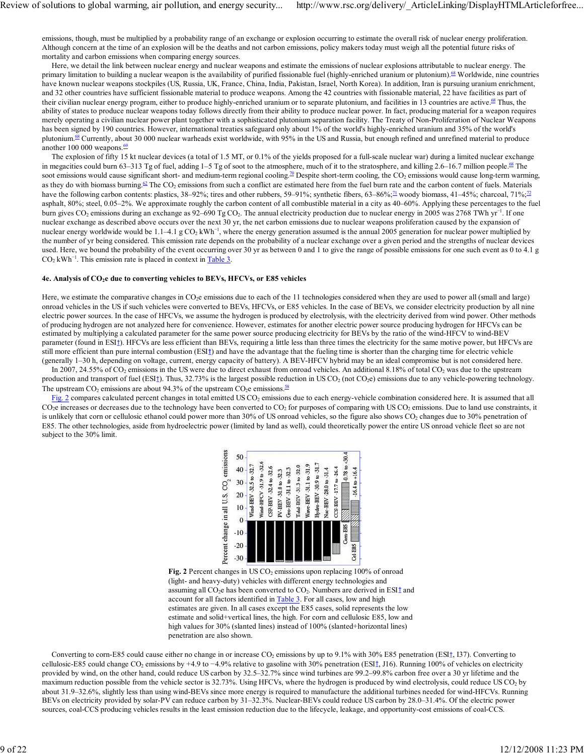emissions, though, must be multiplied by a probability range of an exchange or explosion occurring to estimate the overall risk of nuclear energy proliferation. Although concern at the time of an explosion will be the deaths and not carbon emissions, policy makers today must weigh all the potential future risks of mortality and carbon emissions when comparing energy sources.

Here, we detail the link between nuclear energy and nuclear weapons and estimate the emissions of nuclear explosions attributable to nuclear energy. The primary limitation to building a nuclear weapon is the availability of purified fissionable fuel (highly-enriched uranium or plutonium).[68] Worldwide, nine countries have known nuclear weapons stockpiles (US, Russia, UK, France, China, India, Pakistan, Israel, North Korea). In addition, Iran is pursuing uranium enrichment, and 32 other countries have sufficient fissionable material to produce weapons. Among the 42 countries with fissionable material, 22 have facilities as part of their civilian nuclear energy program, either to produce highly-enriched uranium or to separate plutonium, and facilities in 13 countries are active.[68] Thus, the ability of states to produce nuclear weapons today follows directly from their ability to produce nuclear power. In fact, producing material for a weapon requires merely operating a civilian nuclear power plant together with a sophisticated plutonium separation facility. The Treaty of Non-Proliferation of Nuclear Weapons has been signed by 190 countries. However, international treaties safeguard only about 1% of the world's highly-enriched uranium and 35% of the world's plutonium.[68] Currently, about 30 000 nuclear warheads exist worldwide, with 95% in the US and Russia, but enough refined and unrefined material to produce another 100 000 weapons.[69]

The explosion of fifty 15 kt nuclear devices (a total of 1.5 MT, or 0.1% of the yields proposed for a full-scale nuclear war) during a limited nuclear exchange in megacities could burn 63–313 Tg of fuel, adding 1–5 Tg of soot to the atmosphere, much of it to the stratosphere, and killing 2.6–16.7 million people.[68] The soot emissions would cause significant short- and medium-term regional cooling.[70] Despite short-term cooling, the $CO_2$ emissions would cause long-term warming, as they do with biomass burning.[62] The $CO_2$ emissions from such a conflict are estimated here from the fuel burn rate and the carbon content of fuels. Materials have the following carbon contents: plastics, 38–92%; tires and other rubbers, 59–91%; synthetic fibers, 63–86%;[71] woody biomass, 41–45%; charcoal, 71%;[72] asphalt, 80%; steel, 0.05–2%. We approximate roughly the carbon content of all combustible material in a city as 40–60%. Applying these percentages to the fuel burn gives $CO_2$ emissions during an exchange as 92–690 Tg $CO_2$. The annual electricity production due to nuclear energy in 2005 was 2768 TWh $yr^{-1}$. If one nuclear exchange as described above occurs over the next 30 yr, the net carbon emissions due to nuclear weapons proliferation caused by the expansion of nuclear energy worldwide would be 1.1–4.1 g $CO_2$ $kWh^{-1}$, where the energy generation assumed is the annual 2005 generation for nuclear power multiplied by the number of yr being considered. This emission rate depends on the probability of a nuclear exchange over a given period and the strengths of nuclear devices used. Here, we bound the probability of the event occurring over 30 yr as between 0 and 1 to give the range of possible emissions for one such event as 0 to 4.1 g $CO_2$ $kWh^{-1}$. This emission rate is placed in context in Table 3.

#### 4e. Analysis of $CO_2e$ due to converting vehicles to BEVs, HFCVs, or E85 vehicles

Here, we estimate the comparative changes in $CO_2e$ emissions due to each of the 11 technologies considered when they are used to power all (small and large) onroad vehicles in the US if such vehicles were converted to BEVs, HFCVs, or E85 vehicles. In the case of BEVs, we consider electricity production by all nine electric power sources. In the case of HFCVs, we assume the hydrogen is produced by electrolysis, with the electricity derived from wind power. Other methods of producing hydrogen are not analyzed here for convenience. However, estimates for another electric power source producing hydrogen for HFCVs can be estimated by multiplying a calculated parameter for the same power source producing electricity for BEVs by the ratio of the wind-HFCV to wind-BEV parameter (found in ESI†). HFCVs are less efficient than BEVs, requiring a little less than three times the electricity for the same motive power, but HFCVs are still more efficient than pure internal combustion (ESI†) and have the advantage that the fueling time is shorter than the charging time for electric vehicle (generally 1–30 h, depending on voltage, current, energy capacity of battery). A BEV-HFCV hybrid may be an ideal compromise but is not considered here.

In 2007, 24.55% of $CO_2$ emissions in the US were due to direct exhaust from onroad vehicles. An additional 8.18% of total $CO_2$ was due to the upstream production and transport of fuel (ESI†). Thus, 32.73% is the largest possible reduction in US $CO_2$ (not $CO_2e$) emissions due to any vehicle-powering technology. The upstream $CO_2$ emissions are about 94.3% of the upstream $CO_2e$ emissions.[58]

Fig. 2 compares calculated percent changes in total emitted US $CO_2$ emissions due to each energy-vehicle combination considered here. It is assumed that all $CO_2e$ increases or decreases due to the technology have been converted to $CO_2$ for purposes of comparing with US $CO_2$ emissions. Due to land use constraints, it is unlikely that corn or cellulosic ethanol could power more than 30% of US onroad vehicles, so the figure also shows $CO_2$ changes due to 30% penetration of E85. The other technologies, aside from hydroelectric power (limited by land as well), could theoretically power the entire US onroad vehicle fleet so are not subject to the 30% limit.

**Fig. 2** Percent changes in US $CO_2$ emissions upon replacing 100% of onroad (light- and heavy-duty) vehicles with different energy technologies and assuming all $CO_2e$ has been converted to $CO_2$. Numbers are derived in ESI† and account for all factors identified in Table 3. For all cases, low and high estimates are given. In all cases except the E85 cases, solid represents the low estimate and solid+vertical lines, the high. For corn and cellulosic E85, low and high values for 30% (slanted lines) instead of 100% (slanted+horizontal lines) penetration are also shown.

Converting to corn-E85 could cause either no change in or increase $CO_2$ emissions by up to 9.1% with 30% E85 penetration (ESI†, I37). Converting to cellulosic-E85 could change $CO_2$ emissions by +4.9 to −4.9% relative to gasoline with 30% penetration (ESI†, J16). Running 100% of vehicles on electricity provided by wind, on the other hand, could reduce US carbon by 32.5–32.7% since wind turbines are 99.2–99.8% carbon free over a 30 yr lifetime and the maximum reduction possible from the vehicle sector is 32.73%. Using HFCVs, where the hydrogen is produced by wind electrolysis, could reduce US $CO_2$ by about 31.9–32.6%, slightly less than using wind-BEVs since more energy is required to manufacture the additional turbines needed for wind-HFCVs. Running BEVs on electricity provided by solar-PV can reduce carbon by 31–32.3%. Nuclear-BEVs could reduce US carbon by 28.0–31.4%. Of the electric power sources, coal-CCS producing vehicles results in the least emission reduction due to the lifecycle, leakage, and opportunity-cost emissions of coal-CCS.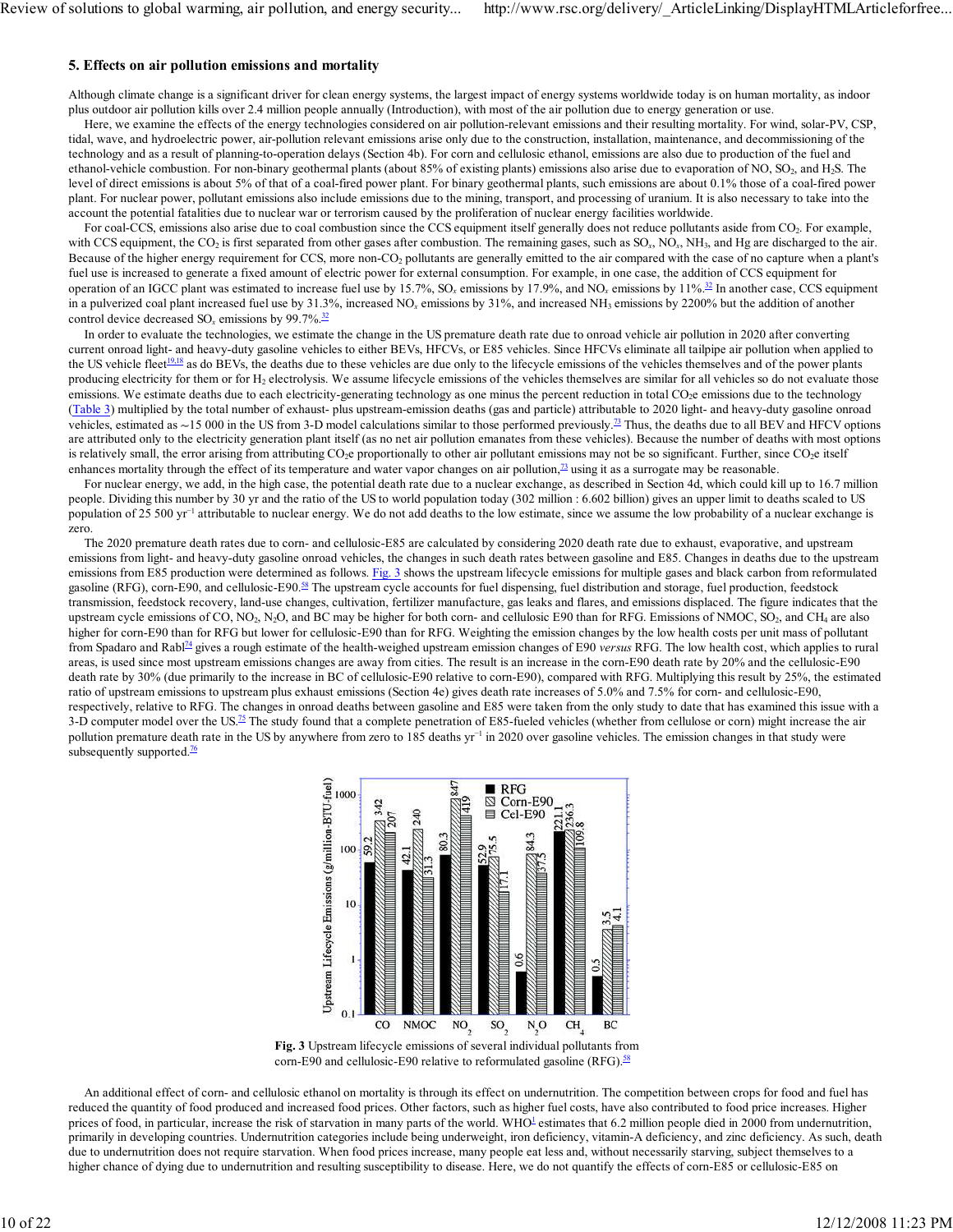## 5. Effects on air pollution emissions and mortality

Although climate change is a significant driver for clean energy systems, the largest impact of energy systems worldwide today is on human mortality, as indoor plus outdoor air pollution kills over 2.4 million people annually (Introduction), with most of the air pollution due to energy generation or use.

Here, we examine the effects of the energy technologies considered on air pollution-relevant emissions and their resulting mortality. For wind, solar-PV, CSP, tidal, wave, and hydroelectric power, air-pollution relevant emissions arise only due to the construction, installation, maintenance, and decommissioning of the technology and as a result of planning-to-operation delays (Section 4b). For corn and cellulosic ethanol, emissions are also due to production of the fuel and ethanol-vehicle combustion. For non-binary geothermal plants (about 85% of existing plants) emissions also arise due to evaporation of NO, $SO_2$, and $H_2S$. The level of direct emissions is about 5% of that of a coal-fired power plant. For binary geothermal plants, such emissions are about 0.1% those of a coal-fired power plant. For nuclear power, pollutant emissions also include emissions due to the mining, transport, and processing of uranium. It is also necessary to take into the account the potential fatalities due to nuclear war or terrorism caused by the proliferation of nuclear energy facilities worldwide.

For coal-CCS, emissions also arise due to coal combustion since the CCS equipment itself generally does not reduce pollutants aside from $CO_2$. For example, with CCS equipment, the $CO_2$ is first separated from other gases after combustion. The remaining gases, such as $SO_x$, $NO_x$, $NH_3$, and Hg are discharged to the air. Because of the higher energy requirement for CCS, more non-$CO_2$ pollutants are generally emitted to the air compared with the case of no capture when a plant's fuel use is increased to generate a fixed amount of electric power for external consumption. For example, in one case, the addition of CCS equipment for operation of an IGCC plant was estimated to increase fuel use by 15.7%, $SO_x$ emissions by 17.9%, and $NO_x$ emissions by 11%.[32] In another case, CCS equipment in a pulverized coal plant increased fuel use by 31.3%, increased $NO_x$ emissions by 31%, and increased $NH_3$ emissions by 2200% but the addition of another control device decreased $SO_x$ emissions by 99.7%.[32]

In order to evaluate the technologies, we estimate the change in the US premature death rate due to onroad vehicle air pollution in 2020 after converting current onroad light- and heavy-duty gasoline vehicles to either BEVs, HFCVs, or E85 vehicles. Since HFCVs eliminate all tailpipe air pollution when applied to the US vehicle fleet[19,18] as do BEVs, the deaths due to these vehicles are due only to the lifecycle emissions of the vehicles themselves and of the power plants producing electricity for them or for $H_2$ electrolysis. We assume lifecycle emissions of the vehicles themselves are similar for all vehicles so do not evaluate those emissions. We estimate deaths due to each electricity-generating technology as one minus the percent reduction in total $CO_2e$ emissions due to the technology (Table 3) multiplied by the total number of exhaust- plus upstream-emission deaths (gas and particle) attributable to 2020 light- and heavy-duty gasoline onroad vehicles, estimated as ~15 000 in the US from 3-D model calculations similar to those performed previously.[73] Thus, the deaths due to all BEV and HFCV options are attributed only to the electricity generation plant itself (as no net air pollution emanates from these vehicles). Because the number of deaths with most options is relatively small, the error arising from attributing $CO_2e$ proportionally to other air pollutant emissions may not be so significant. Further, since $CO_2e$ itself enhances mortality through the effect of its temperature and water vapor changes on air pollution,[73] using it as a surrogate may be reasonable.

For nuclear energy, we add, in the high case, the potential death rate due to a nuclear exchange, as described in Section 4d, which could kill up to 16.7 million people. Dividing this number by 30 yr and the ratio of the US to world population today (302 million : 6.602 billion) gives an upper limit to deaths scaled to US population of 25 500 $yr^{-1}$ attributable to nuclear energy. We do not add deaths to the low estimate, since we assume the low probability of a nuclear exchange is zero.

The 2020 premature death rates due to corn- and cellulosic-E85 are calculated by considering 2020 death rate due to exhaust, evaporative, and upstream emissions from light- and heavy-duty gasoline onroad vehicles, the changes in such death rates between gasoline and E85. Changes in deaths due to the upstream emissions from E85 production were determined as follows. Fig. 3 shows the upstream lifecycle emissions for multiple gases and black carbon from reformulated gasoline (RFG), corn-E90, and cellulosic-E90.[58] The upstream cycle accounts for fuel dispensing, fuel distribution and storage, fuel production, feedstock transmission, feedstock recovery, land-use changes, cultivation, fertilizer manufacture, gas leaks and flares, and emissions displaced. The figure indicates that the upstream cycle emissions of CO, $NO_2$, $N_2O$, and BC may be higher for both corn- and cellulosic E90 than for RFG. Emissions of NMOC, $SO_2$, and $CH_4$ are also higher for corn-E90 than for RFG but lower for cellulosic-E90 than for RFG. Weighting the emission changes by the low health costs per unit mass of pollutant from Spadaro and Rabl[74] gives a rough estimate of the health-weighed upstream emission changes of E90 *versus* RFG. The low health cost, which applies to rural areas, is used since most upstream emissions changes are away from cities. The result is an increase in the corn-E90 death rate by 20% and the cellulosic-E90 death rate by 30% (due primarily to the increase in BC of cellulosic-E90 relative to corn-E90), compared with RFG. Multiplying this result by 25%, the estimated ratio of upstream emissions to upstream plus exhaust emissions (Section 4e) gives death rate increases of 5.0% and 7.5% for corn- and cellulosic-E90, respectively, relative to RFG. The changes in onroad deaths between gasoline and E85 were taken from the only study to date that has examined this issue with a 3-D computer model over the US.[75] The study found that a complete penetration of E85-fueled vehicles (whether from cellulose or corn) might increase the air pollution premature death rate in the US by anywhere from zero to 185 deaths $yr^{-1}$ in 2020 over gasoline vehicles. The emission changes in that study were subsequently supported.[76]

**Fig. 3** Upstream lifecycle emissions of several individual pollutants from corn-E90 and cellulosic-E90 relative to reformulated gasoline (RFG).[58]

An additional effect of corn- and cellulosic ethanol on mortality is through its effect on undernutrition. The competition between crops for food and fuel has reduced the quantity of food produced and increased food prices. Other factors, such as higher fuel costs, have also contributed to food price increases. Higher prices of food, in particular, increase the risk of starvation in many parts of the world. WHO[1] estimates that 6.2 million people died in 2000 from undernutrition, primarily in developing countries. Undernutrition categories include being underweight, iron deficiency, vitamin-A deficiency, and zinc deficiency. As such, death due to undernutrition does not require starvation. When food prices increase, many people eat less and, without necessarily starving, subject themselves to a higher chance of dying due to undernutrition and resulting susceptibility to disease. Here, we do not quantify the effects of corn-E85 or cellulosic-E85 on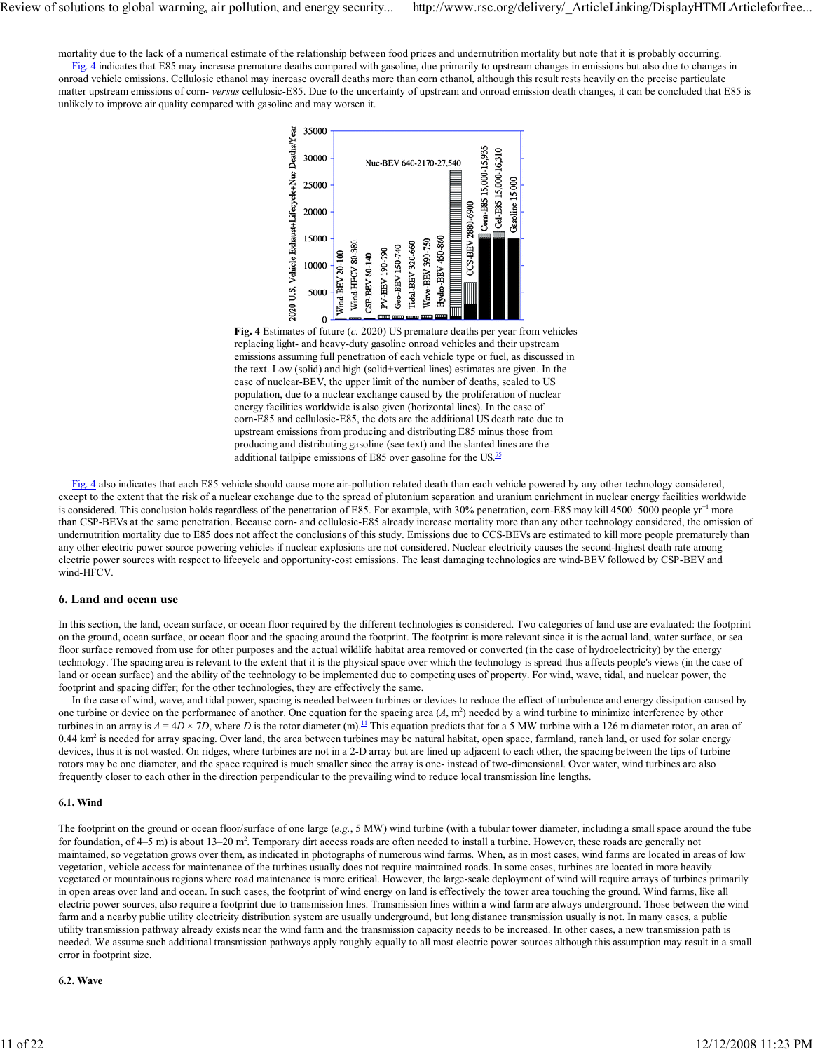mortality due to the lack of a numerical estimate of the relationship between food prices and undernutrition mortality but note that it is probably occurring.

Fig. 4 indicates that E85 may increase premature deaths compared with gasoline, due primarily to upstream changes in emissions but also due to changes in onroad vehicle emissions. Cellulosic ethanol may increase overall deaths more than corn ethanol, although this result rests heavily on the precise particulate matter upstream emissions of corn- *versus* cellulosic-E85. Due to the uncertainty of upstream and onroad emission death changes, it can be concluded that E85 is unlikely to improve air quality compared with gasoline and may worsen it.

2020 U.S. Vehicle Exhaust+Lifecycle+Nuc Deaths/Year

35000
30000
25000
20000
15000
10000
5000
0

Wind-BEV 20-100
Wind-HFCV 80-380
CSP-BEV 80-140
PV-BEV 190-790
Geo-BEV 150-740
Tidal-BEV 320-660
Wave-BEV 390-750
Hydro-BEV 450-860
Nuc-BEV 640-2170-27,540
CCS-BEV 2880-6900
Corn-E85 15,000-15,935
Cel-E85 15,000-16,310
Gasoline 15,000

**Fig. 4** Estimates of future (*c.* 2020) US premature deaths per year from vehicles replacing light- and heavy-duty gasoline onroad vehicles and their upstream emissions assuming full penetration of each vehicle type or fuel, as discussed in the text. Low (solid) and high (solid+vertical lines) estimates are given. In the case of nuclear-BEV, the upper limit of the number of deaths, scaled to US population, due to a nuclear exchange caused by the proliferation of nuclear energy facilities worldwide is also given (horizontal lines). In the case of corn-E85 and cellulosic-E85, the dots are the additional US death rate due to upstream emissions from producing and distributing E85 minus those from producing and distributing gasoline (see text) and the slanted lines are the additional tailpipe emissions of E85 over gasoline for the US.[75]

Fig. 4 also indicates that each E85 vehicle should cause more air-pollution related death than each vehicle powered by any other technology considered, except to the extent that the risk of a nuclear exchange due to the spread of plutonium separation and uranium enrichment in nuclear energy facilities worldwide is considered. This conclusion holds regardless of the penetration of E85. For example, with 30% penetration, corn-E85 may kill 4500–5000 people $yr^{-1}$ more than CSP-BEVs at the same penetration. Because corn- and cellulosic-E85 already increase mortality more than any other technology considered, the omission of undernutrition mortality due to E85 does not affect the conclusions of this study. Emissions due to CCS-BEVs are estimated to kill more people prematurely than any other electric power source powering vehicles if nuclear explosions are not considered. Nuclear electricity causes the second-highest death rate among electric power sources with respect to lifecycle and opportunity-cost emissions. The least damaging technologies are wind-BEV followed by CSP-BEV and wind-HFCV.

## 6. Land and ocean use

In this section, the land, ocean surface, or ocean floor required by the different technologies is considered. Two categories of land use are evaluated: the footprint on the ground, ocean surface, or ocean floor and the spacing around the footprint. The footprint is more relevant since it is the actual land, water surface, or sea floor surface removed from use for other purposes and the actual wildlife habitat area removed or converted (in the case of hydroelectricity) by the energy technology. The spacing area is relevant to the extent that it is the physical space over which the technology is spread thus affects people's views (in the case of land or ocean surface) and the ability of the technology to be implemented due to competing uses of property. For wind, wave, tidal, and nuclear power, the footprint and spacing differ; for the other technologies, they are effectively the same.

In the case of wind, wave, and tidal power, spacing is needed between turbines or devices to reduce the effect of turbulence and energy dissipation caused by one turbine or device on the performance of another. One equation for the spacing area ($A$, $m^2$) needed by a wind turbine to minimize interference by other turbines in an array is $A = 4D \times 7D$, where $D$ is the rotor diameter (m).[11] This equation predicts that for a 5 MW turbine with a 126 m diameter rotor, an area of 0.44 $km^2$ is needed for array spacing. Over land, the area between turbines may be natural habitat, open space, farmland, ranch land, or used for solar energy devices, thus it is not wasted. On ridges, where turbines are not in a 2-D array but are lined up adjacent to each other, the spacing between the tips of turbine rotors may be one diameter, and the space required is much smaller since the array is one- instead of two-dimensional. Over water, wind turbines are also frequently closer to each other in the direction perpendicular to the prevailing wind to reduce local transmission line lengths.

### 6.1. Wind

The footprint on the ground or ocean floor/surface of one large (*e.g.*, 5 MW) wind turbine (with a tubular tower diameter, including a small space around the tube for foundation, of 4–5 m) is about 13–20 $m^2$. Temporary dirt access roads are often needed to install a turbine. However, these roads are generally not maintained, so vegetation grows over them, as indicated in photographs of numerous wind farms. When, as in most cases, wind farms are located in areas of low vegetation, vehicle access for maintenance of the turbines usually does not require maintained roads. In some cases, turbines are located in more heavily vegetated or mountainous regions where road maintenance is more critical. However, the large-scale deployment of wind will require arrays of turbines primarily in open areas over land and ocean. In such cases, the footprint of wind energy on land is effectively the tower area touching the ground. Wind farms, like all electric power sources, also require a footprint due to transmission lines. Transmission lines within a wind farm are always underground. Those between the wind farm and a nearby public utility electricity distribution system are usually underground, but long distance transmission usually is not. In many cases, a public utility transmission pathway already exists near the wind farm and the transmission capacity needs to be increased. In other cases, a new transmission path is needed. We assume such additional transmission pathways apply roughly equally to all most electric power sources although this assumption may result in a small error in footprint size.

### 6.2. Wave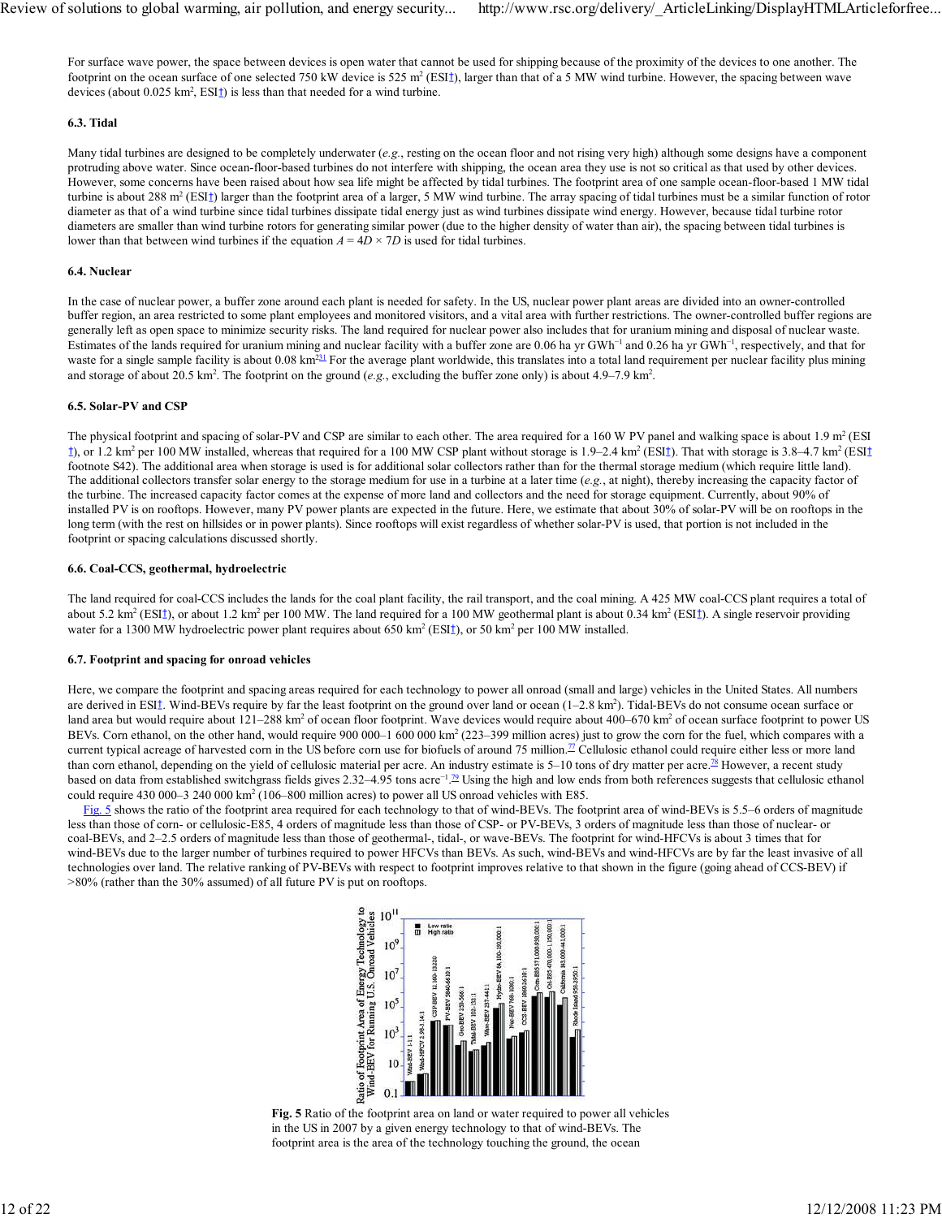For surface wave power, the space between devices is open water that cannot be used for shipping because of the proximity of the devices to one another. The footprint on the ocean surface of one selected 750 kW device is 525 $m^2$ (ESI†), larger than that of a 5 MW wind turbine. However, the spacing between wave devices (about 0.025 $km^2$, ESI†) is less than that needed for a wind turbine.

### 6.3. Tidal

Many tidal turbines are designed to be completely underwater (*e.g.*, resting on the ocean floor and not rising very high) although some designs have a component protruding above water. Since ocean-floor-based turbines do not interfere with shipping, the ocean area they use is not so critical as that used by other devices. However, some concerns have been raised about how sea life might be affected by tidal turbines. The footprint area of one sample ocean-floor-based 1 MW tidal turbine is about 288 $m^2$ (ESI†) larger than the footprint area of a larger, 5 MW wind turbine. The array spacing of tidal turbines must be a similar function of rotor diameter as that of a wind turbine since tidal turbines dissipate tidal energy just as wind turbines dissipate wind energy. However, because tidal turbine rotor diameters are smaller than wind turbine rotors for generating similar power (due to the higher density of water than air), the spacing between tidal turbines is lower than that between wind turbines if the equation $A = 4D \times 7D$ is used for tidal turbines.

### 6.4. Nuclear

In the case of nuclear power, a buffer zone around each plant is needed for safety. In the US, nuclear power plant areas are divided into an owner-controlled buffer region, an area restricted to some plant employees and monitored visitors, and a vital area with further restrictions. The owner-controlled buffer regions are generally left as open space to minimize security risks. The land required for nuclear power also includes that for uranium mining and disposal of nuclear waste. Estimates of the lands required for uranium mining and nuclear facility with a buffer zone are 0.06 ha $yr\ GWh^{-1}$ and 0.26 ha $yr\ GWh^{-1}$, respectively, and that for waste for a single sample facility is about 0.08 $km^2$[31] For the average plant worldwide, this translates into a total land requirement per nuclear facility plus mining and storage of about 20.5 $km^2$. The footprint on the ground (*e.g.*, excluding the buffer zone only) is about 4.9–7.9 $km^2$.

### 6.5. Solar-PV and CSP

The physical footprint and spacing of solar-PV and CSP are similar to each other. The area required for a 160 W PV panel and walking space is about 1.9 $m^2$ (ESI†), or 1.2 $km^2$ per 100 MW installed, whereas that required for a 100 MW CSP plant without storage is 1.9–2.4 $km^2$ (ESI†). That with storage is 3.8–4.7 $km^2$ (ESI† footnote S42). The additional area when storage is used is for additional solar collectors rather than for the thermal storage medium (which require little land). The additional collectors transfer solar energy to the storage medium for use in a turbine at a later time (*e.g.*, at night), thereby increasing the capacity factor of the turbine. The increased capacity factor comes at the expense of more land and collectors and the need for storage equipment. Currently, about 90% of installed PV is on rooftops. However, many PV power plants are expected in the future. Here, we estimate that about 30% of solar-PV will be on rooftops in the long term (with the rest on hillsides or in power plants). Since rooftops will exist regardless of whether solar-PV is used, that portion is not included in the footprint or spacing calculations discussed shortly.

### 6.6. Coal-CCS, geothermal, hydroelectric

The land required for coal-CCS includes the lands for the coal plant facility, the rail transport, and the coal mining. A 425 MW coal-CCS plant requires a total of about 5.2 $km^2$ (ESI†), or about 1.2 $km^2$ per 100 MW. The land required for a 100 MW geothermal plant is about 0.34 $km^2$ (ESI†). A single reservoir providing water for a 1300 MW hydroelectric power plant requires about 650 $km^2$ (ESI†), or 50 $km^2$ per 100 MW installed.

### 6.7. Footprint and spacing for onroad vehicles

Here, we compare the footprint and spacing areas required for each technology to power all onroad (small and large) vehicles in the United States. All numbers are derived in ESI†. Wind-BEVs require by far the least footprint on the ground over land or ocean (1–2.8 $km^2$). Tidal-BEVs do not consume ocean surface or land area but would require about 121–288 $km^2$ of ocean floor footprint. Wave devices would require about 400–670 $km^2$ of ocean surface footprint to power US BEVs. Corn ethanol, on the other hand, would require 900 000–1 600 000 $km^2$ (223–399 million acres) just to grow the corn for the fuel, which compares with a current typical acreage of harvested corn in the US before corn use for biofuels of around 75 million.[77] Cellulosic ethanol could require either less or more land than corn ethanol, depending on the yield of cellulosic material per acre. An industry estimate is 5–10 tons of dry matter per acre.[78] However, a recent study based on data from established switchgrass fields gives 2.32–4.95 tons $acre^{-1}$.[79] Using the high and low ends from both references suggests that cellulosic ethanol could require 430 000–3 240 000 $km^2$ (106–800 million acres) to power all US onroad vehicles with E85.

Fig. 5 shows the ratio of the footprint area required for each technology to that of wind-BEVs. The footprint area of wind-BEVs is 5.5–6 orders of magnitude less than those of corn- or cellulosic-E85, 4 orders of magnitude less than those of CSP- or PV-BEVs, 3 orders of magnitude less than those of nuclear- or coal-BEVs, and 2–2.5 orders of magnitude less than those of geothermal-, tidal-, or wave-BEVs. The footprint for wind-HFCVs is about 3 times that for wind-BEVs due to the larger number of turbines required to power HFCVs than BEVs. As such, wind-BEVs and wind-HFCVs are by far the least invasive of all technologies over land. The relative ranking of PV-BEVs with respect to footprint improves relative to that shown in the figure (going ahead of CCS-BEV) if >80% (rather than the 30% assumed) of all future PV is put on rooftops.

**Fig. 5** Ratio of the footprint area on land or water required to power all vehicles in the US in 2007 by a given energy technology to that of wind-BEVs. The footprint area is the area of the technology touching the ground, the ocean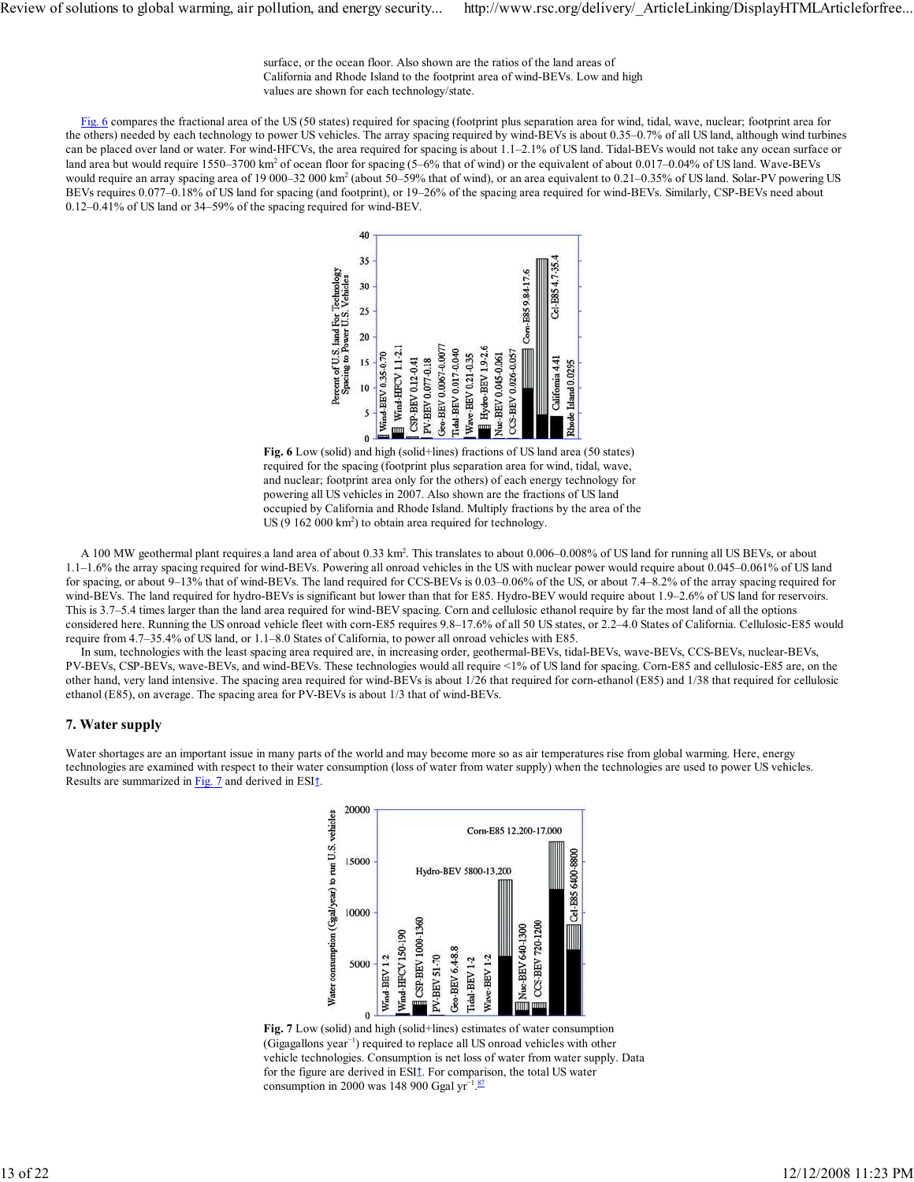surface, or the ocean floor. Also shown are the ratios of the land areas of California and Rhode Island to the footprint area of wind-BEVs. Low and high values are shown for each technology/state.

Fig. 6 compares the fractional area of the US (50 states) required for spacing (footprint plus separation area for wind, tidal, wave, nuclear; footprint area for the others) needed by each technology to power US vehicles. The array spacing required by wind-BEVs is about 0.35–0.7% of all US land, although wind turbines can be placed over land or water. For wind-HFCVs, the area required for spacing is about 1.1–2.1% of US land. Tidal-BEVs would not take any ocean surface or land area but would require 1550–3700 km$^2$ of ocean floor for spacing (5–6% that of wind) or the equivalent of about 0.017–0.04% of US land. Wave-BEVs would require an array spacing area of 19 000–32 000 km$^2$ (about 50–59% that of wind), or an area equivalent to 0.21–0.35% of US land. Solar-PV powering US BEVs requires 0.077–0.18% of US land for spacing (and footprint), or 19–26% of the spacing area required for wind-BEVs. Similarly, CSP-BEVs need about 0.12–0.41% of US land or 34–59% of the spacing required for wind-BEV.

**Fig. 6** Low (solid) and high (solid+lines) fractions of US land area (50 states) required for the spacing (footprint plus separation area for wind, tidal, wave, and nuclear; footprint area only for the others) of each energy technology for powering all US vehicles in 2007. Also shown are the fractions of US land occupied by California and Rhode Island. Multiply fractions by the area of the US (9 162 000 km$^2$) to obtain area required for technology.

A 100 MW geothermal plant requires a land area of about 0.33 km$^2$. This translates to about 0.006–0.008% of US land for running all US BEVs, or about 1.1–1.6% the array spacing required for wind-BEVs. Powering all onroad vehicles in the US with nuclear power would require about 0.045–0.061% of US land for spacing, or about 9–13% that of wind-BEVs. The land required for CCS-BEVs is 0.03–0.06% of the US, or about 7.4–8.2% of the array spacing required for wind-BEVs. The land required for hydro-BEVs is significant but lower than that for E85. Hydro-BEV would require about 1.9–2.6% of US land for reservoirs. This is 3.7–5.4 times larger than the land area required for wind-BEV spacing. Corn and cellulosic ethanol require by far the most land of all the options considered here. Running the US onroad vehicle fleet with corn-E85 requires 9.8–17.6% of all 50 US states, or 2.2–4.0 States of California. Cellulosic-E85 would require from 4.7–35.4% of US land, or 1.1–8.0 States of California, to power all onroad vehicles with E85.

In sum, technologies with the least spacing area required are, in increasing order, geothermal-BEVs, tidal-BEVs, wave-BEVs, CCS-BEVs, nuclear-BEVs, PV-BEVs, CSP-BEVs, wave-BEVs, and wind-BEVs. These technologies would all require <1% of US land for spacing. Corn-E85 and cellulosic-E85 are, on the other hand, very land intensive. The spacing area required for wind-BEVs is about 1/26 that required for corn-ethanol (E85) and 1/38 that required for cellulosic ethanol (E85), on average. The spacing area for PV-BEVs is about 1/3 that of wind-BEVs.

## 7. Water supply

Water shortages are an important issue in many parts of the world and may become more so as air temperatures rise from global warming. Here, energy technologies are examined with respect to their water consumption (loss of water from water supply) when the technologies are used to power US vehicles. Results are summarized in Fig. 7 and derived in ESI†.

**Fig. 7** Low (solid) and high (solid+lines) estimates of water consumption (Gigagallons year$^{-1}$) required to replace all US onroad vehicles with other vehicle technologies. Consumption is net loss of water from water supply. Data for the figure are derived in ESI†. For comparison, the total US water consumption in 2000 was 148 900 Ggal yr$^{-1}$.[87]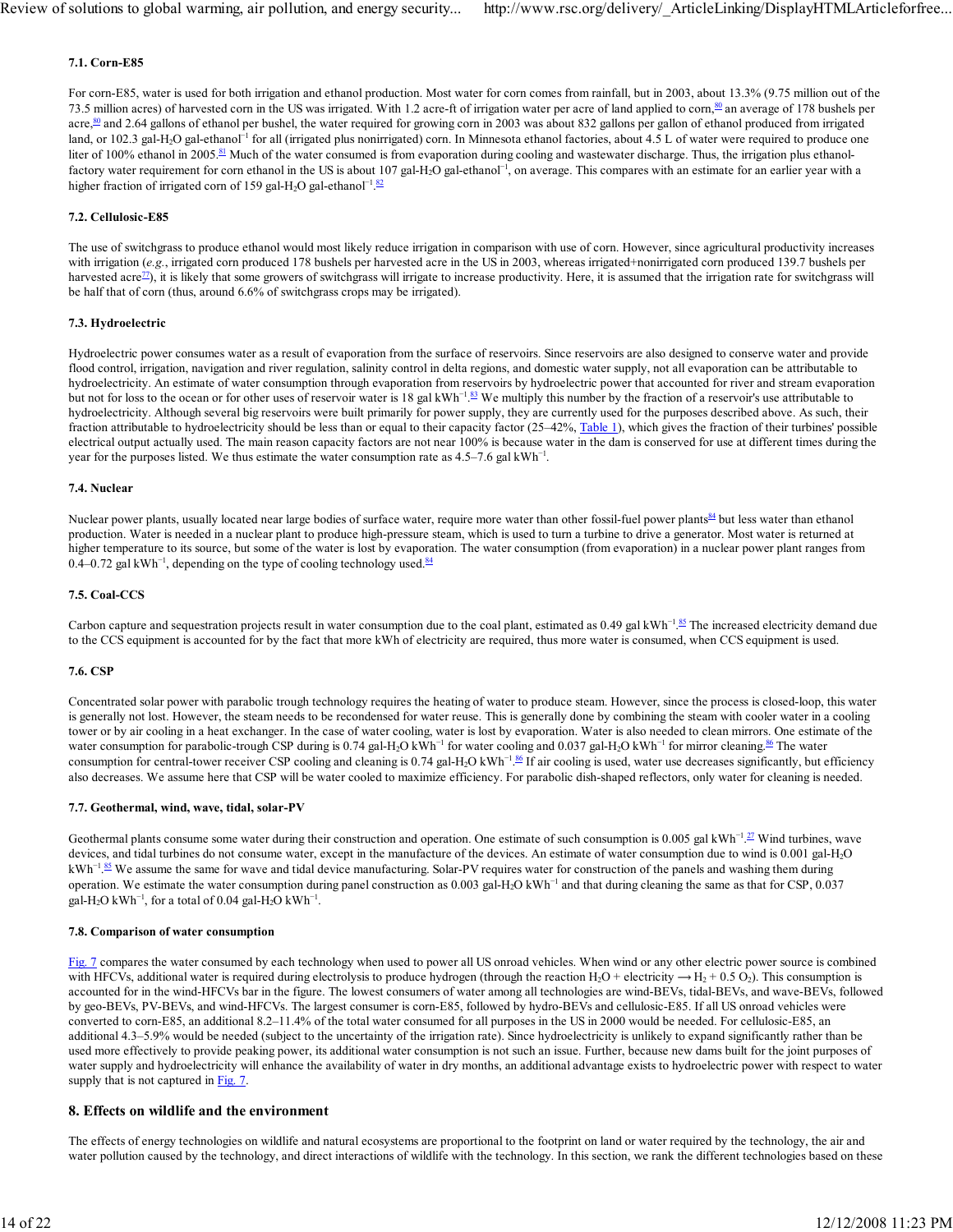### 7.1. Corn-E85

For corn-E85, water is used for both irrigation and ethanol production. Most water for corn comes from rainfall, but in 2003, about 13.3% (9.75 million out of the 73.5 million acres) of harvested corn in the US was irrigated. With 1.2 acre-ft of irrigation water per acre of land applied to corn,[80] an average of 178 bushels per acre,[80] and 2.64 gallons of ethanol per bushel, the water required for growing corn in 2003 was about 832 gallons per gallon of ethanol produced from irrigated land, or 102.3 gal-$H_2O$ gal-ethanol$^{-1}$ for all (irrigated plus nonirrigated) corn. In Minnesota ethanol factories, about 4.5 L of water were required to produce one liter of 100% ethanol in 2005.[81] Much of the water consumed is from evaporation during cooling and wastewater discharge. Thus, the irrigation plus ethanol-factory water requirement for corn ethanol in the US is about 107 gal-$H_2O$ gal-ethanol$^{-1}$, on average. This compares with an estimate for an earlier year with a higher fraction of irrigated corn of 159 gal-$H_2O$ gal-ethanol$^{-1}$.[82]

### 7.2. Cellulosic-E85

The use of switchgrass to produce ethanol would most likely reduce irrigation in comparison with use of corn. However, since agricultural productivity increases with irrigation (*e.g.*, irrigated corn produced 178 bushels per harvested acre in the US in 2003, whereas irrigated+nonirrigated corn produced 139.7 bushels per harvested acre[77]), it is likely that some growers of switchgrass will irrigate to increase productivity. Here, it is assumed that the irrigation rate for switchgrass will be half that of corn (thus, around 6.6% of switchgrass crops may be irrigated).

### 7.3. Hydroelectric

Hydroelectric power consumes water as a result of evaporation from the surface of reservoirs. Since reservoirs are also designed to conserve water and provide flood control, irrigation, navigation and river regulation, salinity control in delta regions, and domestic water supply, not all evaporation can be attributable to hydroelectricity. An estimate of water consumption through evaporation from reservoirs by hydroelectric power that accounted for river and stream evaporation but not for loss to the ocean or for other uses of reservoir water is 18 gal kWh$^{-1}$.[83] We multiply this number by the fraction of a reservoir's use attributable to hydroelectricity. Although several big reservoirs were built primarily for power supply, they are currently used for the purposes described above. As such, their fraction attributable to hydroelectricity should be less than or equal to their capacity factor (25–42%, Table 1), which gives the fraction of their turbines' possible electrical output actually used. The main reason capacity factors are not near 100% is because water in the dam is conserved for use at different times during the year for the purposes listed. We thus estimate the water consumption rate as 4.5–7.6 gal kWh$^{-1}$.

### 7.4. Nuclear

Nuclear power plants, usually located near large bodies of surface water, require more water than other fossil-fuel power plants[84] but less water than ethanol production. Water is needed in a nuclear plant to produce high-pressure steam, which is used to turn a turbine to drive a generator. Most water is returned at higher temperature to its source, but some of the water is lost by evaporation. The water consumption (from evaporation) in a nuclear power plant ranges from 0.4–0.72 gal kWh$^{-1}$, depending on the type of cooling technology used.[84]

### 7.5. Coal-CCS

Carbon capture and sequestration projects result in water consumption due to the coal plant, estimated as 0.49 gal kWh$^{-1}$.[85] The increased electricity demand due to the CCS equipment is accounted for by the fact that more kWh of electricity are required, thus more water is consumed, when CCS equipment is used.

### 7.6. CSP

Concentrated solar power with parabolic trough technology requires the heating of water to produce steam. However, since the process is closed-loop, this water is generally not lost. However, the steam needs to be recondensed for water reuse. This is generally done by combining the steam with cooler water in a cooling tower or by air cooling in a heat exchanger. In the case of water cooling, water is lost by evaporation. Water is also needed to clean mirrors. One estimate of the water consumption for parabolic-trough CSP during is 0.74 gal-$H_2O$ kWh$^{-1}$ for water cooling and 0.037 gal-$H_2O$ kWh$^{-1}$ for mirror cleaning.[86] The water consumption for central-tower receiver CSP cooling and cleaning is 0.74 gal-$H_2O$ kWh$^{-1}$.[86] If air cooling is used, water use decreases significantly, but efficiency also decreases. We assume here that CSP will be water cooled to maximize efficiency. For parabolic dish-shaped reflectors, only water for cleaning is needed.

### 7.7. Geothermal, wind, wave, tidal, solar-PV

Geothermal plants consume some water during their construction and operation. One estimate of such consumption is 0.005 gal kWh$^{-1}$.[27] Wind turbines, wave devices, and tidal turbines do not consume water, except in the manufacture of the devices. An estimate of water consumption due to wind is 0.001 gal-$H_2O$ kWh$^{-1}$.[85] We assume the same for wave and tidal device manufacturing. Solar-PV requires water for construction of the panels and washing them during operation. We estimate the water consumption during panel construction as 0.003 gal-$H_2O$ kWh$^{-1}$ and that during cleaning the same as that for CSP, 0.037 gal-$H_2O$ kWh$^{-1}$, for a total of 0.04 gal-$H_2O$ kWh$^{-1}$.

### 7.8. Comparison of water consumption

Fig. 7 compares the water consumed by each technology when used to power all US onroad vehicles. When wind or any other electric power source is combined with HFCVs, additional water is required during electrolysis to produce hydrogen (through the reaction $H_2O$ + electricity → $H_2$ + 0.5 $O_2$). This consumption is accounted for in the wind-HFCVs bar in the figure. The lowest consumers of water among all technologies are wind-BEVs, tidal-BEVs, and wave-BEVs, followed by geo-BEVs, PV-BEVs, and wind-HFCVs. The largest consumer is corn-E85, followed by hydro-BEVs and cellulosic-E85. If all US onroad vehicles were converted to corn-E85, an additional 8.2–11.4% of the total water consumed for all purposes in the US in 2000 would be needed. For cellulosic-E85, an additional 4.3–5.9% would be needed (subject to the uncertainty of the irrigation rate). Since hydroelectricity is unlikely to expand significantly rather than be used more effectively to provide peaking power, its additional water consumption is not such an issue. Further, because new dams built for the joint purposes of water supply and hydroelectricity will enhance the availability of water in dry months, an additional advantage exists to hydroelectric power with respect to water supply that is not captured in Fig. 7.

## 8. Effects on wildlife and the environment

The effects of energy technologies on wildlife and natural ecosystems are proportional to the footprint on land or water required by the technology, the air and water pollution caused by the technology, and direct interactions of wildlife with the technology. In this section, we rank the different technologies based on these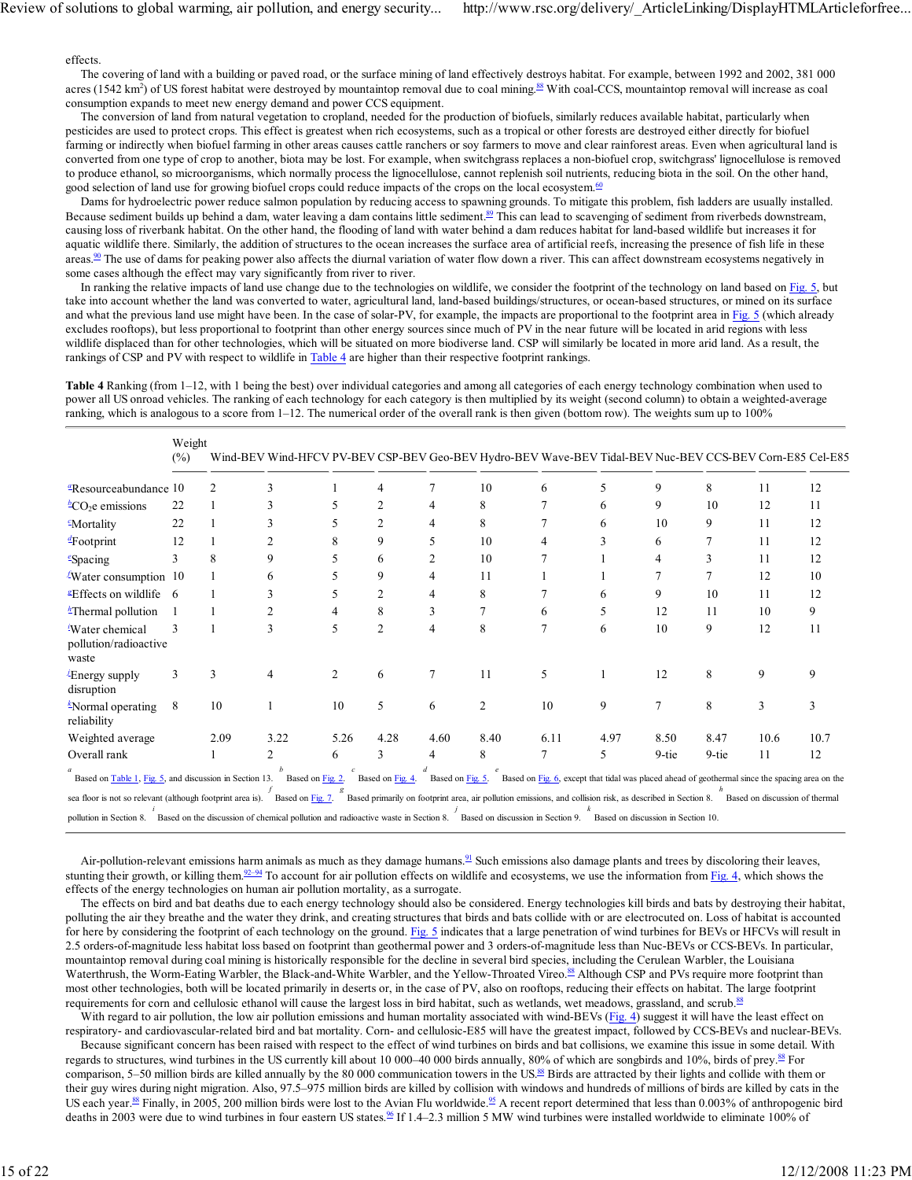effects.

The covering of land with a building or paved road, or the surface mining of land effectively destroys habitat. For example, between 1992 and 2002, 381 000 acres (1542 $km^2$) of US forest habitat were destroyed by mountaintop removal due to coal mining.[88] With coal-CCS, mountaintop removal will increase as coal consumption expands to meet new energy demand and power CCS equipment.

The conversion of land from natural vegetation to cropland, needed for the production of biofuels, similarly reduces available habitat, particularly when pesticides are used to protect crops. This effect is greatest when rich ecosystems, such as a tropical or other forests are destroyed either directly for biofuel farming or indirectly when biofuel farming in other areas causes cattle ranchers or soy farmers to move and clear rainforest areas. Even when agricultural land is converted from one type of crop to another, biota may be lost. For example, when switchgrass replaces a non-biofuel crop, switchgrass' lignocellulose is removed to produce ethanol, so microorganisms, which normally process the lignocellulose, cannot replenish soil nutrients, reducing biota in the soil. On the other hand, good selection of land use for growing biofuel crops could reduce impacts of the crops on the local ecosystem.[60]

Dams for hydroelectric power reduce salmon population by reducing access to spawning grounds. To mitigate this problem, fish ladders are usually installed. Because sediment builds up behind a dam, water leaving a dam contains little sediment.[89] This can lead to scavenging of sediment from riverbeds downstream, causing loss of riverbank habitat. On the other hand, the flooding of land with water behind a dam reduces habitat for land-based wildlife but increases it for aquatic wildlife there. Similarly, the addition of structures to the ocean increases the surface area of artificial reefs, increasing the presence of fish life in these areas.[90] The use of dams for peaking power also affects the diurnal variation of water flow down a river. This can affect downstream ecosystems negatively in some cases although the effect may vary significantly from river to river.

In ranking the relative impacts of land use change due to the technologies on wildlife, we consider the footprint of the technology on land based on Fig. 5, but take into account whether the land was converted to water, agricultural land, land-based buildings/structures, or ocean-based structures, or mined on its surface and what the previous land use might have been. In the case of solar-PV, for example, the impacts are proportional to the footprint area in Fig. 5 (which already excludes rooftops), but less proportional to footprint than other energy sources since much of PV in the near future will be located in arid regions with less wildlife displaced than for other technologies, which will be situated on more biodiverse land. CSP will similarly be located in more arid land. As a result, the rankings of CSP and PV with respect to wildlife in Table 4 are higher than their respective footprint rankings.

**Table 4** Ranking (from 1–12, with 1 being the best) over individual categories and among all categories of each energy technology combination when used to power all US onroad vehicles. The ranking of each technology for each category is then multiplied by its weight (second column) to obtain a weighted-average ranking, which is analogous to a score from 1–12. The numerical order of the overall rank is then given (bottom row). The weights sum up to 100%

| | Weight (%) | Wind-BEV | Wind-HFCV | PV-BEV | CSP-BEV | Geo-BEV | Hydro-BEV | Wave-BEV | Tidal-BEV | Nuc-BEV | CCS-BEV | Corn-E85 | Cel-E85 |
|---|---|---|---|---|---|---|---|---|---|---|---|---|---|
| [a]Resource abundance | 10 | 2 | 3 | 1 | 4 | 7 | 10 | 6 | 5 | 9 | 8 | 11 | 12 |
| [b]$CO_2e$ emissions | 22 | 1 | 3 | 5 | 2 | 4 | 8 | 7 | 6 | 9 | 10 | 12 | 11 |
| [c]Mortality | 22 | 1 | 3 | 5 | 2 | 4 | 8 | 7 | 6 | 10 | 9 | 11 | 12 |
| [d]Footprint | 12 | 1 | 2 | 8 | 9 | 5 | 10 | 4 | 3 | 6 | 7 | 11 | 12 |
| [e]Spacing | 3 | 8 | 9 | 5 | 6 | 2 | 10 | 7 | 1 | 4 | 3 | 11 | 12 |
| [f]Water consumption | 10 | 1 | 6 | 5 | 9 | 4 | 11 | 1 | 1 | 7 | 7 | 12 | 10 |
| [g]Effects on wildlife | 6 | 1 | 3 | 5 | 2 | 4 | 8 | 7 | 6 | 9 | 10 | 11 | 12 |
| [h]Thermal pollution | 1 | 1 | 2 | 4 | 8 | 3 | 7 | 6 | 5 | 12 | 11 | 10 | 9 |
| [i]Water chemical pollution/radioactive waste | 3 | 1 | 3 | 5 | 2 | 4 | 8 | 7 | 6 | 10 | 9 | 12 | 11 |
| [j]Energy supply disruption | 3 | 3 | 4 | 2 | 6 | 7 | 11 | 5 | 1 | 12 | 8 | 9 | 9 |
| [k]Normal operating reliability | 8 | 10 | 1 | 10 | 5 | 6 | 2 | 10 | 9 | 7 | 8 | 3 | 3 |
| Weighted average | | 2.09 | 3.22 | 5.26 | 4.28 | 4.60 | 8.40 | 6.11 | 4.97 | 8.50 | 8.47 | 10.6 | 10.7 |
| Overall rank | | 1 | 2 | 6 | 3 | 4 | 8 | 7 | 5 | 9-tie | 9-tie | 11 | 12 |

[a] Based on Table 1, Fig. 5, and discussion in Section 13. [b] Based on Fig. 2. [c] Based on Fig. 4. [d] Based on Fig. 5. [e] Based on Fig. 6, except that tidal was placed ahead of geothermal since the spacing area on the sea floor is not so relevant (although footprint area is). [f] Based on Fig. 7. [g] Based primarily on footprint area, air pollution emissions, and collision risk, as described in Section 8. [h] Based on discussion of thermal pollution in Section 8. [i] Based on the discussion of chemical pollution and radioactive waste in Section 8. [j] Based on discussion in Section 9. [k] Based on discussion in Section 10.

Air-pollution-relevant emissions harm animals as much as they damage humans.[91] Such emissions also damage plants and trees by discoloring their leaves, stunting their growth, or killing them.[92–94] To account for air pollution effects on wildlife and ecosystems, we use the information from Fig. 4, which shows the effects of the energy technologies on human air pollution mortality, as a surrogate.

The effects on bird and bat deaths due to each energy technology should also be considered. Energy technologies kill birds and bats by destroying their habitat, polluting the air they breathe and the water they drink, and creating structures that birds and bats collide with or are electrocuted on. Loss of habitat is accounted for here by considering the footprint of each technology on the ground. Fig. 5 indicates that a large penetration of wind turbines for BEVs or HFCVs will result in 2.5 orders-of-magnitude less habitat loss based on footprint than geothermal power and 3 orders-of-magnitude less than Nuc-BEVs or CCS-BEVs. In particular, mountaintop removal during coal mining is historically responsible for the decline in several bird species, including the Cerulean Warbler, the Louisiana Waterthrush, the Worm-Eating Warbler, the Black-and-White Warbler, and the Yellow-Throated Vireo.[88] Although CSP and PVs require more footprint than most other technologies, both will be located primarily in deserts or, in the case of PV, also on rooftops, reducing their effects on habitat. The large footprint requirements for corn and cellulosic ethanol will cause the largest loss in bird habitat, such as wetlands, wet meadows, grassland, and scrub.[88]

With regard to air pollution, the low air pollution emissions and human mortality associated with wind-BEVs (Fig. 4) suggest it will have the least effect on respiratory- and cardiovascular-related bird and bat mortality. Corn- and cellulosic-E85 will have the greatest impact, followed by CCS-BEVs and nuclear-BEVs.

Because significant concern has been raised with respect to the effect of wind turbines on birds and bat collisions, we examine this issue in some detail. With regards to structures, wind turbines in the US currently kill about 10 000–40 000 birds annually, 80% of which are songbirds and 10%, birds of prey.[88] For comparison, 5–50 million birds are killed annually by the 80 000 communication towers in the US.[88] Birds are attracted by their lights and collide with them or their guy wires during night migration. Also, 97.5–975 million birds are killed by collision with windows and hundreds of millions of birds are killed by cats in the US each year.[88] Finally, in 2005, 200 million birds were lost to the Avian Flu worldwide.[95] A recent report determined that less than 0.003% of anthropogenic bird deaths in 2003 were due to wind turbines in four eastern US states.[96] If 1.4–2.3 million 5 MW wind turbines were installed worldwide to eliminate 100% of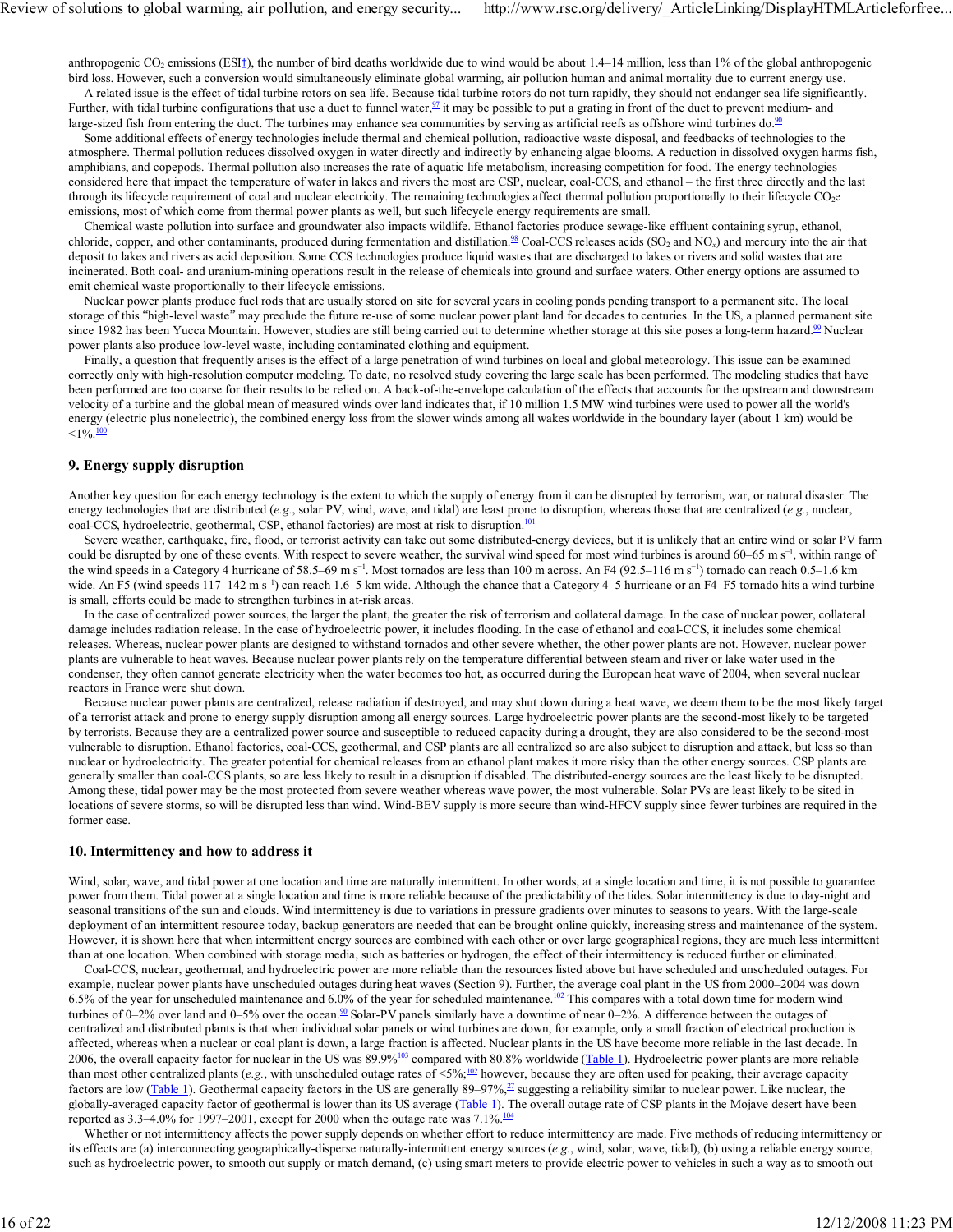anthropogenic $CO_2$ emissions (ESI†), the number of bird deaths worldwide due to wind would be about 1.4–14 million, less than 1% of the global anthropogenic bird loss. However, such a conversion would simultaneously eliminate global warming, air pollution human and animal mortality due to current energy use.

A related issue is the effect of tidal turbine rotors on sea life. Because tidal turbine rotors do not turn rapidly, they should not endanger sea life significantly. Further, with tidal turbine configurations that use a duct to funnel water,[97] it may be possible to put a grating in front of the duct to prevent medium- and large-sized fish from entering the duct. The turbines may enhance sea communities by serving as artificial reefs as offshore wind turbines do.[90]

Some additional effects of energy technologies include thermal and chemical pollution, radioactive waste disposal, and feedbacks of technologies to the atmosphere. Thermal pollution reduces dissolved oxygen in water directly and indirectly by enhancing algae blooms. A reduction in dissolved oxygen harms fish, amphibians, and copepods. Thermal pollution also increases the rate of aquatic life metabolism, increasing competition for food. The energy technologies considered here that impact the temperature of water in lakes and rivers the most are CSP, nuclear, coal-CCS, and ethanol – the first three directly and the last through its lifecycle requirement of coal and nuclear electricity. The remaining technologies affect thermal pollution proportionally to their lifecycle $CO_2$e emissions, most of which come from thermal power plants as well, but such lifecycle energy requirements are small.

Chemical waste pollution into surface and groundwater also impacts wildlife. Ethanol factories produce sewage-like effluent containing syrup, ethanol, chloride, copper, and other contaminants, produced during fermentation and distillation.[98] Coal-CCS releases acids ($SO_2$ and $NO_x$) and mercury into the air that deposit to lakes and rivers as acid deposition. Some CCS technologies produce liquid wastes that are discharged to lakes or rivers and solid wastes that are incinerated. Both coal- and uranium-mining operations result in the release of chemicals into ground and surface waters. Other energy options are assumed to emit chemical waste proportionally to their lifecycle emissions.

Nuclear power plants produce fuel rods that are usually stored on site for several years in cooling ponds pending transport to a permanent site. The local storage of this "high-level waste" may preclude the future re-use of some nuclear power plant land for decades to centuries. In the US, a planned permanent site since 1982 has been Yucca Mountain. However, studies are still being carried out to determine whether storage at this site poses a long-term hazard.[99] Nuclear power plants also produce low-level waste, including contaminated clothing and equipment.

Finally, a question that frequently arises is the effect of a large penetration of wind turbines on local and global meteorology. This issue can be examined correctly only with high-resolution computer modeling. To date, no resolved study covering the large scale has been performed. The modeling studies that have been performed are too coarse for their results to be relied on. A back-of-the-envelope calculation of the effects that accounts for the upstream and downstream velocity of a turbine and the global mean of measured winds over land indicates that, if 10 million 1.5 MW wind turbines were used to power all the world's energy (electric plus nonelectric), the combined energy loss from the slower winds among all wakes worldwide in the boundary layer (about 1 km) would be <1%.[100]

## 9. Energy supply disruption

Another key question for each energy technology is the extent to which the supply of energy from it can be disrupted by terrorism, war, or natural disaster. The energy technologies that are distributed (*e.g.*, solar PV, wind, wave, and tidal) are least prone to disruption, whereas those that are centralized (*e.g.*, nuclear, coal-CCS, hydroelectric, geothermal, CSP, ethanol factories) are most at risk to disruption.[101]

Severe weather, earthquake, fire, flood, or terrorist activity can take out some distributed-energy devices, but it is unlikely that an entire wind or solar PV farm could be disrupted by one of these events. With respect to severe weather, the survival wind speed for most wind turbines is around 60–65 m $s^{-1}$, within range of the wind speeds in a Category 4 hurricane of 58.5–69 m $s^{-1}$. Most tornados are less than 100 m across. An F4 (92.5–116 m $s^{-1}$) tornado can reach 0.5–1.6 km wide. An F5 (wind speeds 117–142 m $s^{-1}$) can reach 1.6–5 km wide. Although the chance that a Category 4–5 hurricane or an F4–F5 tornado hits a wind turbine is small, efforts could be made to strengthen turbines in at-risk areas.

In the case of centralized power sources, the larger the plant, the greater the risk of terrorism and collateral damage. In the case of nuclear power, collateral damage includes radiation release. In the case of hydroelectric power, it includes flooding. In the case of ethanol and coal-CCS, it includes some chemical releases. Whereas, nuclear power plants are designed to withstand tornados and other severe whether, the other power plants are not. However, nuclear power plants are vulnerable to heat waves. Because nuclear power plants rely on the temperature differential between steam and river or lake water used in the condenser, they often cannot generate electricity when the water becomes too hot, as occurred during the European heat wave of 2004, when several nuclear reactors in France were shut down.

Because nuclear power plants are centralized, release radiation if destroyed, and may shut down during a heat wave, we deem them to be the most likely target of a terrorist attack and prone to energy supply disruption among all energy sources. Large hydroelectric power plants are the second-most likely to be targeted by terrorists. Because they are a centralized power source and susceptible to reduced capacity during a drought, they are also considered to be the second-most vulnerable to disruption. Ethanol factories, coal-CCS, geothermal, and CSP plants are all centralized so are also subject to disruption and attack, but less so than nuclear or hydroelectricity. The greater potential for chemical releases from an ethanol plant makes it more risky than the other energy sources. CSP plants are generally smaller than coal-CCS plants, so are less likely to result in a disruption if disabled. The distributed-energy sources are the least likely to be disrupted. Among these, tidal power may be the most protected from severe weather whereas wave power, the most vulnerable. Solar PVs are least likely to be sited in locations of severe storms, so will be disrupted less than wind. Wind-BEV supply is more secure than wind-HFCV supply since fewer turbines are required in the former case.

## 10. Intermittency and how to address it

Wind, solar, wave, and tidal power at one location and time are naturally intermittent. In other words, at a single location and time, it is not possible to guarantee power from them. Tidal power at a single location and time is more reliable because of the predictability of the tides. Solar intermittency is due to day-night and seasonal transitions of the sun and clouds. Wind intermittency is due to variations in pressure gradients over minutes to seasons to years. With the large-scale deployment of an intermittent resource today, backup generators are needed that can be brought online quickly, increasing stress and maintenance of the system. However, it is shown here that when intermittent energy sources are combined with each other or over large geographical regions, they are much less intermittent than at one location. When combined with storage media, such as batteries or hydrogen, the effect of their intermittency is reduced further or eliminated.

Coal-CCS, nuclear, geothermal, and hydroelectric power are more reliable than the resources listed above but have scheduled and unscheduled outages. For example, nuclear power plants have unscheduled outages during heat waves (Section 9). Further, the average coal plant in the US from 2000–2004 was down 6.5% of the year for unscheduled maintenance and 6.0% of the year for scheduled maintenance.[102] This compares with a total down time for modern wind turbines of 0–2% over land and 0–5% over the ocean.[90] Solar-PV panels similarly have a downtime of near 0–2%. A difference between the outages of centralized and distributed plants is that when individual solar panels or wind turbines are down, for example, only a small fraction of electrical production is affected, whereas when a nuclear or coal plant is down, a large fraction is affected. Nuclear plants in the US have become more reliable in the last decade. In 2006, the overall capacity factor for nuclear in the US was 89.9%[103] compared with 80.8% worldwide (Table 1). Hydroelectric power plants are more reliable than most other centralized plants (*e.g.*, with unscheduled outage rates of <5%;[102] however, because they are often used for peaking, their average capacity factors are low (Table 1). Geothermal capacity factors in the US are generally 89–97%,[27] suggesting a reliability similar to nuclear power. Like nuclear, the globally-averaged capacity factor of geothermal is lower than its US average (Table 1). The overall outage rate of CSP plants in the Mojave desert have been reported as 3.3–4.0% for 1997–2001, except for 2000 when the outage rate was 7.1%.[104]

Whether or not intermittency affects the power supply depends on whether effort to reduce intermittency are made. Five methods of reducing intermittency or its effects are (a) interconnecting geographically-disperse naturally-intermittent energy sources (*e.g.*, wind, solar, wave, tidal), (b) using a reliable energy source, such as hydroelectric power, to smooth out supply or match demand, (c) using smart meters to provide electric power to vehicles in such a way as to smooth out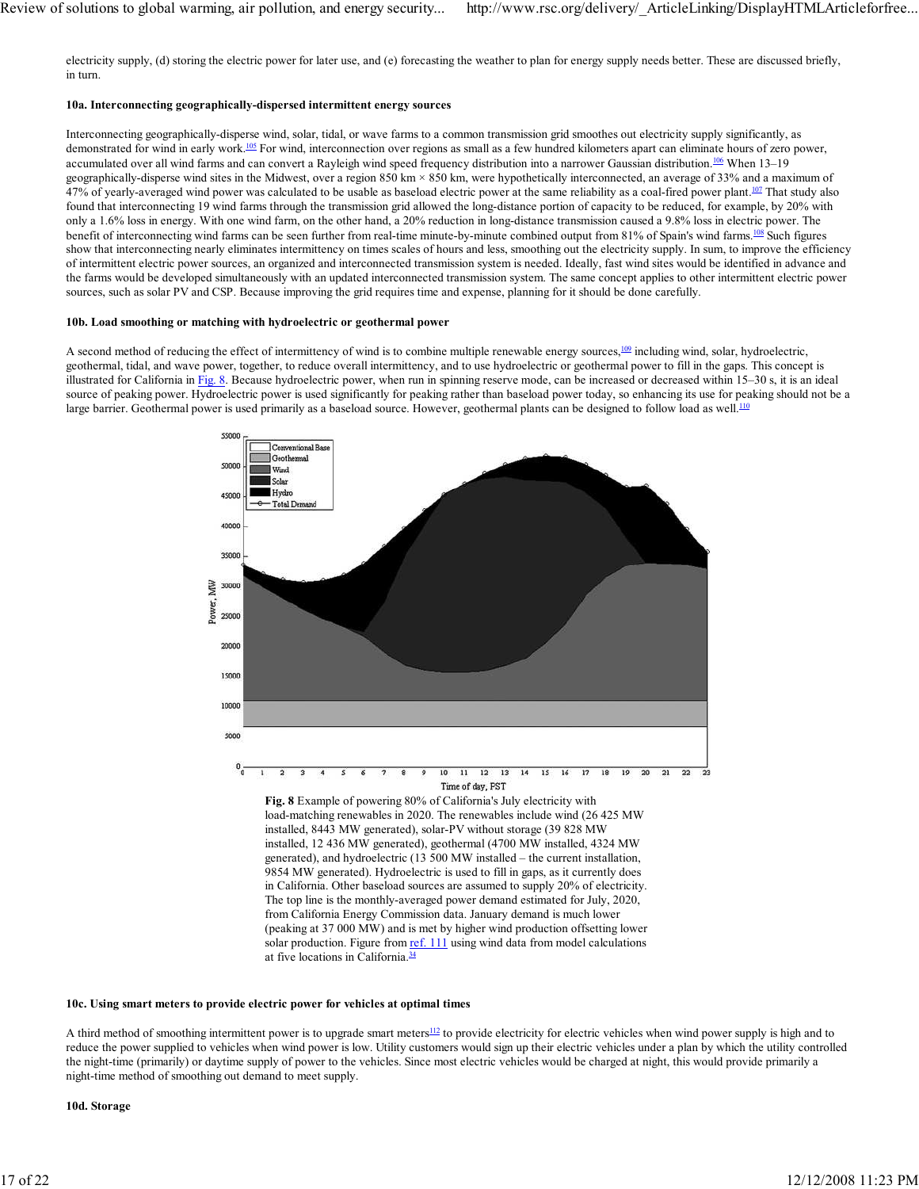electricity supply, (d) storing the electric power for later use, and (e) forecasting the weather to plan for energy supply needs better. These are discussed briefly, in turn.

**10a. Interconnecting geographically-dispersed intermittent energy sources**

Interconnecting geographically-disperse wind, solar, tidal, or wave farms to a common transmission grid smoothes out electricity supply significantly, as demonstrated for wind in early work.[105] For wind, interconnection over regions as small as a few hundred kilometers apart can eliminate hours of zero power, accumulated over all wind farms and can convert a Rayleigh wind speed frequency distribution into a narrower Gaussian distribution.[106] When 13–19 geographically-disperse wind sites in the Midwest, over a region 850 km × 850 km, were hypothetically interconnected, an average of 33% and a maximum of 47% of yearly-averaged wind power was calculated to be usable as baseload electric power at the same reliability as a coal-fired power plant.[107] That study also found that interconnecting 19 wind farms through the transmission grid allowed the long-distance portion of capacity to be reduced, for example, by 20% with only a 1.6% loss in energy. With one wind farm, on the other hand, a 20% reduction in long-distance transmission caused a 9.8% loss in electric power. The benefit of interconnecting wind farms can be seen further from real-time minute-by-minute combined output from 81% of Spain's wind farms.[108] Such figures show that interconnecting nearly eliminates intermittency on times scales of hours and less, smoothing out the electricity supply. In sum, to improve the efficiency of intermittent electric power sources, an organized and interconnected transmission system is needed. Ideally, fast wind sites would be identified in advance and the farms would be developed simultaneously with an updated interconnected transmission system. The same concept applies to other intermittent electric power sources, such as solar PV and CSP. Because improving the grid requires time and expense, planning for it should be done carefully.

**10b. Load smoothing or matching with hydroelectric or geothermal power**

A second method of reducing the effect of intermittency of wind is to combine multiple renewable energy sources,[109] including wind, solar, hydroelectric, geothermal, tidal, and wave power, together, to reduce overall intermittency, and to use hydroelectric or geothermal power to fill in the gaps. This concept is illustrated for California in Fig. 8. Because hydroelectric power, when run in spinning reserve mode, can be increased or decreased within 15–30 s, it is an ideal source of peaking power. Hydroelectric power is used significantly for peaking rather than baseload power today, so enhancing its use for peaking should not be a large barrier. Geothermal power is used primarily as a baseload source. However, geothermal plants can be designed to follow load as well.[110]

**Fig. 8** Example of powering 80% of California's July electricity with load-matching renewables in 2020. The renewables include wind (26 425 MW installed, 8443 MW generated), solar-PV without storage (39 828 MW installed, 12 436 MW generated), geothermal (4700 MW installed, 4324 MW generated), and hydroelectric (13 500 MW installed – the current installation, 9854 MW generated). Hydroelectric is used to fill in gaps, as it currently does in California. Other baseload sources are assumed to supply 20% of electricity. The top line is the monthly-averaged power demand estimated for July, 2020, from California Energy Commission data. January demand is much lower (peaking at 37 000 MW) and is met by higher wind production offsetting lower solar production. Figure from ref. 111 using wind data from model calculations at five locations in California.[34]

**10c. Using smart meters to provide electric power for vehicles at optimal times**

A third method of smoothing intermittent power is to upgrade smart meters[112] to provide electricity for electric vehicles when wind power supply is high and to reduce the power supplied to vehicles when wind power is low. Utility customers would sign up their electric vehicles under a plan by which the utility controlled the night-time (primarily) or daytime supply of power to the vehicles. Since most electric vehicles would be charged at night, this would provide primarily a night-time method of smoothing out demand to meet supply.

**10d. Storage**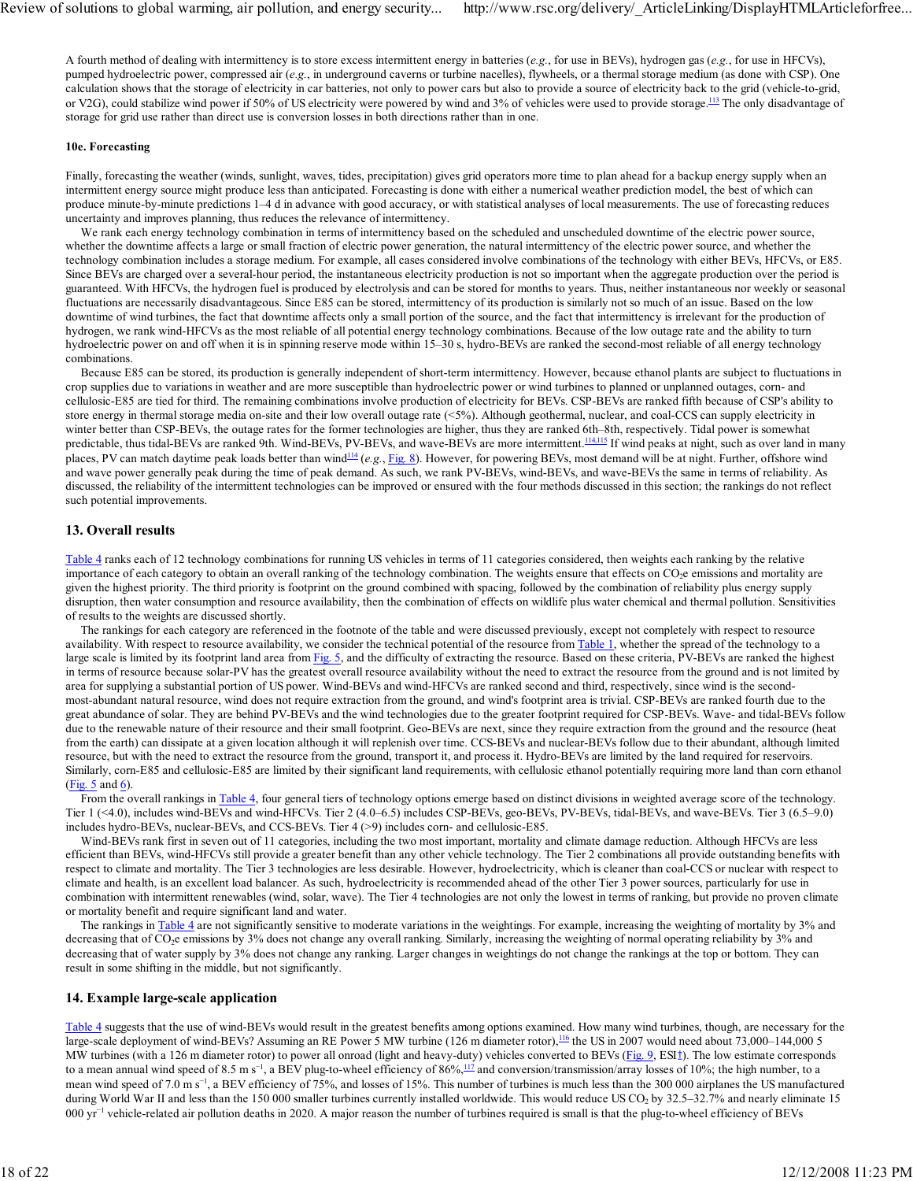A fourth method of dealing with intermittency is to store excess intermittent energy in batteries (*e.g.*, for use in BEVs), hydrogen gas (*e.g.*, for use in HFCVs), pumped hydroelectric power, compressed air (*e.g.*, in underground caverns or turbine nacelles), flywheels, or a thermal storage medium (as done with CSP). One calculation shows that the storage of electricity in car batteries, not only to power cars but also to provide a source of electricity back to the grid (vehicle-to-grid, or V2G), could stabilize wind power if 50% of US electricity were powered by wind and 3% of vehicles were used to provide storage.[113] The only disadvantage of storage for grid use rather than direct use is conversion losses in both directions rather than in one.

#### 10e. Forecasting

Finally, forecasting the weather (winds, sunlight, waves, tides, precipitation) gives grid operators more time to plan ahead for a backup energy supply when an intermittent energy source might produce less than anticipated. Forecasting is done with either a numerical weather prediction model, the best of which can produce minute-by-minute predictions 1–4 d in advance with good accuracy, or with statistical analyses of local measurements. The use of forecasting reduces uncertainty and improves planning, thus reduces the relevance of intermittency.

We rank each energy technology combination in terms of intermittency based on the scheduled and unscheduled downtime of the electric power source, whether the downtime affects a large or small fraction of electric power generation, the natural intermittency of the electric power source, and whether the technology combination includes a storage medium. For example, all cases considered involve combinations of the technology with either BEVs, HFCVs, or E85. Since BEVs are charged over a several-hour period, the instantaneous electricity production is not so important when the aggregate production over the period is guaranteed. With HFCVs, the hydrogen fuel is produced by electrolysis and can be stored for months to years. Thus, neither instantaneous nor weekly or seasonal fluctuations are necessarily disadvantageous. Since E85 can be stored, intermittency of its production is similarly not so much of an issue. Based on the low downtime of wind turbines, the fact that downtime affects only a small portion of the source, and the fact that intermittency is irrelevant for the production of hydrogen, we rank wind-HFCVs as the most reliable of all potential energy technology combinations. Because of the low outage rate and the ability to turn hydroelectric power on and off when it is in spinning reserve mode within 15–30 s, hydro-BEVs are ranked the second-most reliable of all energy technology combinations.

Because E85 can be stored, its production is generally independent of short-term intermittency. However, because ethanol plants are subject to fluctuations in crop supplies due to variations in weather and are more susceptible than hydroelectric power or wind turbines to planned or unplanned outages, corn- and cellulosic-E85 are tied for third. The remaining combinations involve production of electricity for BEVs. CSP-BEVs are ranked fifth because of CSP's ability to store energy in thermal storage media on-site and their low overall outage rate (<5%). Although geothermal, nuclear, and coal-CCS can supply electricity in winter better than CSP-BEVs, the outage rates for the former technologies are higher, thus they are ranked 6th–8th, respectively. Tidal power is somewhat predictable, thus tidal-BEVs are ranked 9th. Wind-BEVs, PV-BEVs, and wave-BEVs are more intermittent.[114,115] If wind peaks at night, such as over land in many places, PV can match daytime peak loads better than wind[114] (*e.g.*, Fig. 8). However, for powering BEVs, most demand will be at night. Further, offshore wind and wave power generally peak during the time of peak demand. As such, we rank PV-BEVs, wind-BEVs, and wave-BEVs the same in terms of reliability. As discussed, the reliability of the intermittent technologies can be improved or ensured with the four methods discussed in this section; the rankings do not reflect such potential improvements.

## 13. Overall results

Table 4 ranks each of 12 technology combinations for running US vehicles in terms of 11 categories considered, then weights each ranking by the relative importance of each category to obtain an overall ranking of the technology combination. The weights ensure that effects on $CO_2e$ emissions and mortality are given the highest priority. The third priority is footprint on the ground combined with spacing, followed by the combination of reliability plus energy supply disruption, then water consumption and resource availability, then the combination of effects on wildlife plus water chemical and thermal pollution. Sensitivities of results to the weights are discussed shortly.

The rankings for each category are referenced in the footnote of the table and were discussed previously, except not completely with respect to resource availability. With respect to resource availability, we consider the technical potential of the resource from Table 1, whether the spread of the technology to a large scale is limited by its footprint land area from Fig. 5, and the difficulty of extracting the resource. Based on these criteria, PV-BEVs are ranked the highest in terms of resource because solar-PV has the greatest overall resource availability without the need to extract the resource from the ground and is not limited by area for supplying a substantial portion of US power. Wind-BEVs and wind-HFCVs are ranked second and third, respectively, since wind is the second-most-abundant natural resource, wind does not require extraction from the ground, and wind's footprint area is trivial. CSP-BEVs are ranked fourth due to the great abundance of solar. They are behind PV-BEVs and the wind technologies due to the greater footprint required for CSP-BEVs. Wave- and tidal-BEVs follow due to the renewable nature of their resource and their small footprint. Geo-BEVs are next, since they require extraction from the ground and the resource (heat from the earth) can dissipate at a given location although it will replenish over time. CCS-BEVs and nuclear-BEVs follow due to their abundant, although limited resource, but with the need to extract the resource from the ground, transport it, and process it. Hydro-BEVs are limited by the land required for reservoirs. Similarly, corn-E85 and cellulosic-E85 are limited by their significant land requirements, with cellulosic ethanol potentially requiring more land than corn ethanol (Fig. 5 and 6).

From the overall rankings in Table 4, four general tiers of technology options emerge based on distinct divisions in weighted average score of the technology. Tier 1 (<4.0), includes wind-BEVs and wind-HFCVs. Tier 2 (4.0–6.5) includes CSP-BEVs, geo-BEVs, PV-BEVs, tidal-BEVs, and wave-BEVs. Tier 3 (6.5–9.0) includes hydro-BEVs, nuclear-BEVs, and CCS-BEVs. Tier 4 (>9) includes corn- and cellulosic-E85.

Wind-BEVs rank first in seven out of 11 categories, including the two most important, mortality and climate damage reduction. Although HFCVs are less efficient than BEVs, wind-HFCVs still provide a greater benefit than any other vehicle technology. The Tier 2 combinations all provide outstanding benefits with respect to climate and mortality. The Tier 3 technologies are less desirable. However, hydroelectricity, which is cleaner than coal-CCS or nuclear with respect to climate and health, is an excellent load balancer. As such, hydroelectricity is recommended ahead of the other Tier 3 power sources, particularly for use in combination with intermittent renewables (wind, solar, wave). The Tier 4 technologies are not only the lowest in terms of ranking, but provide no proven climate or mortality benefit and require significant land and water.

The rankings in Table 4 are not significantly sensitive to moderate variations in the weightings. For example, increasing the weighting of mortality by 3% and decreasing that of $CO_2e$ emissions by 3% does not change any overall ranking. Similarly, increasing the weighting of normal operating reliability by 3% and decreasing that of water supply by 3% does not change any ranking. Larger changes in weightings do not change the rankings at the top or bottom. They can result in some shifting in the middle, but not significantly.

## 14. Example large-scale application

Table 4 suggests that the use of wind-BEVs would result in the greatest benefits among options examined. How many wind turbines, though, are necessary for the large-scale deployment of wind-BEVs? Assuming an RE Power 5 MW turbine (126 m diameter rotor),[116] the US in 2007 would need about 73,000–144,000 5 MW turbines (with a 126 m diameter rotor) to power all onroad (light and heavy-duty) vehicles converted to BEVs (Fig. 9, ESI†). The low estimate corresponds to a mean annual wind speed of 8.5 m s$^{-1}$, a BEV plug-to-wheel efficiency of 86%,[117] and conversion/transmission/array losses of 10%; the high number, to a mean wind speed of 7.0 m s$^{-1}$, a BEV efficiency of 75%, and losses of 15%. This number of turbines is much less than the 300 000 airplanes the US manufactured during World War II and less than the 150 000 smaller turbines currently installed worldwide. This would reduce US $CO_2$ by 32.5–32.7% and nearly eliminate 15 000 yr$^{-1}$ vehicle-related air pollution deaths in 2020. A major reason the number of turbines required is small is that the plug-to-wheel efficiency of BEVs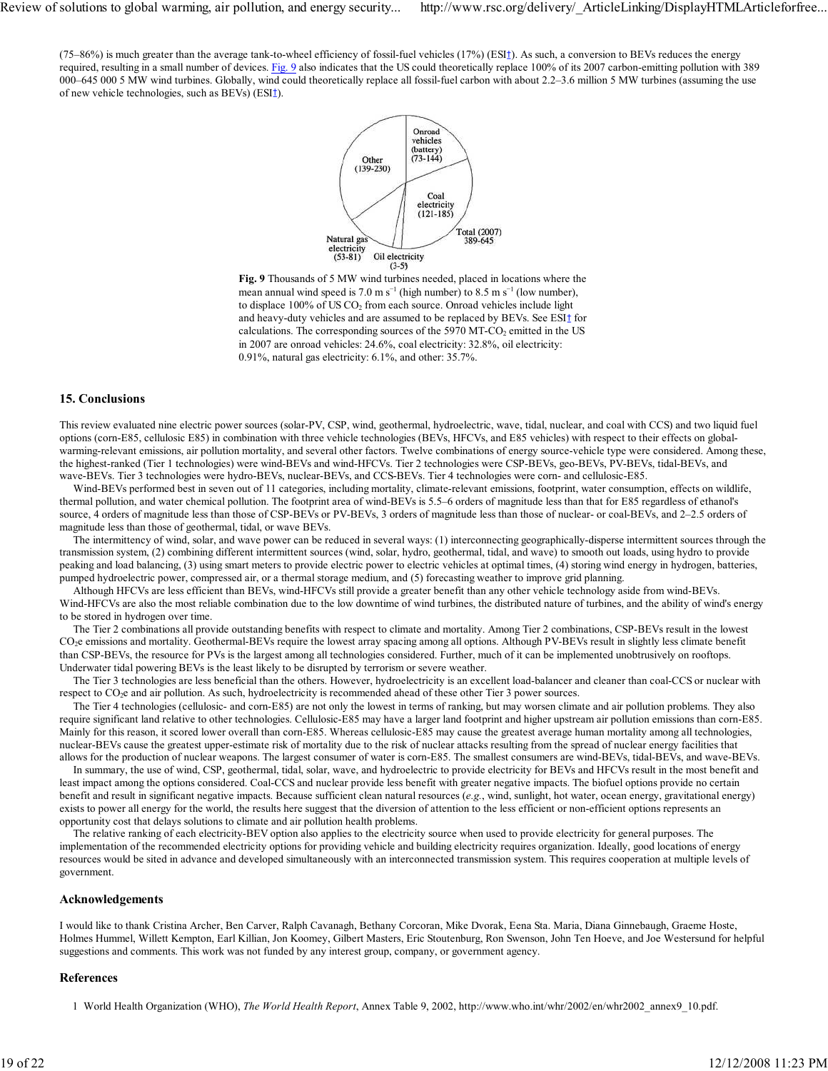(75–86%) is much greater than the average tank-to-wheel efficiency of fossil-fuel vehicles (17%) (ESI†). As such, a conversion to BEVs reduces the energy required, resulting in a small number of devices. Fig. 9 also indicates that the US could theoretically replace 100% of its 2007 carbon-emitting pollution with 389 000–645 000 5 MW wind turbines. Globally, wind could theoretically replace all fossil-fuel carbon with about 2.2–3.6 million 5 MW turbines (assuming the use of new vehicle technologies, such as BEVs) (ESI†).

Onroad vehicles (battery) (73-144)

Coal electricity (121-185)

Total (2007) 389-645

Oil electricity (3-5)

Natural gas electricity (53-81)

Other (139-230)

**Fig. 9** Thousands of 5 MW wind turbines needed, placed in locations where the mean annual wind speed is 7.0 m s$^{-1}$ (high number) to 8.5 m s$^{-1}$ (low number), to displace 100% of US $CO_2$ from each source. Onroad vehicles include light and heavy-duty vehicles and are assumed to be replaced by BEVs. See ESI† for calculations. The corresponding sources of the 5970 MT-$CO_2$ emitted in the US in 2007 are onroad vehicles: 24.6%, coal electricity: 32.8%, oil electricity: 0.91%, natural gas electricity: 6.1%, and other: 35.7%.

## 15. Conclusions

This review evaluated nine electric power sources (solar-PV, CSP, wind, geothermal, hydroelectric, wave, tidal, nuclear, and coal with CCS) and two liquid fuel options (corn-E85, cellulosic E85) in combination with three vehicle technologies (BEVs, HFCVs, and E85 vehicles) with respect to their effects on global-warming-relevant emissions, air pollution mortality, and several other factors. Twelve combinations of energy source-vehicle type were considered. Among these, the highest-ranked (Tier 1 technologies) were wind-BEVs and wind-HFCVs. Tier 2 technologies were CSP-BEVs, geo-BEVs, PV-BEVs, tidal-BEVs, and wave-BEVs. Tier 3 technologies were hydro-BEVs, nuclear-BEVs, and CCS-BEVs. Tier 4 technologies were corn- and cellulosic-E85.

Wind-BEVs performed best in seven out of 11 categories, including mortality, climate-relevant emissions, footprint, water consumption, effects on wildlife, thermal pollution, and water chemical pollution. The footprint area of wind-BEVs is 5.5–6 orders of magnitude less than that for E85 regardless of ethanol's source, 4 orders of magnitude less than those of CSP-BEVs or PV-BEVs, 3 orders of magnitude less than those of nuclear- or coal-BEVs, and 2–2.5 orders of magnitude less than those of geothermal, tidal, or wave BEVs.

The intermittency of wind, solar, and wave power can be reduced in several ways: (1) interconnecting geographically-disperse intermittent sources through the transmission system, (2) combining different intermittent sources (wind, solar, hydro, geothermal, tidal, and wave) to smooth out loads, using hydro to provide peaking and load balancing, (3) using smart meters to provide electric power to electric vehicles at optimal times, (4) storing wind energy in hydrogen, batteries, pumped hydroelectric power, compressed air, or a thermal storage medium, and (5) forecasting weather to improve grid planning.

Although HFCVs are less efficient than BEVs, wind-HFCVs still provide a greater benefit than any other vehicle technology aside from wind-BEVs. Wind-HFCVs are also the most reliable combination due to the low downtime of wind turbines, the distributed nature of turbines, and the ability of wind's energy to be stored in hydrogen over time.

The Tier 2 combinations all provide outstanding benefits with respect to climate and mortality. Among Tier 2 combinations, CSP-BEVs result in the lowest $CO_2e$ emissions and mortality. Geothermal-BEVs require the lowest array spacing among all options. Although PV-BEVs result in slightly less climate benefit than CSP-BEVs, the resource for PVs is the largest among all technologies considered. Further, much of it can be implemented unobtrusively on rooftops. Underwater tidal powering BEVs is the least likely to be disrupted by terrorism or severe weather.

The Tier 3 technologies are less beneficial than the others. However, hydroelectricity is an excellent load-balancer and cleaner than coal-CCS or nuclear with respect to $CO_2e$ and air pollution. As such, hydroelectricity is recommended ahead of these other Tier 3 power sources.

The Tier 4 technologies (cellulosic- and corn-E85) are not only the lowest in terms of ranking, but may worsen climate and air pollution problems. They also require significant land relative to other technologies. Cellulosic-E85 may have a larger land footprint and higher upstream air pollution emissions than corn-E85. Mainly for this reason, it scored lower overall than corn-E85. Whereas cellulosic-E85 may cause the greatest average human mortality among all technologies, nuclear-BEVs cause the greatest upper-estimate risk of mortality due to the risk of nuclear attacks resulting from the spread of nuclear energy facilities that allows for the production of nuclear weapons. The largest consumer of water is corn-E85. The smallest consumers are wind-BEVs, tidal-BEVs, and wave-BEVs.

In summary, the use of wind, CSP, geothermal, tidal, solar, wave, and hydroelectric to provide electricity for BEVs and HFCVs result in the most benefit and least impact among the options considered. Coal-CCS and nuclear provide less benefit with greater negative impacts. The biofuel options provide no certain benefit and result in significant negative impacts. Because sufficient clean natural resources (*e.g.*, wind, sunlight, hot water, ocean energy, gravitational energy) exists to power all energy for the world, the results here suggest that the diversion of attention to the less efficient or non-efficient options represents an opportunity cost that delays solutions to climate and air pollution health problems.

The relative ranking of each electricity-BEV option also applies to the electricity source when used to provide electricity for general purposes. The implementation of the recommended electricity options for providing vehicle and building electricity requires organization. Ideally, good locations of energy resources would be sited in advance and developed simultaneously with an interconnected transmission system. This requires cooperation at multiple levels of government.

### Acknowledgements

I would like to thank Cristina Archer, Ben Carver, Ralph Cavanagh, Bethany Corcoran, Mike Dvorak, Eena Sta. Maria, Diana Ginnebaugh, Graeme Hoste, Holmes Hummel, Willett Kempton, Earl Killian, Jon Koomey, Gilbert Masters, Eric Stoutenburg, Ron Swenson, John Ten Hoeve, and Joe Westersund for helpful suggestions and comments. This work was not funded by any interest group, company, or government agency.

### References

1 World Health Organization (WHO), *The World Health Report*, Annex Table 9, 2002, http://www.who.int/whr/2002/en/whr2002_annex9_10.pdf.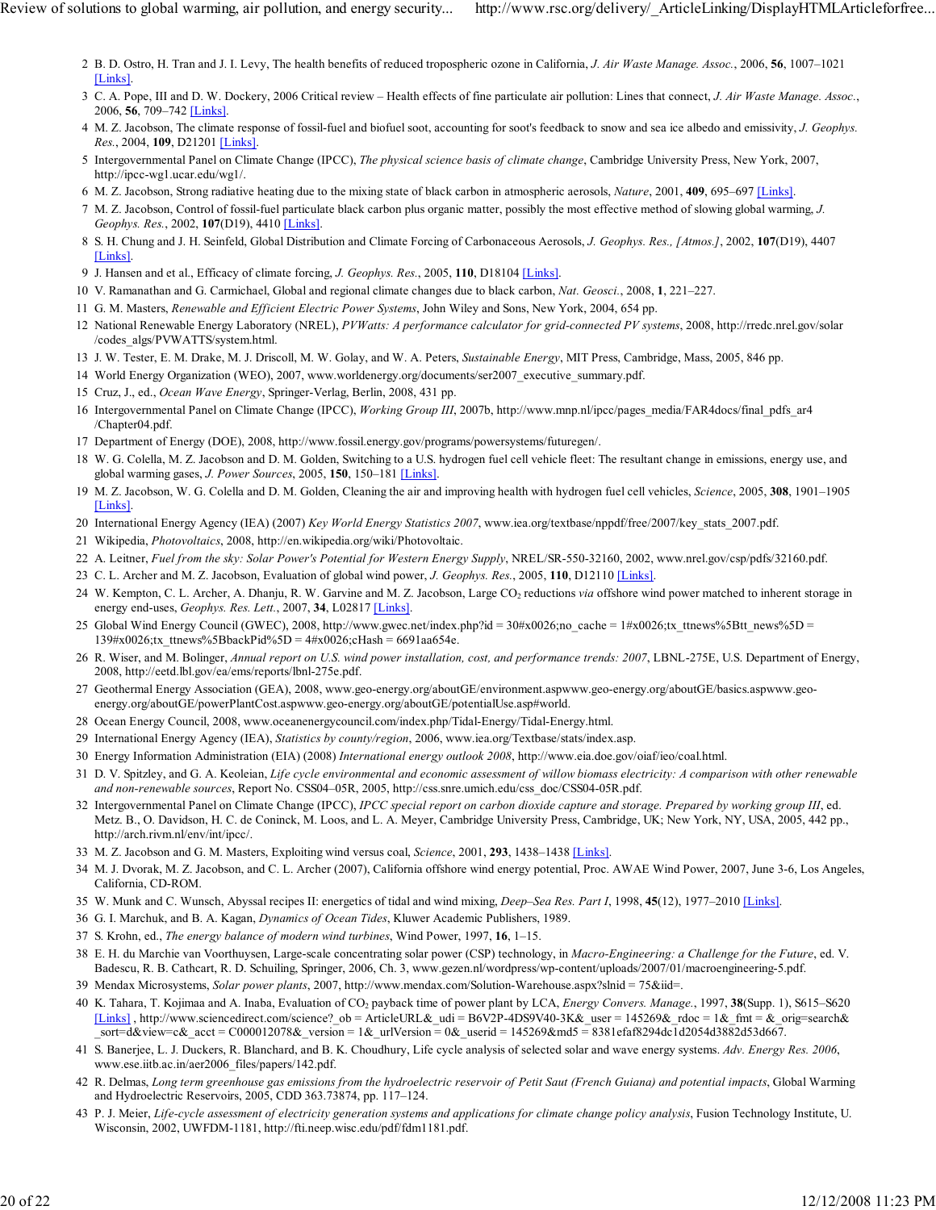2. B. D. Ostro, H. Tran and J. I. Levy, The health benefits of reduced tropospheric ozone in California, *J. Air Waste Manage. Assoc.*, 2006, **56**, 1007–1021 [Links].
3. C. A. Pope, III and D. W. Dockery, 2006 Critical review – Health effects of fine particulate air pollution: Lines that connect, *J. Air Waste Manage. Assoc.*, 2006, **56**, 709–742 [Links].
4. M. Z. Jacobson, The climate response of fossil-fuel and biofuel soot, accounting for soot's feedback to snow and sea ice albedo and emissivity, *J. Geophys. Res.*, 2004, **109**, D21201 [Links].
5. Intergovernmental Panel on Climate Change (IPCC), *The physical science basis of climate change*, Cambridge University Press, New York, 2007, http://ipcc-wg1.ucar.edu/wg1/.
6. M. Z. Jacobson, Strong radiative heating due to the mixing state of black carbon in atmospheric aerosols, *Nature*, 2001, **409**, 695–697 [Links].
7. M. Z. Jacobson, Control of fossil-fuel particulate black carbon plus organic matter, possibly the most effective method of slowing global warming, *J. Geophys. Res.*, 2002, **107**(D19), 4410 [Links].
8. S. H. Chung and J. H. Seinfeld, Global Distribution and Climate Forcing of Carbonaceous Aerosols, *J. Geophys. Res., [Atmos.]*, 2002, **107**(D19), 4407 [Links].
9. J. Hansen and et al., Efficacy of climate forcing, *J. Geophys. Res.*, 2005, **110**, D18104 [Links].
10. V. Ramanathan and G. Carmichael, Global and regional climate changes due to black carbon, *Nat. Geosci.*, 2008, **1**, 221–227.
11. G. M. Masters, *Renewable and Efficient Electric Power Systems*, John Wiley and Sons, New York, 2004, 654 pp.
12. National Renewable Energy Laboratory (NREL), *PVWatts: A performance calculator for grid-connected PV systems*, 2008, http://rredc.nrel.gov/solar/codes_algs/PVWATTS/system.html.
13. J. W. Tester, E. M. Drake, M. J. Driscoll, M. W. Golay, and W. A. Peters, *Sustainable Energy*, MIT Press, Cambridge, Mass, 2005, 846 pp.
14. World Energy Organization (WEO), 2007, www.worldenergy.org/documents/ser2007_executive_summary.pdf.
15. Cruz, J., ed., *Ocean Wave Energy*, Springer-Verlag, Berlin, 2008, 431 pp.
16. Intergovernmental Panel on Climate Change (IPCC), *Working Group III*, 2007b, http://www.mnp.nl/ipcc/pages_media/FAR4docs/final_pdfs_ar4/Chapter04.pdf.
17. Department of Energy (DOE), 2008, http://www.fossil.energy.gov/programs/powersystems/futuregen/.
18. W. G. Colella, M. Z. Jacobson and D. M. Golden, Switching to a U.S. hydrogen fuel cell vehicle fleet: The resultant change in emissions, energy use, and global warming gases, *J. Power Sources*, 2005, **150**, 150–181 [Links].
19. M. Z. Jacobson, W. G. Colella and D. M. Golden, Cleaning the air and improving health with hydrogen fuel cell vehicles, *Science*, 2005, **308**, 1901–1905 [Links].
20. International Energy Agency (IEA) (2007) *Key World Energy Statistics 2007*, www.iea.org/textbase/nppdf/free/2007/key_stats_2007.pdf.
21. Wikipedia, *Photovoltaics*, 2008, http://en.wikipedia.org/wiki/Photovoltaic.
22. A. Leitner, *Fuel from the sky: Solar Power's Potential for Western Energy Supply*, NREL/SR-550-32160, 2002, www.nrel.gov/csp/pdfs/32160.pdf.
23. C. L. Archer and M. Z. Jacobson, Evaluation of global wind power, *J. Geophys. Res.*, 2005, **110**, D12110 [Links].
24. W. Kempton, C. L. Archer, A. Dhanju, R. W. Garvine and M. Z. Jacobson, Large $CO_2$ reductions *via* offshore wind power matched to inherent storage in energy end-uses, *Geophys. Res. Lett.*, 2007, **34**, L02817 [Links].
25. Global Wind Energy Council (GWEC), 2008, http://www.gwec.net/index.php?id = 30#x0026;no_cache = 1#x0026;tx_ttnews%5Btt_news%5D = 139#x0026;tx_ttnews%5BbackPid%5D = 4#x0026;cHash = 6691aa654e.
26. R. Wiser, and M. Bolinger, *Annual report on U.S. wind power installation, cost, and performance trends: 2007*, LBNL-275E, U.S. Department of Energy, 2008, http://eetd.lbl.gov/ea/ems/reports/lbnl-275e.pdf.
27. Geothermal Energy Association (GEA), 2008, www.geo-energy.org/aboutGE/environment.aspwww.geo-energy.org/aboutGE/basics.aspwww.geo-energy.org/aboutGE/powerPlantCost.aspwww.geo-energy.org/aboutGE/potentialUse.asp#world.
28. Ocean Energy Council, 2008, www.oceanenergycouncil.com/index.php/Tidal-Energy/Tidal-Energy.html.
29. International Energy Agency (IEA), *Statistics by county/region*, 2006, www.iea.org/Textbase/stats/index.asp.
30. Energy Information Administration (EIA) (2008) *International energy outlook 2008*, http://www.eia.doe.gov/oiaf/ieo/coal.html.
31. D. V. Spitzley, and G. A. Keoleian, *Life cycle environmental and economic assessment of willow biomass electricity: A comparison with other renewable and non-renewable sources*, Report No. CSS04–05R, 2005, http://css.snre.umich.edu/css_doc/CSS04-05R.pdf.
32. Intergovernmental Panel on Climate Change (IPCC), *IPCC special report on carbon dioxide capture and storage. Prepared by working group III*, ed. Metz. B., O. Davidson, H. C. de Coninck, M. Loos, and L. A. Meyer, Cambridge University Press, Cambridge, UK; New York, NY, USA, 2005, 442 pp., http://arch.rivm.nl/env/int/ipcc/.
33. M. Z. Jacobson and G. M. Masters, Exploiting wind versus coal, *Science*, 2001, **293**, 1438–1438 [Links].
34. M. J. Dvorak, M. Z. Jacobson, and C. L. Archer (2007), California offshore wind energy potential, Proc. AWAE Wind Power, 2007, June 3-6, Los Angeles, California, CD-ROM.
35. W. Munk and C. Wunsch, Abyssal recipes II: energetics of tidal and wind mixing, *Deep–Sea Res. Part I*, 1998, **45**(12), 1977–2010 [Links].
36. G. I. Marchuk, and B. A. Kagan, *Dynamics of Ocean Tides*, Kluwer Academic Publishers, 1989.
37. S. Krohn, ed., *The energy balance of modern wind turbines*, Wind Power, 1997, **16**, 1–15.
38. E. H. du Marchie van Voorthuysen, Large-scale concentrating solar power (CSP) technology, in *Macro-Engineering: a Challenge for the Future*, ed. V. Badescu, R. B. Cathcart, R. D. Schuiling, Springer, 2006, Ch. 3, www.gezen.nl/wordpress/wp-content/uploads/2007/01/macroengineering-5.pdf.
39. Mendax Microsystems, *Solar power plants*, 2007, http://www.mendax.com/Solution-Warehouse.aspx?slnid = 75&iid=.
40. K. Tahara, T. Kojimaa and A. Inaba, Evaluation of $CO_2$ payback time of power plant by LCA, *Energy Convers. Manage.*, 1997, **38**(Supp. 1), S615–S620 [Links] , http://www.sciencedirect.com/science?_ob = ArticleURL&_udi = B6V2P-4DS9V40-3K&_user = 145269&_rdoc = 1&_fmt = &_orig=search&_sort=d&view=c&_acct = C000012078&_version = 1&_urlVersion = 0&_userid = 145269&md5 = 8381efaf8294dc1d2054d3882d53d667.
41. S. Banerjee, L. J. Duckers, R. Blanchard, and B. K. Choudhury, Life cycle analysis of selected solar and wave energy systems. *Adv. Energy Res. 2006*, www.ese.iitb.ac.in/aer2006_files/papers/142.pdf.
42. R. Delmas, *Long term greenhouse gas emissions from the hydroelectric reservoir of Petit Saut (French Guiana) and potential impacts*, Global Warming and Hydroelectric Reservoirs, 2005, CDD 363.73874, pp. 117–124.
43. P. J. Meier, *Life-cycle assessment of electricity generation systems and applications for climate change policy analysis*, Fusion Technology Institute, U. Wisconsin, 2002, UWFDM-1181, http://fti.neep.wisc.edu/pdf/fdm1181.pdf.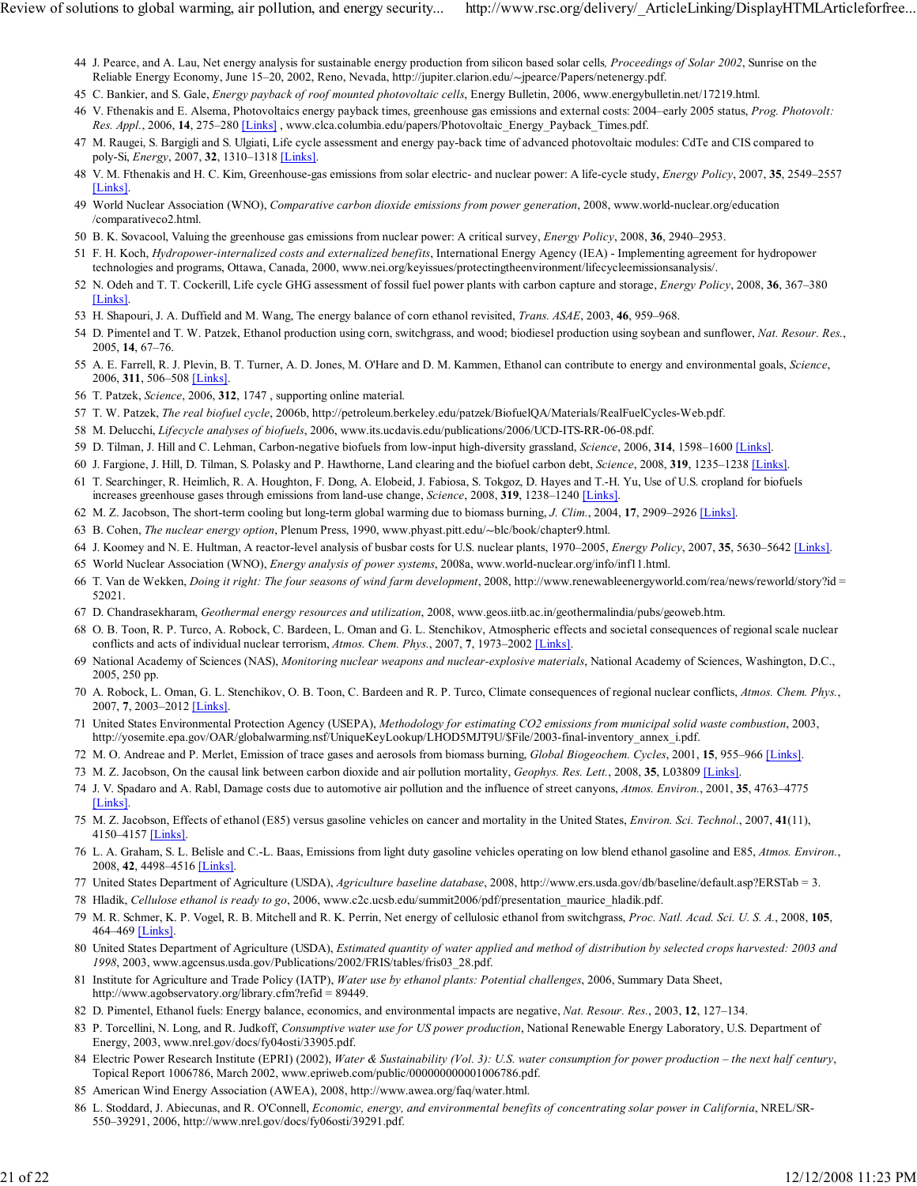44 J. Pearce, and A. Lau, Net energy analysis for sustainable energy production from silicon based solar cells*, Proceedings of Solar 2002*, Sunrise on the Reliable Energy Economy, June 15–20, 2002, Reno, Nevada, http://jupiter.clarion.edu/~jpearce/Papers/netenergy.pdf.

45 C. Bankier, and S. Gale, *Energy payback of roof mounted photovoltaic cells*, Energy Bulletin, 2006, www.energybulletin.net/17219.html.

46 V. Fthenakis and E. Alsema, Photovoltaics energy payback times, greenhouse gas emissions and external costs: 2004–early 2005 status, *Prog. Photovolt: Res. Appl.*, 2006, **14**, 275–280 [Links] , www.clca.columbia.edu/papers/Photovoltaic_Energy_Payback_Times.pdf.

47 M. Raugei, S. Bargigli and S. Ulgiati, Life cycle assessment and energy pay-back time of advanced photovoltaic modules: CdTe and CIS compared to poly-Si, *Energy*, 2007, **32**, 1310–1318 [Links].

48 V. M. Fthenakis and H. C. Kim, Greenhouse-gas emissions from solar electric- and nuclear power: A life-cycle study, *Energy Policy*, 2007, **35**, 2549–2557 [Links].

49 World Nuclear Association (WNO), *Comparative carbon dioxide emissions from power generation*, 2008, www.world-nuclear.org/education /comparativeco2.html.

50 B. K. Sovacool, Valuing the greenhouse gas emissions from nuclear power: A critical survey, *Energy Policy*, 2008, **36**, 2940–2953.

51 F. H. Koch, *Hydropower-internalized costs and externalized benefits*, International Energy Agency (IEA) - Implementing agreement for hydropower technologies and programs, Ottawa, Canada, 2000, www.nei.org/keyissues/protectingtheenvironment/lifecycleemissionsanalysis/.

52 N. Odeh and T. T. Cockerill, Life cycle GHG assessment of fossil fuel power plants with carbon capture and storage, *Energy Policy*, 2008, **36**, 367–380 [Links].

53 H. Shapouri, J. A. Duffield and M. Wang, The energy balance of corn ethanol revisited, *Trans. ASAE*, 2003, **46**, 959–968.

54 D. Pimentel and T. W. Patzek, Ethanol production using corn, switchgrass, and wood; biodiesel production using soybean and sunflower, *Nat. Resour. Res.*, 2005, **14**, 67–76.

55 A. E. Farrell, R. J. Plevin, B. T. Turner, A. D. Jones, M. O'Hare and D. M. Kammen, Ethanol can contribute to energy and environmental goals, *Science*, 2006, **311**, 506–508 [Links].

56 T. Patzek, *Science*, 2006, **312**, 1747 , supporting online material.

57 T. W. Patzek, *The real biofuel cycle*, 2006b, http://petroleum.berkeley.edu/patzek/BiofuelQA/Materials/RealFuelCycles-Web.pdf.

58 M. Delucchi, *Lifecycle analyses of biofuels*, 2006, www.its.ucdavis.edu/publications/2006/UCD-ITS-RR-06-08.pdf.

59 D. Tilman, J. Hill and C. Lehman, Carbon-negative biofuels from low-input high-diversity grassland, *Science*, 2006, **314**, 1598–1600 [Links].

60 J. Fargione, J. Hill, D. Tilman, S. Polasky and P. Hawthorne, Land clearing and the biofuel carbon debt, *Science*, 2008, **319**, 1235–1238 [Links].

61 T. Searchinger, R. Heimlich, R. A. Houghton, F. Dong, A. Elobeid, J. Fabiosa, S. Tokgoz, D. Hayes and T.-H. Yu, Use of U.S. cropland for biofuels increases greenhouse gases through emissions from land-use change, *Science*, 2008, **319**, 1238–1240 [Links].

62 M. Z. Jacobson, The short-term cooling but long-term global warming due to biomass burning, *J. Clim.*, 2004, **17**, 2909–2926 [Links].

63 B. Cohen, *The nuclear energy option*, Plenum Press, 1990, www.phyast.pitt.edu/~blc/book/chapter9.html.

64 J. Koomey and N. E. Hultman, A reactor-level analysis of busbar costs for U.S. nuclear plants, 1970–2005, *Energy Policy*, 2007, **35**, 5630–5642 [Links].

65 World Nuclear Association (WNO), *Energy analysis of power systems*, 2008a, www.world-nuclear.org/info/inf11.html.

66 T. Van de Wekken, *Doing it right: The four seasons of wind farm development*, 2008, http://www.renewableenergyworld.com/rea/news/reworld/story?id = 52021.

67 D. Chandrasekharam, *Geothermal energy resources and utilization*, 2008, www.geos.iitb.ac.in/geothermalindia/pubs/geoweb.htm.

68 O. B. Toon, R. P. Turco, A. Robock, C. Bardeen, L. Oman and G. L. Stenchikov, Atmospheric effects and societal consequences of regional scale nuclear conflicts and acts of individual nuclear terrorism, *Atmos. Chem. Phys.*, 2007, **7**, 1973–2002 [Links].

69 National Academy of Sciences (NAS), *Monitoring nuclear weapons and nuclear-explosive materials*, National Academy of Sciences, Washington, D.C., 2005, 250 pp.

70 A. Robock, L. Oman, G. L. Stenchikov, O. B. Toon, C. Bardeen and R. P. Turco, Climate consequences of regional nuclear conflicts, *Atmos. Chem. Phys.*, 2007, **7**, 2003–2012 [Links].

71 United States Environmental Protection Agency (USEPA), *Methodology for estimating CO2 emissions from municipal solid waste combustion*, 2003, http://yosemite.epa.gov/OAR/globalwarming.nsf/UniqueKeyLookup/LHOD5MJT9U/$File/2003-final-inventory_annex_i.pdf.

72 M. O. Andreae and P. Merlet, Emission of trace gases and aerosols from biomass burning, *Global Biogeochem. Cycles*, 2001, **15**, 955–966 [Links].

73 M. Z. Jacobson, On the causal link between carbon dioxide and air pollution mortality, *Geophys. Res. Lett.*, 2008, **35**, L03809 [Links].

74 J. V. Spadaro and A. Rabl, Damage costs due to automotive air pollution and the influence of street canyons, *Atmos. Environ.*, 2001, **35**, 4763–4775 [Links].

75 M. Z. Jacobson, Effects of ethanol (E85) versus gasoline vehicles on cancer and mortality in the United States, *Environ. Sci. Technol.*, 2007, **41**(11), 4150–4157 [Links].

76 L. A. Graham, S. L. Belisle and C.-L. Baas, Emissions from light duty gasoline vehicles operating on low blend ethanol gasoline and E85, *Atmos. Environ.*, 2008, **42**, 4498–4516 [Links].

77 United States Department of Agriculture (USDA), *Agriculture baseline database*, 2008, http://www.ers.usda.gov/db/baseline/default.asp?ERSTab = 3.

78 Hladik, *Cellulose ethanol is ready to go*, 2006, www.c2c.ucsb.edu/summit2006/pdf/presentation_maurice_hladik.pdf.

79 M. R. Schmer, K. P. Vogel, R. B. Mitchell and R. K. Perrin, Net energy of cellulosic ethanol from switchgrass, *Proc. Natl. Acad. Sci. U. S. A.*, 2008, **105**, 464–469 [Links].

80 United States Department of Agriculture (USDA), *Estimated quantity of water applied and method of distribution by selected crops harvested: 2003 and 1998*, 2003, www.agcensus.usda.gov/Publications/2002/FRIS/tables/fris03_28.pdf.

81 Institute for Agriculture and Trade Policy (IATP), *Water use by ethanol plants: Potential challenges*, 2006, Summary Data Sheet, http://www.agobservatory.org/library.cfm?refid = 89449.

82 D. Pimentel, Ethanol fuels: Energy balance, economics, and environmental impacts are negative, *Nat. Resour. Res.*, 2003, **12**, 127–134.

83 P. Torcellini, N. Long, and R. Judkoff, *Consumptive water use for US power production*, National Renewable Energy Laboratory, U.S. Department of Energy, 2003, www.nrel.gov/docs/fy04osti/33905.pdf.

84 Electric Power Research Institute (EPRI) (2002), *Water & Sustainability (Vol. 3): U.S. water consumption for power production – the next half century*, Topical Report 1006786, March 2002, www.epriweb.com/public/000000000001006786.pdf.

85 American Wind Energy Association (AWEA), 2008, http://www.awea.org/faq/water.html.

86 L. Stoddard, J. Abiecunas, and R. O'Connell, *Economic, energy, and environmental benefits of concentrating solar power in California*, NREL/SR-550–39291, 2006, http://www.nrel.gov/docs/fy06osti/39291.pdf.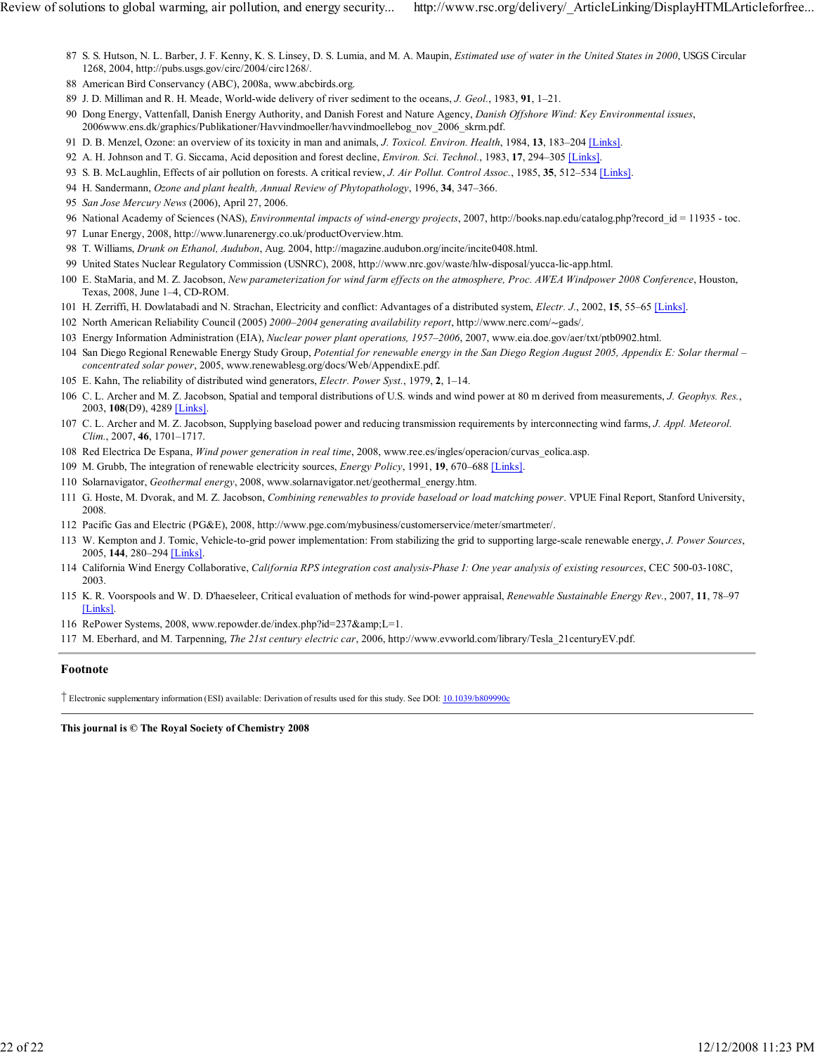87 S. S. Hutson, N. L. Barber, J. F. Kenny, K. S. Linsey, D. S. Lumia, and M. A. Maupin, *Estimated use of water in the United States in 2000*, USGS Circular 1268, 2004, http://pubs.usgs.gov/circ/2004/circ1268/.

88 American Bird Conservancy (ABC), 2008a, www.abcbirds.org.

89 J. D. Milliman and R. H. Meade, World-wide delivery of river sediment to the oceans, *J. Geol.*, 1983, **91**, 1–21.

90 Dong Energy, Vattenfall, Danish Energy Authority, and Danish Forest and Nature Agency, *Danish Offshore Wind: Key Environmental issues*, 2006www.ens.dk/graphics/Publikationer/Havvindmoeller/havvindmoellebog_nov_2006_skrm.pdf.

91 D. B. Menzel, Ozone: an overview of its toxicity in man and animals, *J. Toxicol. Environ. Health*, 1984, **13**, 183–204 [Links].

92 A. H. Johnson and T. G. Siccama, Acid deposition and forest decline, *Environ. Sci. Technol.*, 1983, **17**, 294–305 [Links].

93 S. B. McLaughlin, Effects of air pollution on forests. A critical review, *J. Air Pollut. Control Assoc.*, 1985, **35**, 512–534 [Links].

94 H. Sandermann, *Ozone and plant health, Annual Review of Phytopathology*, 1996, **34**, 347–366.

95 *San Jose Mercury News* (2006), April 27, 2006.

96 National Academy of Sciences (NAS), *Environmental impacts of wind-energy projects*, 2007, http://books.nap.edu/catalog.php?record_id = 11935 - toc.

97 Lunar Energy, 2008, http://www.lunarenergy.co.uk/productOverview.htm.

98 T. Williams, *Drunk on Ethanol, Audubon*, Aug. 2004, http://magazine.audubon.org/incite/incite0408.html.

99 United States Nuclear Regulatory Commission (USNRC), 2008, http://www.nrc.gov/waste/hlw-disposal/yucca-lic-app.html.

100 E. StaMaria, and M. Z. Jacobson, *New parameterization for wind farm effects on the atmosphere, Proc. AWEA Windpower 2008 Conference*, Houston, Texas, 2008, June 1–4, CD-ROM.

101 H. Zerriffi, H. Dowlatabadi and N. Strachan, Electricity and conflict: Advantages of a distributed system, *Electr. J.*, 2002, **15**, 55–65 [Links].

102 North American Reliability Council (2005) *2000–2004 generating availability report*, http://www.nerc.com/~gads/.

103 Energy Information Administration (EIA), *Nuclear power plant operations, 1957–2006*, 2007, www.eia.doe.gov/aer/txt/ptb0902.html.

104 San Diego Regional Renewable Energy Study Group, *Potential for renewable energy in the San Diego Region August 2005, Appendix E: Solar thermal – concentrated solar power*, 2005, www.renewablesg.org/docs/Web/AppendixE.pdf.

105 E. Kahn, The reliability of distributed wind generators, *Electr. Power Syst.*, 1979, **2**, 1–14.

106 C. L. Archer and M. Z. Jacobson, Spatial and temporal distributions of U.S. winds and wind power at 80 m derived from measurements, *J. Geophys. Res.*, 2003, **108**(D9), 4289 [Links].

107 C. L. Archer and M. Z. Jacobson, Supplying baseload power and reducing transmission requirements by interconnecting wind farms, *J. Appl. Meteorol. Clim.*, 2007, **46**, 1701–1717.

108 Red Electrica De Espana, *Wind power generation in real time*, 2008, www.ree.es/ingles/operacion/curvas_eolica.asp.

109 M. Grubb, The integration of renewable electricity sources, *Energy Policy*, 1991, **19**, 670–688 [Links].

110 Solarnavigator, *Geothermal energy*, 2008, www.solarnavigator.net/geothermal_energy.htm.

111 G. Hoste, M. Dvorak, and M. Z. Jacobson, *Combining renewables to provide baseload or load matching power*. VPUE Final Report, Stanford University, 2008.

112 Pacific Gas and Electric (PG&E), 2008, http://www.pge.com/mybusiness/customerservice/meter/smartmeter/.

113 W. Kempton and J. Tomic, Vehicle-to-grid power implementation: From stabilizing the grid to supporting large-scale renewable energy, *J. Power Sources*, 2005, **144**, 280–294 [Links].

114 California Wind Energy Collaborative, *California RPS integration cost analysis-Phase I: One year analysis of existing resources*, CEC 500-03-108C, 2003.

115 K. R. Voorspools and W. D. D'haeseleer, Critical evaluation of methods for wind-power appraisal, *Renewable Sustainable Energy Rev.*, 2007, **11**, 78–97 [Links].

116 RePower Systems, 2008, www.repowder.de/index.php?id=237&amp;L=1.

117 M. Eberhard, and M. Tarpenning, *The 21st century electric car*, 2006, http://www.evworld.com/library/Tesla_21centuryEV.pdf.

## Footnote

† Electronic supplementary information (ESI) available: Derivation of results used for this study. See DOI: 10.1039/b809990c

**This journal is © The Royal Society of Chemistry 2008**